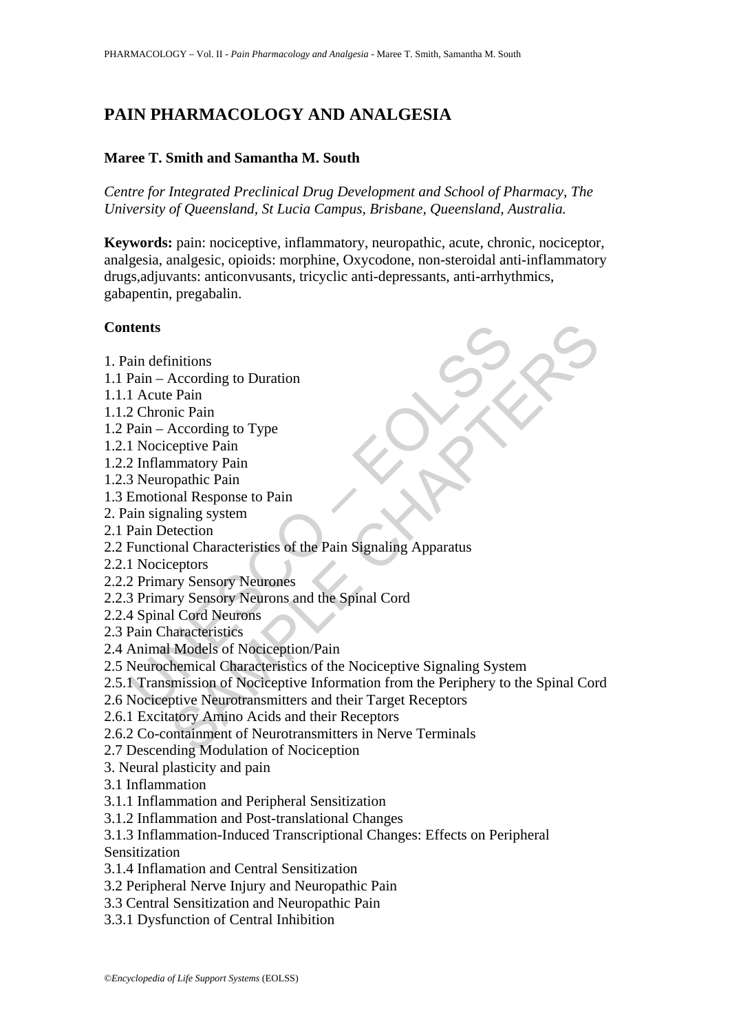# PAIN PHARMACOLOGY AND ANALGESIA

**Maree T. Smith and Samantha M. South**

*Centre for Integrated Preclinical Drug Development and School of Pharmacy, The University of Queensland, St Lucia Campus, Brisbane, Queensland, Australia.*

**Keywords:** pain: nociceptive, inflammatory, neuropathic, acute, chronic, nociceptor, analgesia, analgesic, opioids: morphine, Oxycodone, non-steroidal anti-inflammatory drugs,adjuvants: anticonvusants, tricyclic anti-depressants, anti-arrhythmics, gabapentin, pregabalin.

**Contents**

1. Pain definitions
1.1 Pain – According to Duration
1.1.1 Acute Pain
1.1.2 Chronic Pain
1.2 Pain – According to Type
1.2.1 Nociceptive Pain
1.2.2 Inflammatory Pain
1.2.3 Neuropathic Pain
1.3 Emotional Response to Pain
2. Pain signaling system
2.1 Pain Detection
2.2 Functional Characteristics of the Pain Signaling Apparatus
2.2.1 Nociceptors
2.2.2 Primary Sensory Neurones
2.2.3 Primary Sensory Neurons and the Spinal Cord
2.2.4 Spinal Cord Neurons
2.3 Pain Characteristics
2.4 Animal Models of Nociception/Pain
2.5 Neurochemical Characteristics of the Nociceptive Signaling System
2.5.1 Transmission of Nociceptive Information from the Periphery to the Spinal Cord
2.6 Nociceptive Neurotransmitters and their Target Receptors
2.6.1 Excitatory Amino Acids and their Receptors
2.6.2 Co-containment of Neurotransmitters in Nerve Terminals
2.7 Descending Modulation of Nociception
3. Neural plasticity and pain
3.1 Inflammation
3.1.1 Inflammation and Peripheral Sensitization
3.1.2 Inflammation and Post-translational Changes
3.1.3 Inflammation-Induced Transcriptional Changes: Effects on Peripheral Sensitization
3.1.4 Inflamation and Central Sensitization
3.2 Peripheral Nerve Injury and Neuropathic Pain
3.3 Central Sensitization and Neuropathic Pain
3.3.1 Dysfunction of Central Inhibition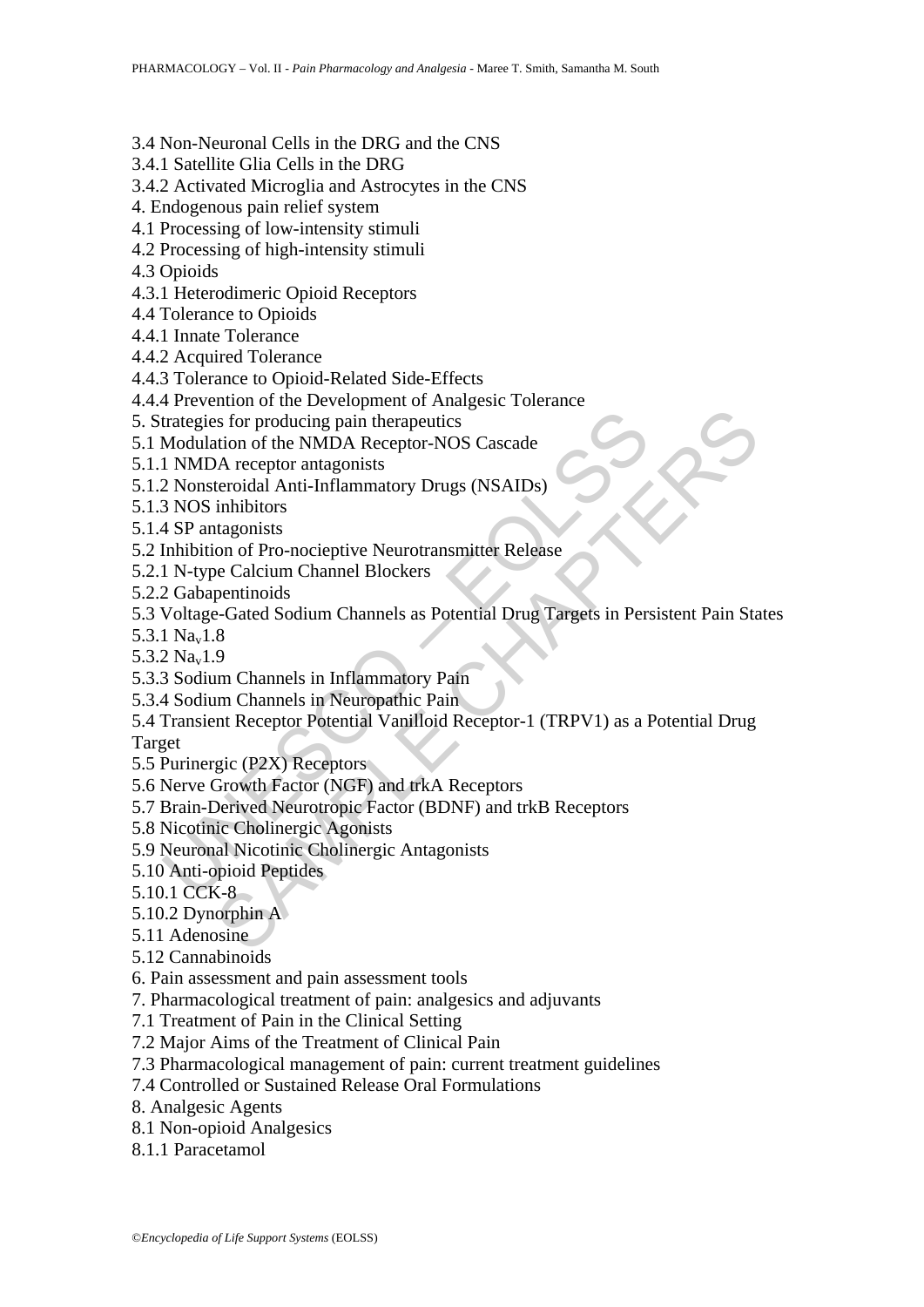3.4 Non-Neuronal Cells in the DRG and the CNS
3.4.1 Satellite Glia Cells in the DRG
3.4.2 Activated Microglia and Astrocytes in the CNS
4. Endogenous pain relief system
4.1 Processing of low-intensity stimuli
4.2 Processing of high-intensity stimuli
4.3 Opioids
4.3.1 Heterodimeric Opioid Receptors
4.4 Tolerance to Opioids
4.4.1 Innate Tolerance
4.4.2 Acquired Tolerance
4.4.3 Tolerance to Opioid-Related Side-Effects
4.4.4 Prevention of the Development of Analgesic Tolerance
5. Strategies for producing pain therapeutics
5.1 Modulation of the NMDA Receptor-NOS Cascade
5.1.1 NMDA receptor antagonists
5.1.2 Nonsteroidal Anti-Inflammatory Drugs (NSAIDs)
5.1.3 NOS inhibitors
5.1.4 SP antagonists
5.2 Inhibition of Pro-nocieptive Neurotransmitter Release
5.2.1 N-type Calcium Channel Blockers
5.2.2 Gabapentinoids
5.3 Voltage-Gated Sodium Channels as Potential Drug Targets in Persistent Pain States
5.3.1 $Na_v1.8$
5.3.2 $Na_v1.9$
5.3.3 Sodium Channels in Inflammatory Pain
5.3.4 Sodium Channels in Neuropathic Pain
5.4 Transient Receptor Potential Vanilloid Receptor-1 (TRPV1) as a Potential Drug Target
5.5 Purinergic (P2X) Receptors
5.6 Nerve Growth Factor (NGF) and trkA Receptors
5.7 Brain-Derived Neurotropic Factor (BDNF) and trkB Receptors
5.8 Nicotinic Cholinergic Agonists
5.9 Neuronal Nicotinic Cholinergic Antagonists
5.10 Anti-opioid Peptides
5.10.1 CCK-8
5.10.2 Dynorphin A
5.11 Adenosine
5.12 Cannabinoids
6. Pain assessment and pain assessment tools
7. Pharmacological treatment of pain: analgesics and adjuvants
7.1 Treatment of Pain in the Clinical Setting
7.2 Major Aims of the Treatment of Clinical Pain
7.3 Pharmacological management of pain: current treatment guidelines
7.4 Controlled or Sustained Release Oral Formulations
8. Analgesic Agents
8.1 Non-opioid Analgesics
8.1.1 Paracetamol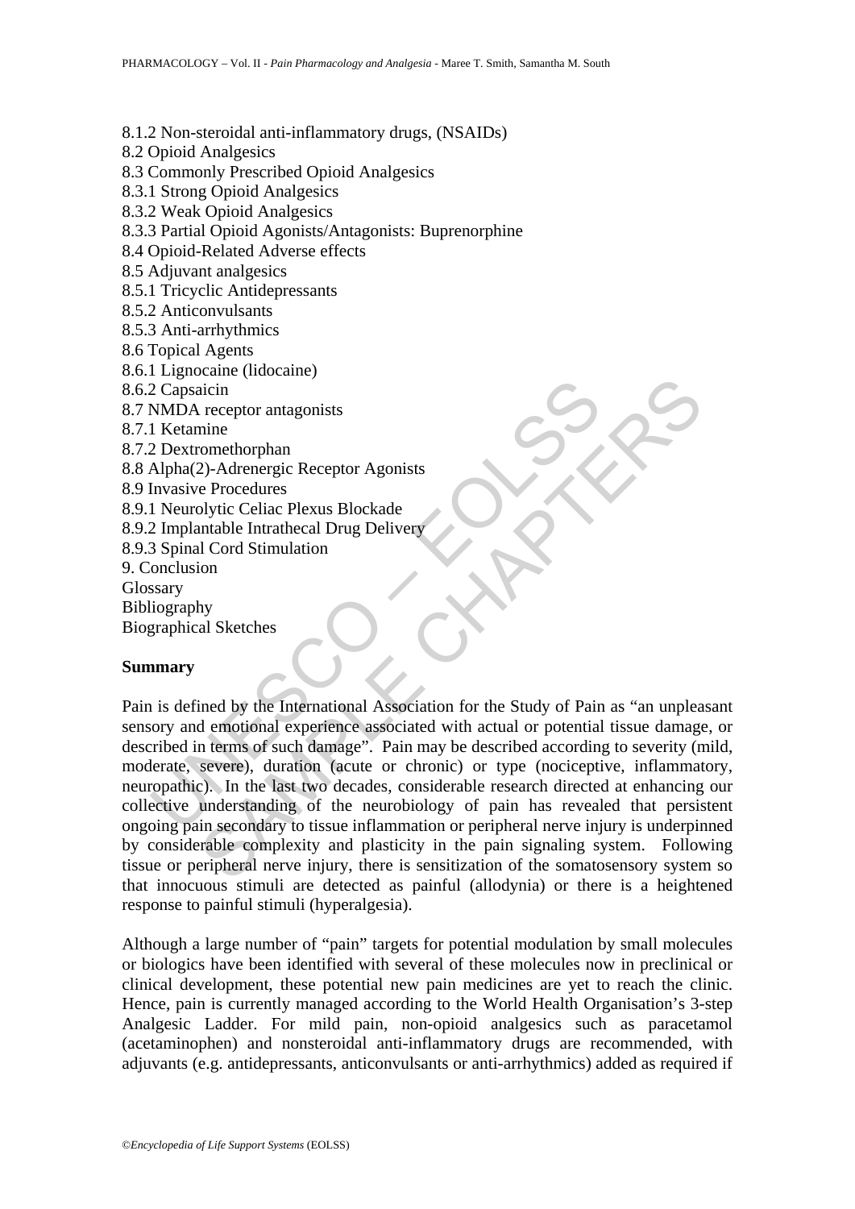8.1.2 Non-steroidal anti-inflammatory drugs, (NSAIDs)
8.2 Opioid Analgesics
8.3 Commonly Prescribed Opioid Analgesics
8.3.1 Strong Opioid Analgesics
8.3.2 Weak Opioid Analgesics
8.3.3 Partial Opioid Agonists/Antagonists: Buprenorphine
8.4 Opioid-Related Adverse effects
8.5 Adjuvant analgesics
8.5.1 Tricyclic Antidepressants
8.5.2 Anticonvulsants
8.5.3 Anti-arrhythmics
8.6 Topical Agents
8.6.1 Lignocaine (lidocaine)
8.6.2 Capsaicin
8.7 NMDA receptor antagonists
8.7.1 Ketamine
8.7.2 Dextromethorphan
8.8 Alpha(2)-Adrenergic Receptor Agonists
8.9 Invasive Procedures
8.9.1 Neurolytic Celiac Plexus Blockade
8.9.2 Implantable Intrathecal Drug Delivery
8.9.3 Spinal Cord Stimulation
9. Conclusion
Glossary
Bibliography
Biographical Sketches

## Summary

Pain is defined by the International Association for the Study of Pain as "an unpleasant sensory and emotional experience associated with actual or potential tissue damage, or described in terms of such damage". Pain may be described according to severity (mild, moderate, severe), duration (acute or chronic) or type (nociceptive, inflammatory, neuropathic). In the last two decades, considerable research directed at enhancing our collective understanding of the neurobiology of pain has revealed that persistent ongoing pain secondary to tissue inflammation or peripheral nerve injury is underpinned by considerable complexity and plasticity in the pain signaling system. Following tissue or peripheral nerve injury, there is sensitization of the somatosensory system so that innocuous stimuli are detected as painful (allodynia) or there is a heightened response to painful stimuli (hyperalgesia).

Although a large number of "pain" targets for potential modulation by small molecules or biologics have been identified with several of these molecules now in preclinical or clinical development, these potential new pain medicines are yet to reach the clinic. Hence, pain is currently managed according to the World Health Organisation's 3-step Analgesic Ladder. For mild pain, non-opioid analgesics such as paracetamol (acetaminophen) and nonsteroidal anti-inflammatory drugs are recommended, with adjuvants (e.g. antidepressants, anticonvulsants or anti-arrhythmics) added as required if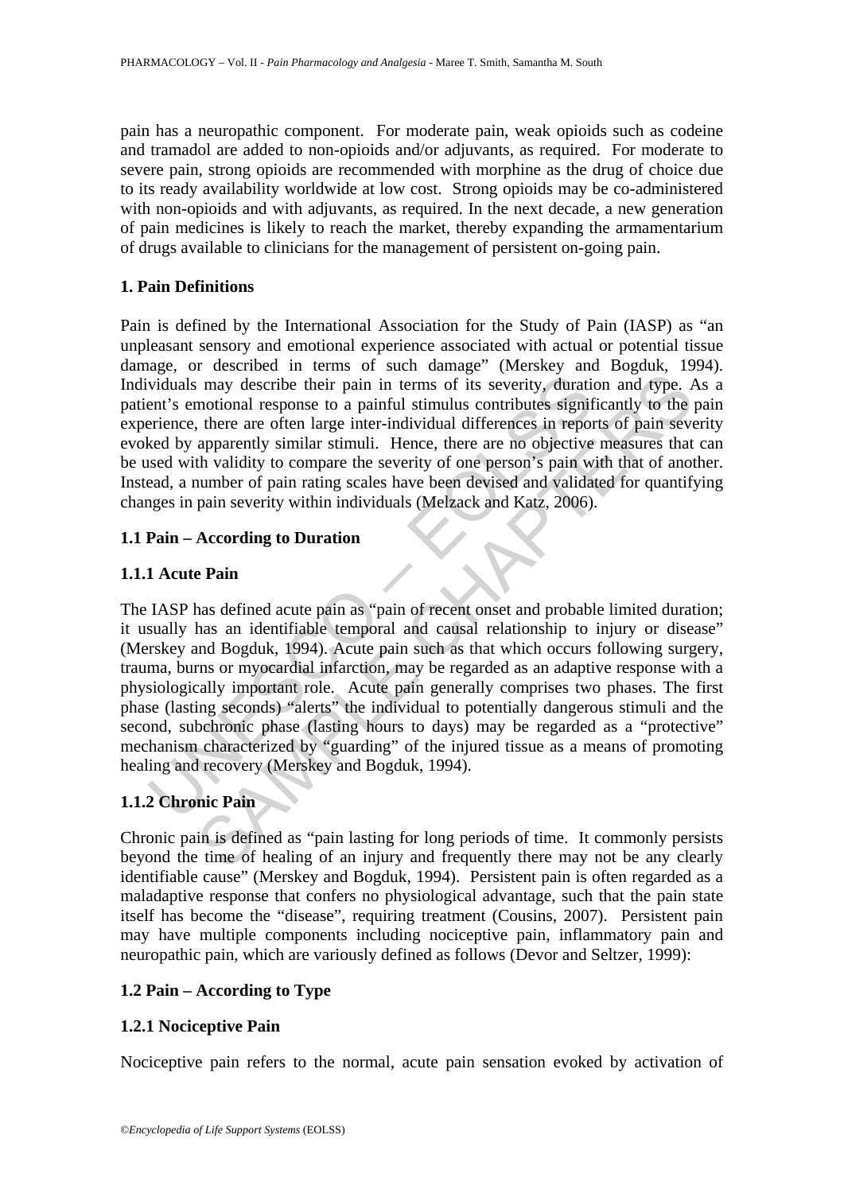pain has a neuropathic component. For moderate pain, weak opioids such as codeine and tramadol are added to non-opioids and/or adjuvants, as required. For moderate to severe pain, strong opioids are recommended with morphine as the drug of choice due to its ready availability worldwide at low cost. Strong opioids may be co-administered with non-opioids and with adjuvants, as required. In the next decade, a new generation of pain medicines is likely to reach the market, thereby expanding the armamentarium of drugs available to clinicians for the management of persistent on-going pain.

## 1. Pain Definitions

Pain is defined by the International Association for the Study of Pain (IASP) as "an unpleasant sensory and emotional experience associated with actual or potential tissue damage, or described in terms of such damage" (Merskey and Bogduk, 1994). Individuals may describe their pain in terms of its severity, duration and type. As a patient's emotional response to a painful stimulus contributes significantly to the pain experience, there are often large inter-individual differences in reports of pain severity evoked by apparently similar stimuli. Hence, there are no objective measures that can be used with validity to compare the severity of one person's pain with that of another. Instead, a number of pain rating scales have been devised and validated for quantifying changes in pain severity within individuals (Melzack and Katz, 2006).

### 1.1 Pain – According to Duration

#### 1.1.1 Acute Pain

The IASP has defined acute pain as "pain of recent onset and probable limited duration; it usually has an identifiable temporal and causal relationship to injury or disease" (Merskey and Bogduk, 1994). Acute pain such as that which occurs following surgery, trauma, burns or myocardial infarction, may be regarded as an adaptive response with a physiologically important role. Acute pain generally comprises two phases. The first phase (lasting seconds) "alerts" the individual to potentially dangerous stimuli and the second, subchronic phase (lasting hours to days) may be regarded as a "protective" mechanism characterized by "guarding" of the injured tissue as a means of promoting healing and recovery (Merskey and Bogduk, 1994).

#### 1.1.2 Chronic Pain

Chronic pain is defined as "pain lasting for long periods of time. It commonly persists beyond the time of healing of an injury and frequently there may not be any clearly identifiable cause" (Merskey and Bogduk, 1994). Persistent pain is often regarded as a maladaptive response that confers no physiological advantage, such that the pain state itself has become the "disease", requiring treatment (Cousins, 2007). Persistent pain may have multiple components including nociceptive pain, inflammatory pain and neuropathic pain, which are variously defined as follows (Devor and Seltzer, 1999):

### 1.2 Pain – According to Type

#### 1.2.1 Nociceptive Pain

Nociceptive pain refers to the normal, acute pain sensation evoked by activation of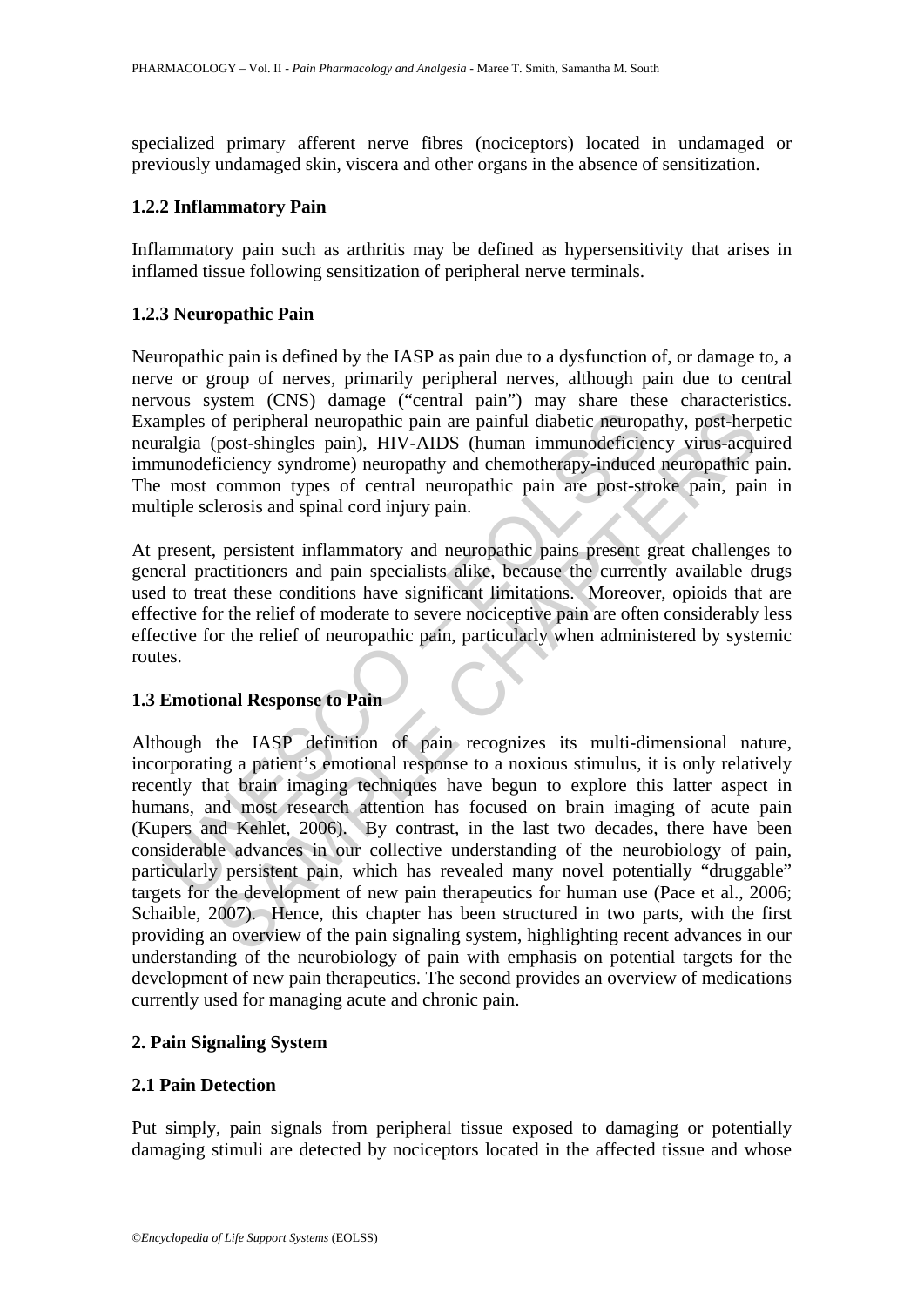specialized primary afferent nerve fibres (nociceptors) located in undamaged or previously undamaged skin, viscera and other organs in the absence of sensitization.

### 1.2.2 Inflammatory Pain

Inflammatory pain such as arthritis may be defined as hypersensitivity that arises in inflamed tissue following sensitization of peripheral nerve terminals.

### 1.2.3 Neuropathic Pain

Neuropathic pain is defined by the IASP as pain due to a dysfunction of, or damage to, a nerve or group of nerves, primarily peripheral nerves, although pain due to central nervous system (CNS) damage ("central pain") may share these characteristics. Examples of peripheral neuropathic pain are painful diabetic neuropathy, post-herpetic neuralgia (post-shingles pain), HIV-AIDS (human immunodeficiency virus-acquired immunodeficiency syndrome) neuropathy and chemotherapy-induced neuropathic pain. The most common types of central neuropathic pain are post-stroke pain, pain in multiple sclerosis and spinal cord injury pain.

At present, persistent inflammatory and neuropathic pains present great challenges to general practitioners and pain specialists alike, because the currently available drugs used to treat these conditions have significant limitations. Moreover, opioids that are effective for the relief of moderate to severe nociceptive pain are often considerably less effective for the relief of neuropathic pain, particularly when administered by systemic routes.

## 1.3 Emotional Response to Pain

Although the IASP definition of pain recognizes its multi-dimensional nature, incorporating a patient's emotional response to a noxious stimulus, it is only relatively recently that brain imaging techniques have begun to explore this latter aspect in humans, and most research attention has focused on brain imaging of acute pain (Kupers and Kehlet, 2006). By contrast, in the last two decades, there have been considerable advances in our collective understanding of the neurobiology of pain, particularly persistent pain, which has revealed many novel potentially "druggable" targets for the development of new pain therapeutics for human use (Pace et al., 2006; Schaible, 2007). Hence, this chapter has been structured in two parts, with the first providing an overview of the pain signaling system, highlighting recent advances in our understanding of the neurobiology of pain with emphasis on potential targets for the development of new pain therapeutics. The second provides an overview of medications currently used for managing acute and chronic pain.

# 2. Pain Signaling System

## 2.1 Pain Detection

Put simply, pain signals from peripheral tissue exposed to damaging or potentially damaging stimuli are detected by nociceptors located in the affected tissue and whose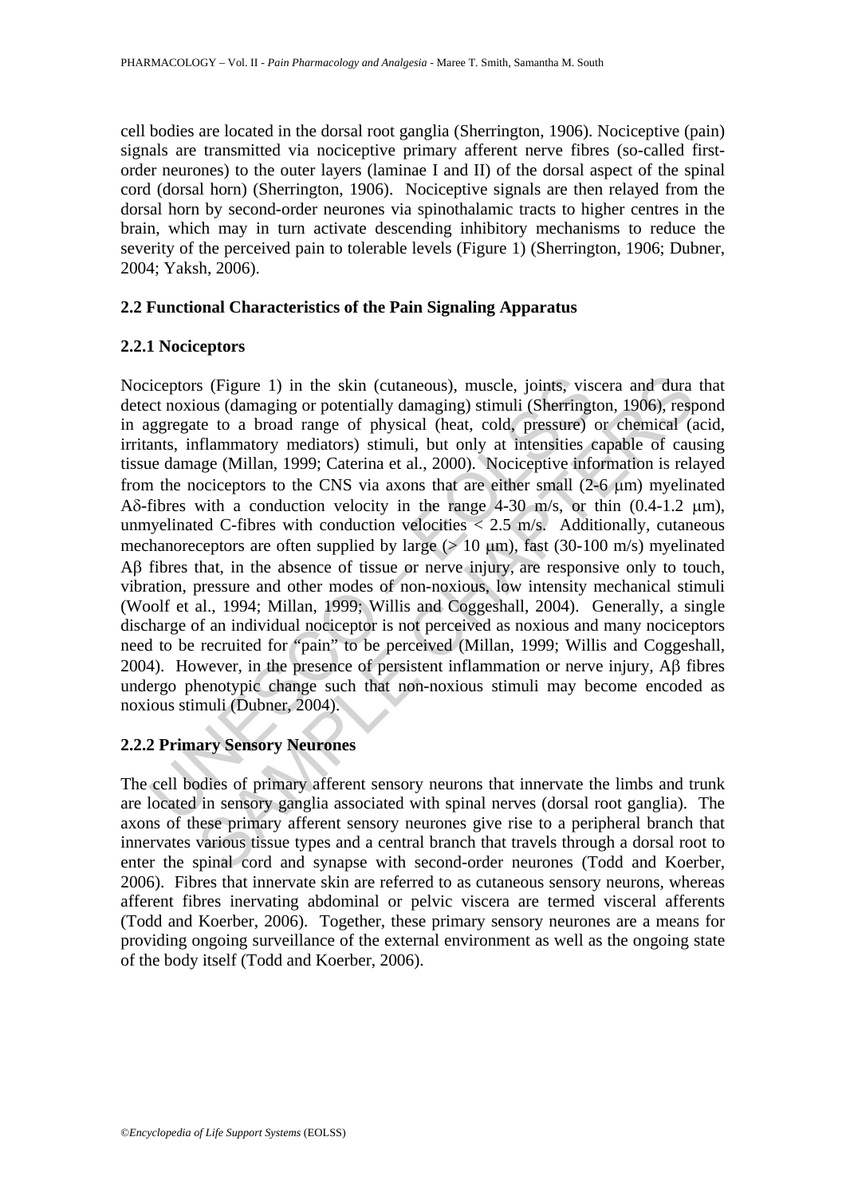cell bodies are located in the dorsal root ganglia (Sherrington, 1906). Nociceptive (pain) signals are transmitted via nociceptive primary afferent nerve fibres (so-called first-order neurones) to the outer layers (laminae I and II) of the dorsal aspect of the spinal cord (dorsal horn) (Sherrington, 1906). Nociceptive signals are then relayed from the dorsal horn by second-order neurones via spinothalamic tracts to higher centres in the brain, which may in turn activate descending inhibitory mechanisms to reduce the severity of the perceived pain to tolerable levels (Figure 1) (Sherrington, 1906; Dubner, 2004; Yaksh, 2006).

### 2.2 Functional Characteristics of the Pain Signaling Apparatus

#### 2.2.1 Nociceptors

Nociceptors (Figure 1) in the skin (cutaneous), muscle, joints, viscera and dura that detect noxious (damaging or potentially damaging) stimuli (Sherrington, 1906), respond in aggregate to a broad range of physical (heat, cold, pressure) or chemical (acid, irritants, inflammatory mediators) stimuli, but only at intensities capable of causing tissue damage (Millan, 1999; Caterina et al., 2000). Nociceptive information is relayed from the nociceptors to the CNS via axons that are either small (2-6 μm) myelinated Aδ-fibres with a conduction velocity in the range 4-30 m/s, or thin (0.4-1.2 μm), unmyelinated C-fibres with conduction velocities < 2.5 m/s. Additionally, cutaneous mechanoreceptors are often supplied by large (> 10 μm), fast (30-100 m/s) myelinated Aβ fibres that, in the absence of tissue or nerve injury, are responsive only to touch, vibration, pressure and other modes of non-noxious, low intensity mechanical stimuli (Woolf et al., 1994; Millan, 1999; Willis and Coggeshall, 2004). Generally, a single discharge of an individual nociceptor is not perceived as noxious and many nociceptors need to be recruited for "pain" to be perceived (Millan, 1999; Willis and Coggeshall, 2004). However, in the presence of persistent inflammation or nerve injury, Aβ fibres undergo phenotypic change such that non-noxious stimuli may become encoded as noxious stimuli (Dubner, 2004).

#### 2.2.2 Primary Sensory Neurones

The cell bodies of primary afferent sensory neurons that innervate the limbs and trunk are located in sensory ganglia associated with spinal nerves (dorsal root ganglia). The axons of these primary afferent sensory neurones give rise to a peripheral branch that innervates various tissue types and a central branch that travels through a dorsal root to enter the spinal cord and synapse with second-order neurones (Todd and Koerber, 2006). Fibres that innervate skin are referred to as cutaneous sensory neurons, whereas afferent fibres inervating abdominal or pelvic viscera are termed visceral afferents (Todd and Koerber, 2006). Together, these primary sensory neurones are a means for providing ongoing surveillance of the external environment as well as the ongoing state of the body itself (Todd and Koerber, 2006).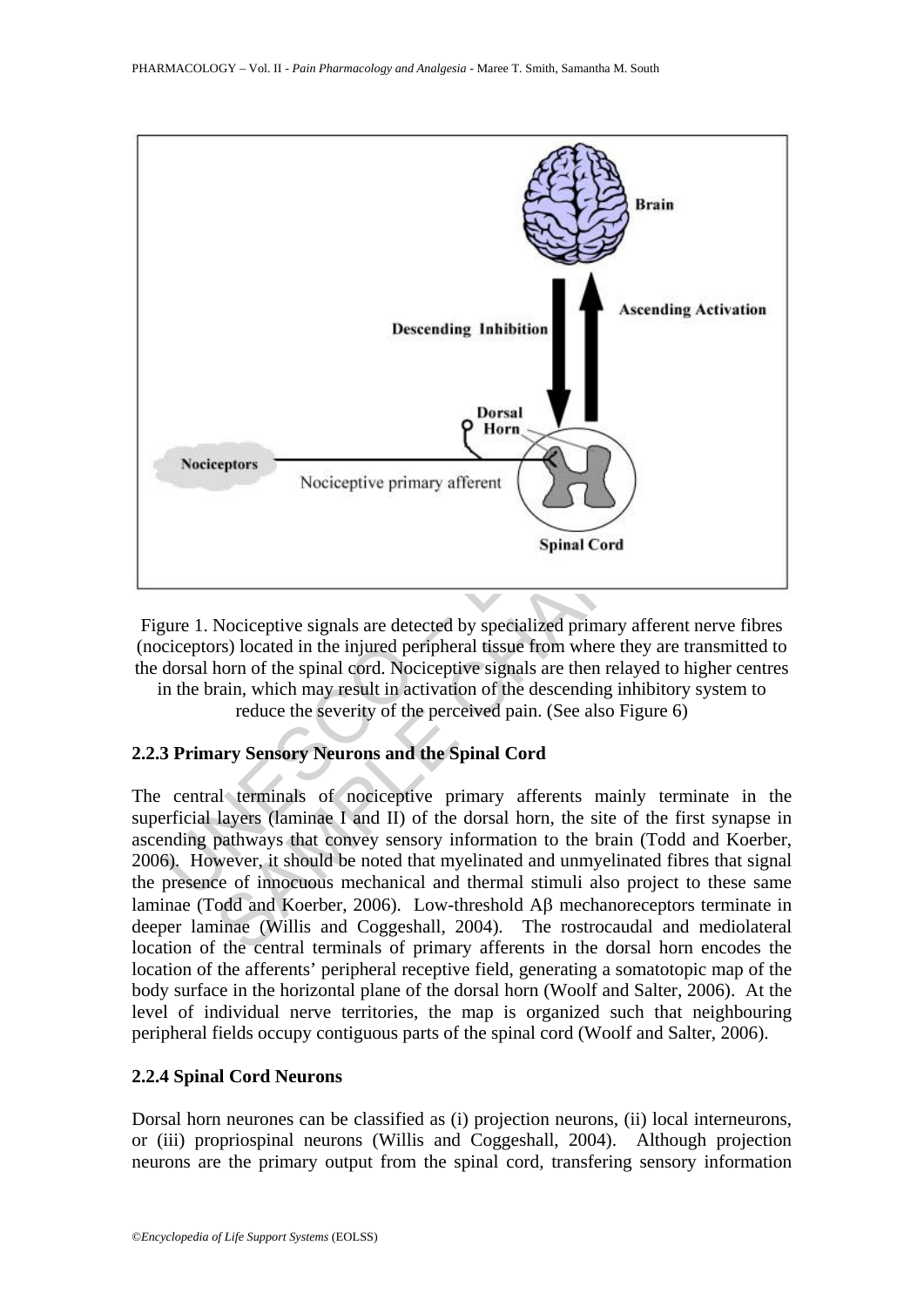Figure 1. Nociceptive signals are detected by specialized primary afferent nerve fibres (nociceptors) located in the injured peripheral tissue from where they are transmitted to the dorsal horn of the spinal cord. Nociceptive signals are then relayed to higher centres in the brain, which may result in activation of the descending inhibitory system to reduce the severity of the perceived pain. (See also Figure 6)

### 2.2.3 Primary Sensory Neurons and the Spinal Cord

The central terminals of nociceptive primary afferents mainly terminate in the superficial layers (laminae I and II) of the dorsal horn, the site of the first synapse in ascending pathways that convey sensory information to the brain (Todd and Koerber, 2006). However, it should be noted that myelinated and unmyelinated fibres that signal the presence of innocuous mechanical and thermal stimuli also project to these same laminae (Todd and Koerber, 2006). Low-threshold A$\beta$ mechanoreceptors terminate in deeper laminae (Willis and Coggeshall, 2004). The rostrocaudal and mediolateral location of the central terminals of primary afferents in the dorsal horn encodes the location of the afferents' peripheral receptive field, generating a somatotopic map of the body surface in the horizontal plane of the dorsal horn (Woolf and Salter, 2006). At the level of individual nerve territories, the map is organized such that neighbouring peripheral fields occupy contiguous parts of the spinal cord (Woolf and Salter, 2006).

### 2.2.4 Spinal Cord Neurons

Dorsal horn neurones can be classified as (i) projection neurons, (ii) local interneurons, or (iii) propriospinal neurons (Willis and Coggeshall, 2004). Although projection neurons are the primary output from the spinal cord, transfering sensory information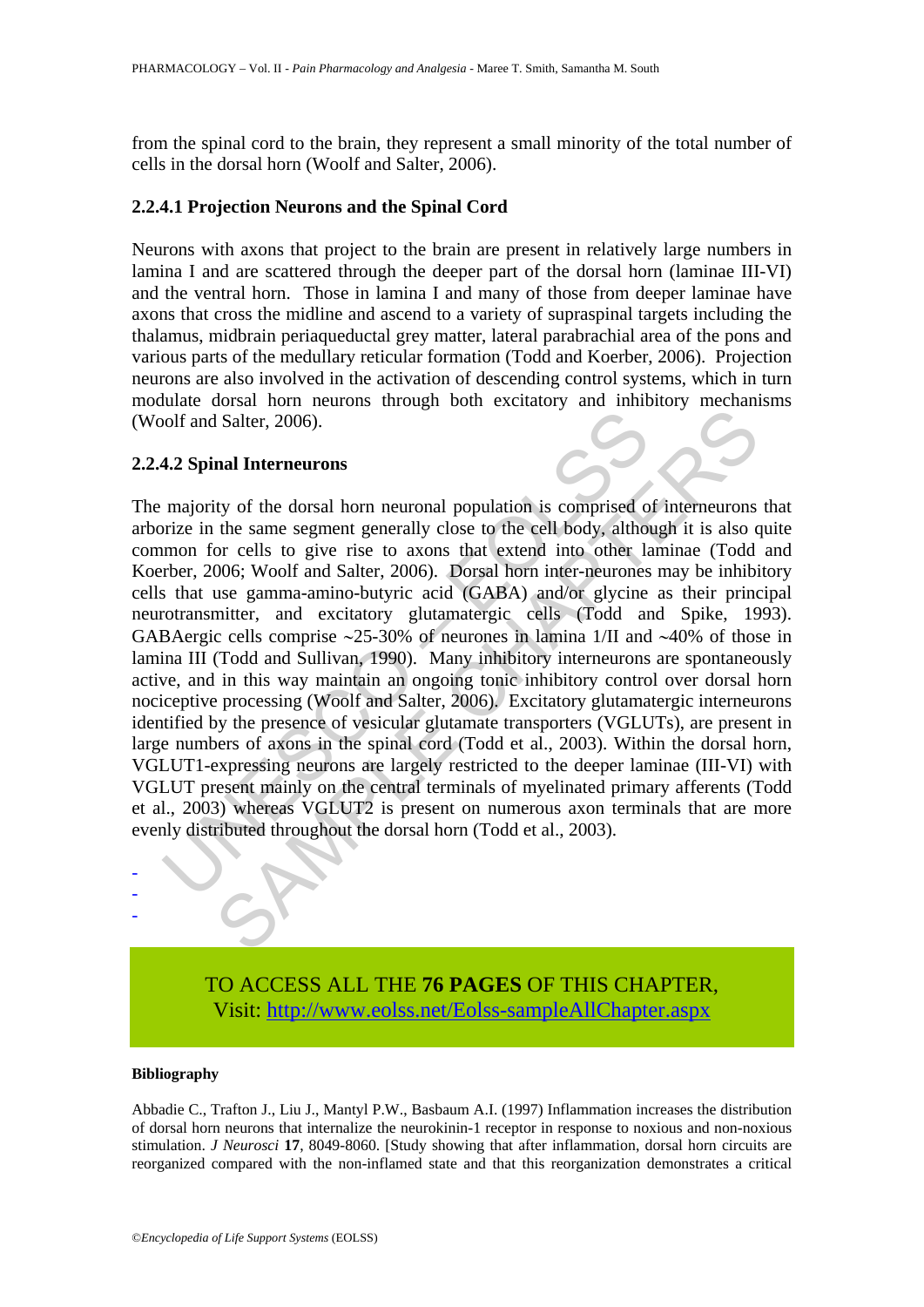from the spinal cord to the brain, they represent a small minority of the total number of cells in the dorsal horn (Woolf and Salter, 2006).

#### 2.2.4.1 Projection Neurons and the Spinal Cord

Neurons with axons that project to the brain are present in relatively large numbers in lamina I and are scattered through the deeper part of the dorsal horn (laminae III-VI) and the ventral horn. Those in lamina I and many of those from deeper laminae have axons that cross the midline and ascend to a variety of supraspinal targets including the thalamus, midbrain periaqueductal grey matter, lateral parabrachial area of the pons and various parts of the medullary reticular formation (Todd and Koerber, 2006). Projection neurons are also involved in the activation of descending control systems, which in turn modulate dorsal horn neurons through both excitatory and inhibitory mechanisms (Woolf and Salter, 2006).

#### 2.2.4.2 Spinal Interneurons

The majority of the dorsal horn neuronal population is comprised of interneurons that arborize in the same segment generally close to the cell body, although it is also quite common for cells to give rise to axons that extend into other laminae (Todd and Koerber, 2006; Woolf and Salter, 2006). Dorsal horn inter-neurones may be inhibitory cells that use gamma-amino-butyric acid (GABA) and/or glycine as their principal neurotransmitter, and excitatory glutamatergic cells (Todd and Spike, 1993). GABAergic cells comprise ~25-30% of neurones in lamina 1/II and ~40% of those in lamina III (Todd and Sullivan, 1990). Many inhibitory interneurons are spontaneously active, and in this way maintain an ongoing tonic inhibitory control over dorsal horn nociceptive processing (Woolf and Salter, 2006). Excitatory glutamatergic interneurons identified by the presence of vesicular glutamate transporters (VGLUTs), are present in large numbers of axons in the spinal cord (Todd et al., 2003). Within the dorsal horn, VGLUT1-expressing neurons are largely restricted to the deeper laminae (III-VI) with VGLUT present mainly on the central terminals of myelinated primary afferents (Todd et al., 2003) whereas VGLUT2 is present on numerous axon terminals that are more evenly distributed throughout the dorsal horn (Todd et al., 2003).

-
-
-

TO ACCESS ALL THE **76 PAGES** OF THIS CHAPTER,
Visit: http://www.eolss.net/Eolss-sampleAllChapter.aspx

**Bibliography**

Abbadie C., Trafton J., Liu J., Mantyl P.W., Basbaum A.I. (1997) Inflammation increases the distribution of dorsal horn neurons that internalize the neurokinin-1 receptor in response to noxious and non-noxious stimulation. *J Neurosci* **17**, 8049-8060. [Study showing that after inflammation, dorsal horn circuits are reorganized compared with the non-inflamed state and that this reorganization demonstrates a critical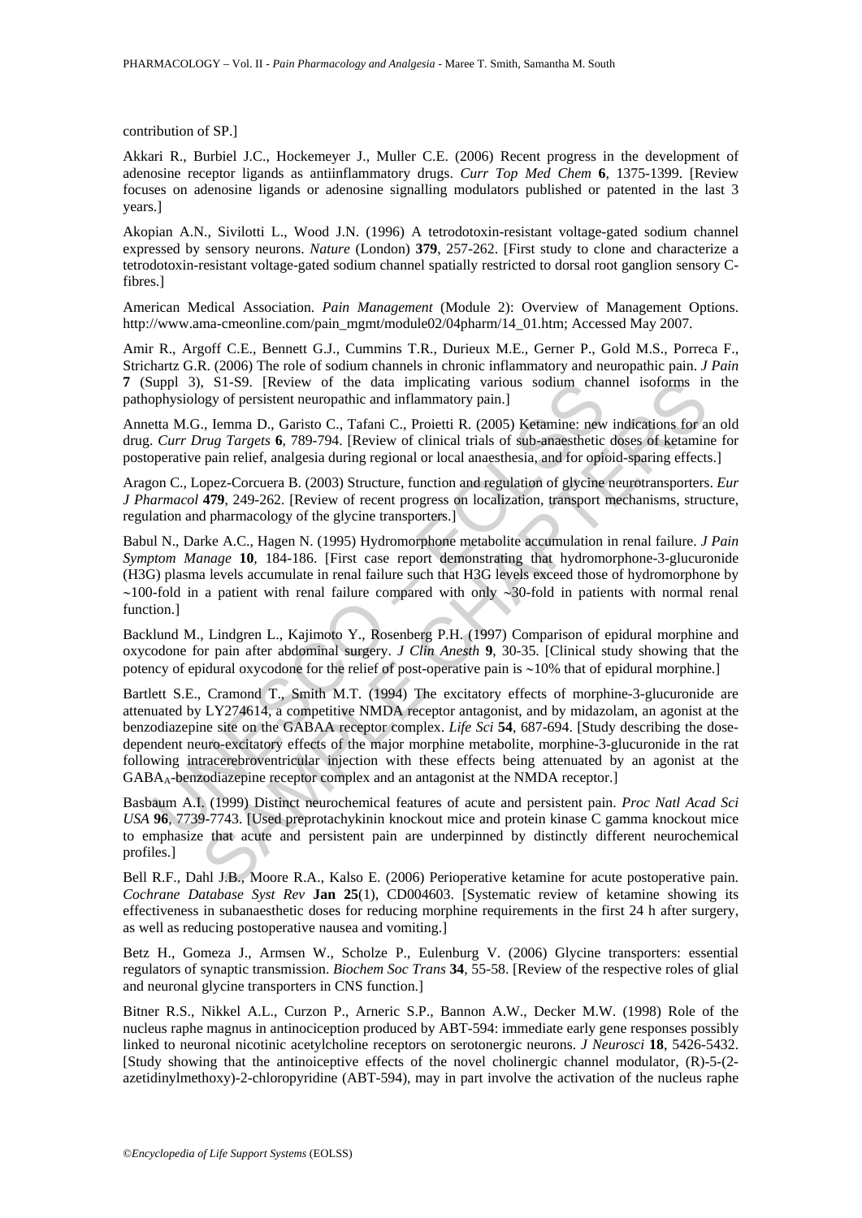contribution of SP.]

Akkari R., Burbiel J.C., Hockemeyer J., Muller C.E. (2006) Recent progress in the development of adenosine receptor ligands as antiinflammatory drugs. *Curr Top Med Chem* **6**, 1375-1399. [Review focuses on adenosine ligands or adenosine signalling modulators published or patented in the last 3 years.]

Akopian A.N., Sivilotti L., Wood J.N. (1996) A tetrodotoxin-resistant voltage-gated sodium channel expressed by sensory neurons. *Nature* (London) **379**, 257-262. [First study to clone and characterize a tetrodotoxin-resistant voltage-gated sodium channel spatially restricted to dorsal root ganglion sensory C-fibres.]

American Medical Association. *Pain Management* (Module 2): Overview of Management Options. http://www.ama-cmeonline.com/pain_mgmt/module02/04pharm/14_01.htm; Accessed May 2007.

Amir R., Argoff C.E., Bennett G.J., Cummins T.R., Durieux M.E., Gerner P., Gold M.S., Porreca F., Strichartz G.R. (2006) The role of sodium channels in chronic inflammatory and neuropathic pain. *J Pain* **7** (Suppl 3), S1-S9. [Review of the data implicating various sodium channel isoforms in the pathophysiology of persistent neuropathic and inflammatory pain.]

Annetta M.G., Iemma D., Garisto C., Tafani C., Proietti R. (2005) Ketamine: new indications for an old drug. *Curr Drug Targets* **6**, 789-794. [Review of clinical trials of sub-anaesthetic doses of ketamine for postoperative pain relief, analgesia during regional or local anaesthesia, and for opioid-sparing effects.]

Aragon C., Lopez-Corcuera B. (2003) Structure, function and regulation of glycine neurotransporters. *Eur J Pharmacol* **479**, 249-262. [Review of recent progress on localization, transport mechanisms, structure, regulation and pharmacology of the glycine transporters.]

Babul N., Darke A.C., Hagen N. (1995) Hydromorphone metabolite accumulation in renal failure. *J Pain Symptom Manage* **10**, 184-186. [First case report demonstrating that hydromorphone-3-glucuronide (H3G) plasma levels accumulate in renal failure such that H3G levels exceed those of hydromorphone by ∼100-fold in a patient with renal failure compared with only ∼30-fold in patients with normal renal function.]

Backlund M., Lindgren L., Kajimoto Y., Rosenberg P.H. (1997) Comparison of epidural morphine and oxycodone for pain after abdominal surgery. *J Clin Anesth* **9**, 30-35. [Clinical study showing that the potency of epidural oxycodone for the relief of post-operative pain is ∼10% that of epidural morphine.]

Bartlett S.E., Cramond T., Smith M.T. (1994) The excitatory effects of morphine-3-glucuronide are attenuated by LY274614, a competitive NMDA receptor antagonist, and by midazolam, an agonist at the benzodiazepine site on the GABAA receptor complex. *Life Sci* **54**, 687-694. [Study describing the dose-dependent neuro-excitatory effects of the major morphine metabolite, morphine-3-glucuronide in the rat following intracerebroventricular injection with these effects being attenuated by an agonist at the $GABA_A$-benzodiazepine receptor complex and an antagonist at the NMDA receptor.]

Basbaum A.I. (1999) Distinct neurochemical features of acute and persistent pain. *Proc Natl Acad Sci USA* **96**, 7739-7743. [Used preprotachykinin knockout mice and protein kinase C gamma knockout mice to emphasize that acute and persistent pain are underpinned by distinctly different neurochemical profiles.]

Bell R.F., Dahl J.B., Moore R.A., Kalso E. (2006) Perioperative ketamine for acute postoperative pain. *Cochrane Database Syst Rev* **Jan 25**(1), CD004603. [Systematic review of ketamine showing its effectiveness in subanaesthetic doses for reducing morphine requirements in the first 24 h after surgery, as well as reducing postoperative nausea and vomiting.]

Betz H., Gomeza J., Armsen W., Scholze P., Eulenburg V. (2006) Glycine transporters: essential regulators of synaptic transmission. *Biochem Soc Trans* **34**, 55-58. [Review of the respective roles of glial and neuronal glycine transporters in CNS function.]

Bitner R.S., Nikkel A.L., Curzon P., Arneric S.P., Bannon A.W., Decker M.W. (1998) Role of the nucleus raphe magnus in antinociception produced by ABT-594: immediate early gene responses possibly linked to neuronal nicotinic acetylcholine receptors on serotonergic neurons. *J Neurosci* **18**, 5426-5432. [Study showing that the antinoiceptive effects of the novel cholinergic channel modulator, (R)-5-(2-azetidinylmethoxy)-2-chloropyridine (ABT-594), may in part involve the activation of the nucleus raphe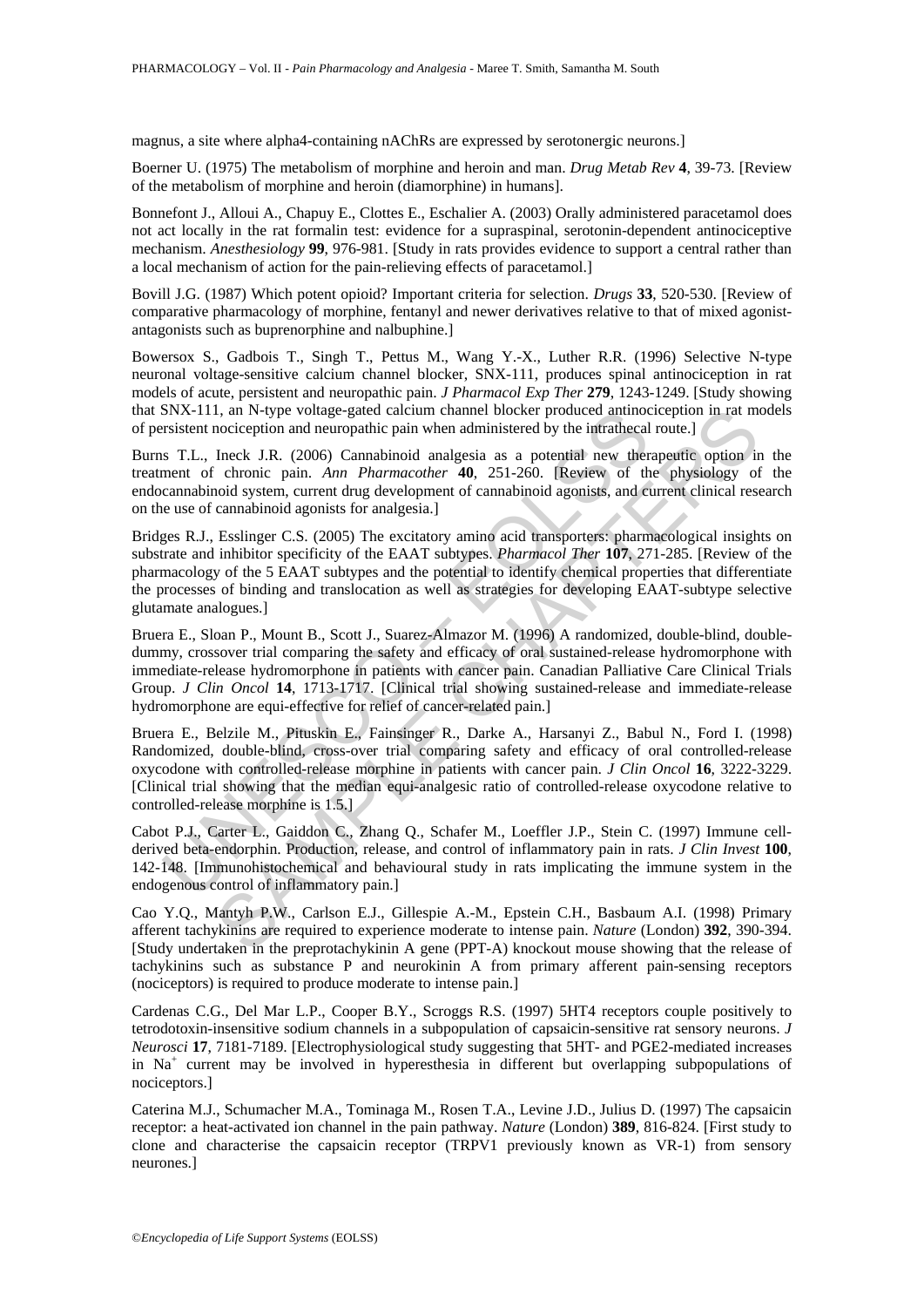magnus, a site where alpha4-containing nAChRs are expressed by serotonergic neurons.]

Boerner U. (1975) The metabolism of morphine and heroin and man. *Drug Metab Rev* **4**, 39-73. [Review of the metabolism of morphine and heroin (diamorphine) in humans].

Bonnefont J., Alloui A., Chapuy E., Clottes E., Eschalier A. (2003) Orally administered paracetamol does not act locally in the rat formalin test: evidence for a supraspinal, serotonin-dependent antinociceptive mechanism. *Anesthesiology* **99**, 976-981. [Study in rats provides evidence to support a central rather than a local mechanism of action for the pain-relieving effects of paracetamol.]

Bovill J.G. (1987) Which potent opioid? Important criteria for selection. *Drugs* **33**, 520-530. [Review of comparative pharmacology of morphine, fentanyl and newer derivatives relative to that of mixed agonist-antagonists such as buprenorphine and nalbuphine.]

Bowersox S., Gadbois T., Singh T., Pettus M., Wang Y.-X., Luther R.R. (1996) Selective N-type neuronal voltage-sensitive calcium channel blocker, SNX-111, produces spinal antinociception in rat models of acute, persistent and neuropathic pain. *J Pharmacol Exp Ther* **279**, 1243-1249. [Study showing that SNX-111, an N-type voltage-gated calcium channel blocker produced antinociception in rat models of persistent nociception and neuropathic pain when administered by the intrathecal route.]

Burns T.L., Ineck J.R. (2006) Cannabinoid analgesia as a potential new therapeutic option in the treatment of chronic pain. *Ann Pharmacother* **40**, 251-260. [Review of the physiology of the endocannabinoid system, current drug development of cannabinoid agonists, and current clinical research on the use of cannabinoid agonists for analgesia.]

Bridges R.J., Esslinger C.S. (2005) The excitatory amino acid transporters: pharmacological insights on substrate and inhibitor specificity of the EAAT subtypes. *Pharmacol Ther* **107**, 271-285. [Review of the pharmacology of the 5 EAAT subtypes and the potential to identify chemical properties that differentiate the processes of binding and translocation as well as strategies for developing EAAT-subtype selective glutamate analogues.]

Bruera E., Sloan P., Mount B., Scott J., Suarez-Almazor M. (1996) A randomized, double-blind, double-dummy, crossover trial comparing the safety and efficacy of oral sustained-release hydromorphone with immediate-release hydromorphone in patients with cancer pain. Canadian Palliative Care Clinical Trials Group. *J Clin Oncol* **14**, 1713-1717. [Clinical trial showing sustained-release and immediate-release hydromorphone are equi-effective for relief of cancer-related pain.]

Bruera E., Belzile M., Pituskin E., Fainsinger R., Darke A., Harsanyi Z., Babul N., Ford I. (1998) Randomized, double-blind, cross-over trial comparing safety and efficacy of oral controlled-release oxycodone with controlled-release morphine in patients with cancer pain. *J Clin Oncol* **16**, 3222-3229. [Clinical trial showing that the median equi-analgesic ratio of controlled-release oxycodone relative to controlled-release morphine is 1.5.]

Cabot P.J., Carter L., Gaiddon C., Zhang Q., Schafer M., Loeffler J.P., Stein C. (1997) Immune cell-derived beta-endorphin. Production, release, and control of inflammatory pain in rats. *J Clin Invest* **100**, 142-148. [Immunohistochemical and behavioural study in rats implicating the immune system in the endogenous control of inflammatory pain.]

Cao Y.Q., Mantyh P.W., Carlson E.J., Gillespie A.-M., Epstein C.H., Basbaum A.I. (1998) Primary afferent tachykinins are required to experience moderate to intense pain. *Nature* (London) **392**, 390-394. [Study undertaken in the preprotachykinin A gene (PPT-A) knockout mouse showing that the release of tachykinins such as substance P and neurokinin A from primary afferent pain-sensing receptors (nociceptors) is required to produce moderate to intense pain.]

Cardenas C.G., Del Mar L.P., Cooper B.Y., Scroggs R.S. (1997) 5HT4 receptors couple positively to tetrodotoxin-insensitive sodium channels in a subpopulation of capsaicin-sensitive rat sensory neurons. *J Neurosci* **17**, 7181-7189. [Electrophysiological study suggesting that 5HT- and PGE2-mediated increases in $Na^+$ current may be involved in hyperesthesia in different but overlapping subpopulations of nociceptors.]

Caterina M.J., Schumacher M.A., Tominaga M., Rosen T.A., Levine J.D., Julius D. (1997) The capsaicin receptor: a heat-activated ion channel in the pain pathway. *Nature* (London) **389**, 816-824. [First study to clone and characterise the capsaicin receptor (TRPV1 previously known as VR-1) from sensory neurones.]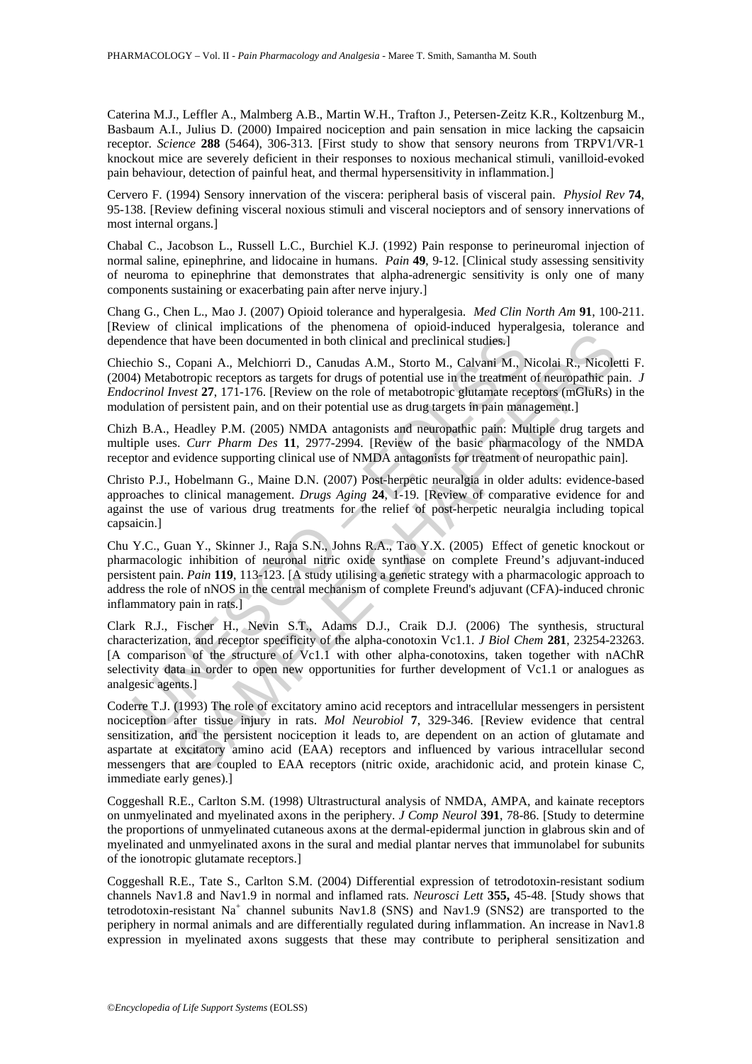Caterina M.J., Leffler A., Malmberg A.B., Martin W.H., Trafton J., Petersen-Zeitz K.R., Koltzenburg M., Basbaum A.I., Julius D. (2000) Impaired nociception and pain sensation in mice lacking the capsaicin receptor. *Science* **288** (5464), 306-313. [First study to show that sensory neurons from TRPV1/VR-1 knockout mice are severely deficient in their responses to noxious mechanical stimuli, vanilloid-evoked pain behaviour, detection of painful heat, and thermal hypersensitivity in inflammation.]

Cervero F. (1994) Sensory innervation of the viscera: peripheral basis of visceral pain. *Physiol Rev* **74**, 95-138. [Review defining visceral noxious stimuli and visceral nocieptors and of sensory innervations of most internal organs.]

Chabal C., Jacobson L., Russell L.C., Burchiel K.J. (1992) Pain response to perineuromal injection of normal saline, epinephrine, and lidocaine in humans. *Pain* **49**, 9-12. [Clinical study assessing sensitivity of neuroma to epinephrine that demonstrates that alpha-adrenergic sensitivity is only one of many components sustaining or exacerbating pain after nerve injury.]

Chang G., Chen L., Mao J. (2007) Opioid tolerance and hyperalgesia. *Med Clin North Am* **91**, 100-211. [Review of clinical implications of the phenomena of opioid-induced hyperalgesia, tolerance and dependence that have been documented in both clinical and preclinical studies.]

Chiechio S., Copani A., Melchiorri D., Canudas A.M., Storto M., Calvani M., Nicolai R., Nicoletti F. (2004) Metabotropic receptors as targets for drugs of potential use in the treatment of neuropathic pain. *J Endocrinol Invest* **27**, 171-176. [Review on the role of metabotropic glutamate receptors (mGluRs) in the modulation of persistent pain, and on their potential use as drug targets in pain management.]

Chizh B.A., Headley P.M. (2005) NMDA antagonists and neuropathic pain: Multiple drug targets and multiple uses. *Curr Pharm Des* **11**, 2977-2994. [Review of the basic pharmacology of the NMDA receptor and evidence supporting clinical use of NMDA antagonists for treatment of neuropathic pain].

Christo P.J., Hobelmann G., Maine D.N. (2007) Post-herpetic neuralgia in older adults: evidence-based approaches to clinical management. *Drugs Aging* **24**, 1-19. [Review of comparative evidence for and against the use of various drug treatments for the relief of post-herpetic neuralgia including topical capsaicin.]

Chu Y.C., Guan Y., Skinner J., Raja S.N., Johns R.A., Tao Y.X. (2005) Effect of genetic knockout or pharmacologic inhibition of neuronal nitric oxide synthase on complete Freund's adjuvant-induced persistent pain. *Pain* **119**, 113-123. [A study utilising a genetic strategy with a pharmacologic approach to address the role of nNOS in the central mechanism of complete Freund's adjuvant (CFA)-induced chronic inflammatory pain in rats.]

Clark R.J., Fischer H., Nevin S.T., Adams D.J., Craik D.J. (2006) The synthesis, structural characterization, and receptor specificity of the alpha-conotoxin Vc1.1. *J Biol Chem* **281**, 23254-23263. [A comparison of the structure of Vc1.1 with other alpha-conotoxins, taken together with nAChR selectivity data in order to open new opportunities for further development of Vc1.1 or analogues as analgesic agents.]

Coderre T.J. (1993) The role of excitatory amino acid receptors and intracellular messengers in persistent nociception after tissue injury in rats. *Mol Neurobiol* **7**, 329-346. [Review evidence that central sensitization, and the persistent nociception it leads to, are dependent on an action of glutamate and aspartate at excitatory amino acid (EAA) receptors and influenced by various intracellular second messengers that are coupled to EAA receptors (nitric oxide, arachidonic acid, and protein kinase C, immediate early genes).]

Coggeshall R.E., Carlton S.M. (1998) Ultrastructural analysis of NMDA, AMPA, and kainate receptors on unmyelinated and myelinated axons in the periphery. *J Comp Neurol* **391**, 78-86. [Study to determine the proportions of unmyelinated cutaneous axons at the dermal-epidermal junction in glabrous skin and of myelinated and unmyelinated axons in the sural and medial plantar nerves that immunolabel for subunits of the ionotropic glutamate receptors.]

Coggeshall R.E., Tate S., Carlton S.M. (2004) Differential expression of tetrodotoxin-resistant sodium channels Nav1.8 and Nav1.9 in normal and inflamed rats. *Neurosci Lett* **355,** 45-48. [Study shows that tetrodotoxin-resistant $Na^+$ channel subunits Nav1.8 (SNS) and Nav1.9 (SNS2) are transported to the periphery in normal animals and are differentially regulated during inflammation. An increase in Nav1.8 expression in myelinated axons suggests that these may contribute to peripheral sensitization and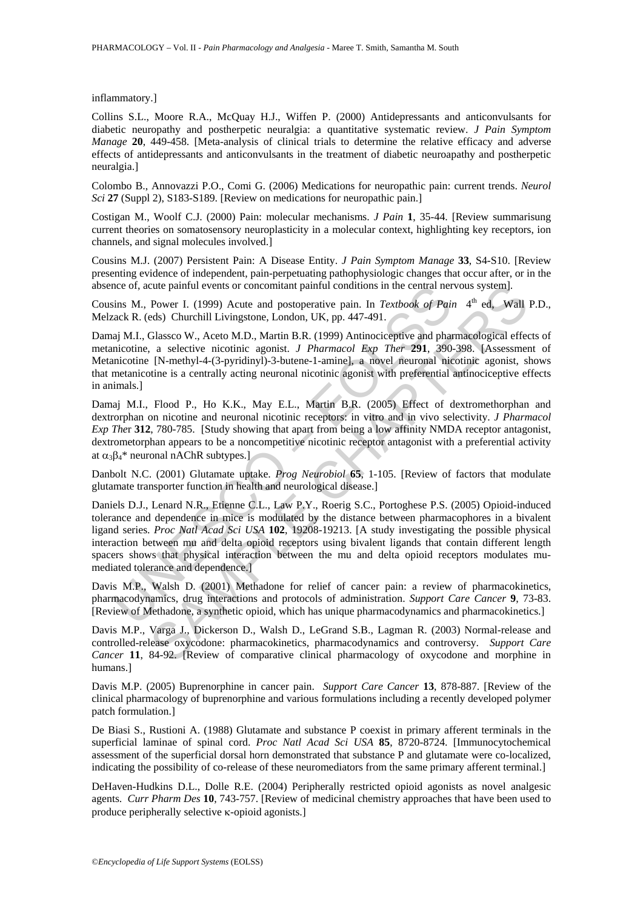inflammatory.]

Collins S.L., Moore R.A., McQuay H.J., Wiffen P. (2000) Antidepressants and anticonvulsants for diabetic neuropathy and postherpetic neuralgia: a quantitative systematic review. *J Pain Symptom Manage* **20**, 449-458. [Meta-analysis of clinical trials to determine the relative efficacy and adverse effects of antidepressants and anticonvulsants in the treatment of diabetic neuroapathy and postherpetic neuralgia.]

Colombo B., Annovazzi P.O., Comi G. (2006) Medications for neuropathic pain: current trends. *Neurol Sci* **27** (Suppl 2), S183-S189. [Review on medications for neuropathic pain.]

Costigan M., Woolf C.J. (2000) Pain: molecular mechanisms. *J Pain* **1**, 35-44. [Review summarisung current theories on somatosensory neuroplasticity in a molecular context, highlighting key receptors, ion channels, and signal molecules involved.]

Cousins M.J. (2007) Persistent Pain: A Disease Entity. *J Pain Symptom Manage* **33**, S4-S10. [Review presenting evidence of independent, pain-perpetuating pathophysiologic changes that occur after, or in the absence of, acute painful events or concomitant painful conditions in the central nervous system].

Cousins M., Power I. (1999) Acute and postoperative pain. In *Textbook of Pain* 4[th] ed, Wall P.D., Melzack R. (eds) Churchill Livingstone, London, UK, pp. 447-491.

Damaj M.I., Glassco W., Aceto M.D., Martin B.R. (1999) Antinociceptive and pharmacological effects of metanicotine, a selective nicotinic agonist. *J Pharmacol Exp Ther* **291**, 390-398. [Assessment of Metanicotine [N-methyl-4-(3-pyridinyl)-3-butene-1-amine], a novel neuronal nicotinic agonist, shows that metanicotine is a centrally acting neuronal nicotinic agonist with preferential antinociceptive effects in animals.]

Damaj M.I., Flood P., Ho K.K., May E.L., Martin B.R. (2005) Effect of dextromethorphan and dextrorphan on nicotine and neuronal nicotinic receptors: in vitro and in vivo selectivity. *J Pharmacol Exp Ther* **312**, 780-785. [Study showing that apart from being a low affinity NMDA receptor antagonist, dextrometorphan appears to be a noncompetitive nicotinic receptor antagonist with a preferential activity at $\alpha_3\beta_4$* neuronal nAChR subtypes.]

Danbolt N.C. (2001) Glutamate uptake. *Prog Neurobiol* **65**, 1-105. [Review of factors that modulate glutamate transporter function in health and neurological disease.]

Daniels D.J., Lenard N.R., Etienne C.L., Law P.Y., Roerig S.C., Portoghese P.S. (2005) Opioid-induced tolerance and dependence in mice is modulated by the distance between pharmacophores in a bivalent ligand series. *Proc Natl Acad Sci USA* **102**, 19208-19213. [A study investigating the possible physical interaction between mu and delta opioid receptors using bivalent ligands that contain different length spacers shows that physical interaction between the mu and delta opioid receptors modulates mu-mediated tolerance and dependence.]

Davis M.P., Walsh D. (2001) Methadone for relief of cancer pain: a review of pharmacokinetics, pharmacodynamics, drug interactions and protocols of administration. *Support Care Cancer* **9**, 73-83. [Review of Methadone, a synthetic opioid, which has unique pharmacodynamics and pharmacokinetics.]

Davis M.P., Varga J., Dickerson D., Walsh D., LeGrand S.B., Lagman R. (2003) Normal-release and controlled-release oxycodone: pharmacokinetics, pharmacodynamics and controversy. *Support Care Cancer* **11**, 84-92. [Review of comparative clinical pharmacology of oxycodone and morphine in humans.]

Davis M.P. (2005) Buprenorphine in cancer pain. *Support Care Cancer* **13**, 878-887. [Review of the clinical pharmacology of buprenorphine and various formulations including a recently developed polymer patch formulation.]

De Biasi S., Rustioni A. (1988) Glutamate and substance P coexist in primary afferent terminals in the superficial laminae of spinal cord. *Proc Natl Acad Sci USA* **85**, 8720-8724. [Immunocytochemical assessment of the superficial dorsal horn demonstrated that substance P and glutamate were co-localized, indicating the possibility of co-release of these neuromediators from the same primary afferent terminal.]

DeHaven-Hudkins D.L., Dolle R.E. (2004) Peripherally restricted opioid agonists as novel analgesic agents. *Curr Pharm Des* **10**, 743-757. [Review of medicinal chemistry approaches that have been used to produce peripherally selective κ-opioid agonists.]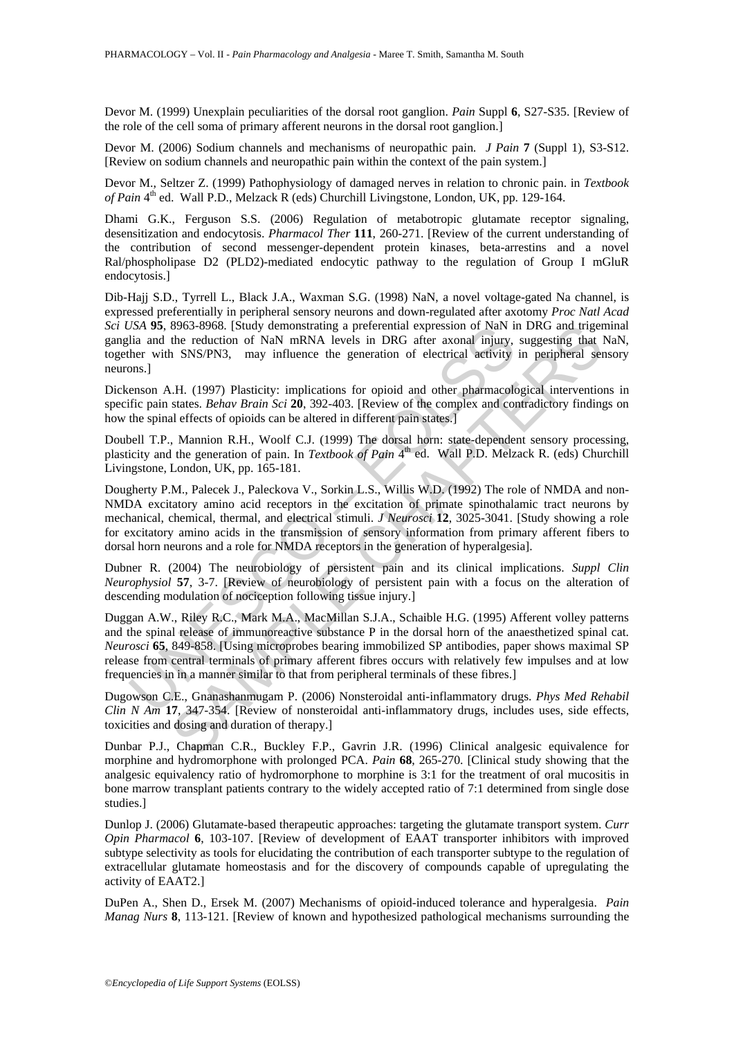Devor M. (1999) Unexplain peculiarities of the dorsal root ganglion. *Pain* Suppl **6**, S27-S35. [Review of the role of the cell soma of primary afferent neurons in the dorsal root ganglion.]

Devor M. (2006) Sodium channels and mechanisms of neuropathic pain. *J Pain* **7** (Suppl 1), S3-S12. [Review on sodium channels and neuropathic pain within the context of the pain system.]

Devor M., Seltzer Z. (1999) Pathophysiology of damaged nerves in relation to chronic pain. in *Textbook of Pain* 4th ed. Wall P.D., Melzack R (eds) Churchill Livingstone, London, UK, pp. 129-164.

Dhami G.K., Ferguson S.S. (2006) Regulation of metabotropic glutamate receptor signaling, desensitization and endocytosis. *Pharmacol Ther* **111**, 260-271. [Review of the current understanding of the contribution of second messenger-dependent protein kinases, beta-arrestins and a novel Ral/phospholipase D2 (PLD2)-mediated endocytic pathway to the regulation of Group I mGluR endocytosis.]

Dib-Hajj S.D., Tyrrell L., Black J.A., Waxman S.G. (1998) NaN, a novel voltage-gated Na channel, is expressed preferentially in peripheral sensory neurons and down-regulated after axotomy *Proc Natl Acad Sci USA* **95**, 8963-8968. [Study demonstrating a preferential expression of NaN in DRG and trigeminal ganglia and the reduction of NaN mRNA levels in DRG after axonal injury, suggesting that NaN, together with SNS/PN3, may influence the generation of electrical activity in peripheral sensory neurons.]

Dickenson A.H. (1997) Plasticity: implications for opioid and other pharmacological interventions in specific pain states. *Behav Brain Sci* **20**, 392-403. [Review of the complex and contradictory findings on how the spinal effects of opioids can be altered in different pain states.]

Doubell T.P., Mannion R.H., Woolf C.J. (1999) The dorsal horn: state-dependent sensory processing, plasticity and the generation of pain. In *Textbook of Pain* 4th ed. Wall P.D. Melzack R. (eds) Churchill Livingstone, London, UK, pp. 165-181.

Dougherty P.M., Palecek J., Paleckova V., Sorkin L.S., Willis W.D. (1992) The role of NMDA and non-NMDA excitatory amino acid receptors in the excitation of primate spinothalamic tract neurons by mechanical, chemical, thermal, and electrical stimuli. *J Neurosci* **12**, 3025-3041. [Study showing a role for excitatory amino acids in the transmission of sensory information from primary afferent fibers to dorsal horn neurons and a role for NMDA receptors in the generation of hyperalgesia].

Dubner R. (2004) The neurobiology of persistent pain and its clinical implications. *Suppl Clin Neurophysiol* **57**, 3-7. [Review of neurobiology of persistent pain with a focus on the alteration of descending modulation of nociception following tissue injury.]

Duggan A.W., Riley R.C., Mark M.A., MacMillan S.J.A., Schaible H.G. (1995) Afferent volley patterns and the spinal release of immunoreactive substance P in the dorsal horn of the anaesthetized spinal cat. *Neurosci* **65**, 849-858. [Using microprobes bearing immobilized SP antibodies, paper shows maximal SP release from central terminals of primary afferent fibres occurs with relatively few impulses and at low frequencies in in a manner similar to that from peripheral terminals of these fibres.]

Dugowson C.E., Gnanashanmugam P. (2006) Nonsteroidal anti-inflammatory drugs. *Phys Med Rehabil Clin N Am* **17**, 347-354. [Review of nonsteroidal anti-inflammatory drugs, includes uses, side effects, toxicities and dosing and duration of therapy.]

Dunbar P.J., Chapman C.R., Buckley F.P., Gavrin J.R. (1996) Clinical analgesic equivalence for morphine and hydromorphone with prolonged PCA. *Pain* **68**, 265-270. [Clinical study showing that the analgesic equivalency ratio of hydromorphone to morphine is 3:1 for the treatment of oral mucositis in bone marrow transplant patients contrary to the widely accepted ratio of 7:1 determined from single dose studies.]

Dunlop J. (2006) Glutamate-based therapeutic approaches: targeting the glutamate transport system. *Curr Opin Pharmacol* **6**, 103-107. [Review of development of EAAT transporter inhibitors with improved subtype selectivity as tools for elucidating the contribution of each transporter subtype to the regulation of extracellular glutamate homeostasis and for the discovery of compounds capable of upregulating the activity of EAAT2.]

DuPen A., Shen D., Ersek M. (2007) Mechanisms of opioid-induced tolerance and hyperalgesia. *Pain Manag Nurs* **8**, 113-121. [Review of known and hypothesized pathological mechanisms surrounding the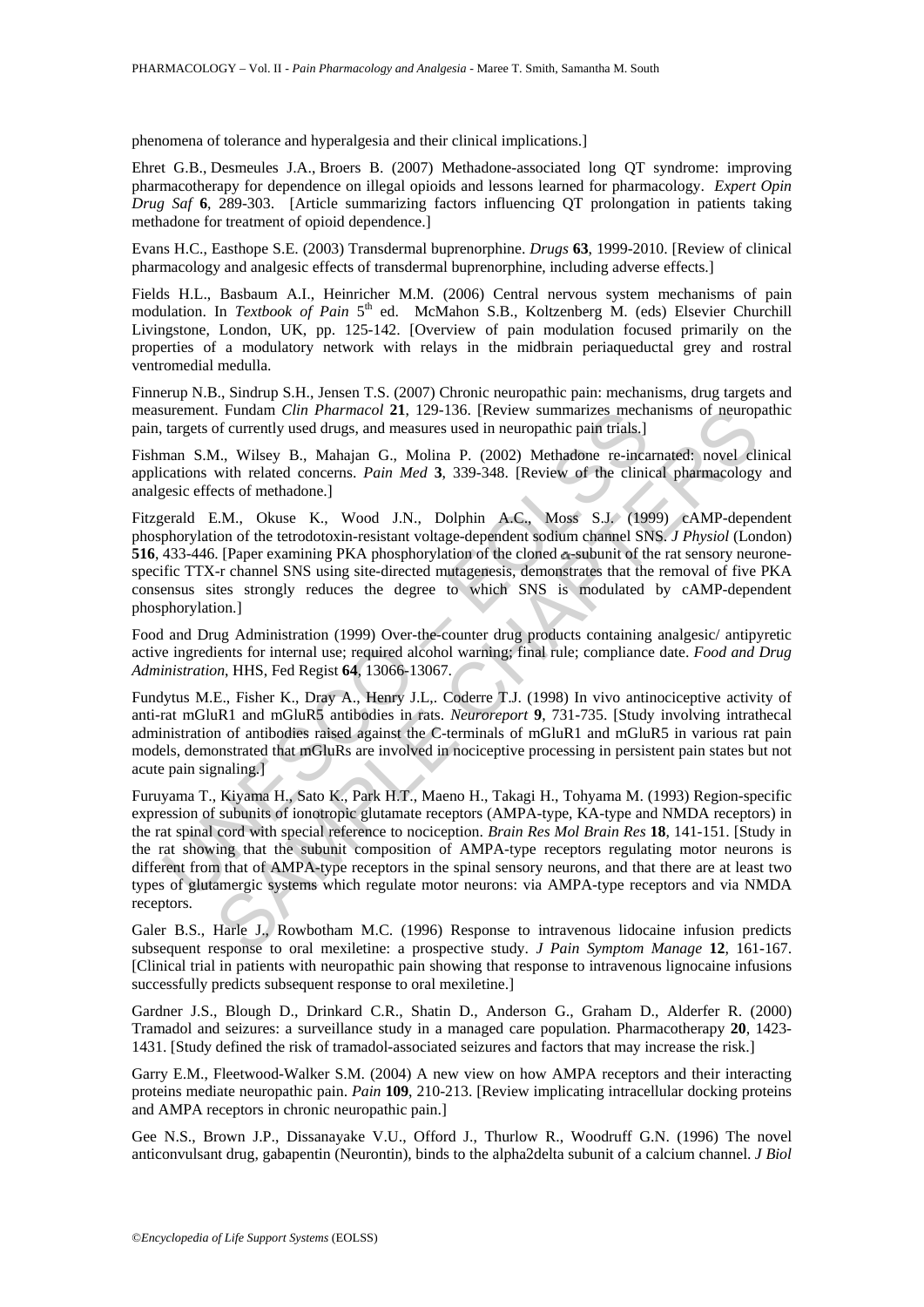phenomena of tolerance and hyperalgesia and their clinical implications.]

Ehret G.B., Desmeules J.A., Broers B. (2007) Methadone-associated long QT syndrome: improving pharmacotherapy for dependence on illegal opioids and lessons learned for pharmacology. *Expert Opin Drug Saf* **6**, 289-303. [Article summarizing factors influencing QT prolongation in patients taking methadone for treatment of opioid dependence.]

Evans H.C., Easthope S.E. (2003) Transdermal buprenorphine. *Drugs* **63**, 1999-2010. [Review of clinical pharmacology and analgesic effects of transdermal buprenorphine, including adverse effects.]

Fields H.L., Basbaum A.I., Heinricher M.M. (2006) Central nervous system mechanisms of pain modulation. In *Textbook of Pain* 5th ed. McMahon S.B., Koltzenberg M. (eds) Elsevier Churchill Livingstone, London, UK, pp. 125-142. [Overview of pain modulation focused primarily on the properties of a modulatory network with relays in the midbrain periaqueductal grey and rostral ventromedial medulla.

Finnerup N.B., Sindrup S.H., Jensen T.S. (2007) Chronic neuropathic pain: mechanisms, drug targets and measurement. Fundam *Clin Pharmacol* **21**, 129-136. [Review summarizes mechanisms of neuropathic pain, targets of currently used drugs, and measures used in neuropathic pain trials.]

Fishman S.M., Wilsey B., Mahajan G., Molina P. (2002) Methadone re-incarnated: novel clinical applications with related concerns. *Pain Med* **3**, 339-348. [Review of the clinical pharmacology and analgesic effects of methadone.]

Fitzgerald E.M., Okuse K., Wood J.N., Dolphin A.C., Moss S.J. (1999) cAMP-dependent phosphorylation of the tetrodotoxin-resistant voltage-dependent sodium channel SNS. *J Physiol* (London) **516**, 433-446. [Paper examining PKA phosphorylation of the cloned $\alpha$-subunit of the rat sensory neurone-specific TTX-r channel SNS using site-directed mutagenesis, demonstrates that the removal of five PKA consensus sites strongly reduces the degree to which SNS is modulated by cAMP-dependent phosphorylation.]

Food and Drug Administration (1999) Over-the-counter drug products containing analgesic/ antipyretic active ingredients for internal use; required alcohol warning; final rule; compliance date. *Food and Drug Administration*, HHS, Fed Regist **64**, 13066-13067.

Fundytus M.E., Fisher K., Dray A., Henry J.L,. Coderre T.J. (1998) In vivo antinociceptive activity of anti-rat mGluR1 and mGluR5 antibodies in rats. *Neuroreport* **9**, 731-735. [Study involving intrathecal administration of antibodies raised against the C-terminals of mGluR1 and mGluR5 in various rat pain models, demonstrated that mGluRs are involved in nociceptive processing in persistent pain states but not acute pain signaling.]

Furuyama T., Kiyama H., Sato K., Park H.T., Maeno H., Takagi H., Tohyama M. (1993) Region-specific expression of subunits of ionotropic glutamate receptors (AMPA-type, KA-type and NMDA receptors) in the rat spinal cord with special reference to nociception. *Brain Res Mol Brain Res* **18**, 141-151. [Study in the rat showing that the subunit composition of AMPA-type receptors regulating motor neurons is different from that of AMPA-type receptors in the spinal sensory neurons, and that there are at least two types of glutamergic systems which regulate motor neurons: via AMPA-type receptors and via NMDA receptors.

Galer B.S., Harle J., Rowbotham M.C. (1996) Response to intravenous lidocaine infusion predicts subsequent response to oral mexiletine: a prospective study. *J Pain Symptom Manage* **12**, 161-167. [Clinical trial in patients with neuropathic pain showing that response to intravenous lignocaine infusions successfully predicts subsequent response to oral mexiletine.]

Gardner J.S., Blough D., Drinkard C.R., Shatin D., Anderson G., Graham D., Alderfer R. (2000) Tramadol and seizures: a surveillance study in a managed care population. Pharmacotherapy **20**, 1423-1431. [Study defined the risk of tramadol-associated seizures and factors that may increase the risk.]

Garry E.M., Fleetwood-Walker S.M. (2004) A new view on how AMPA receptors and their interacting proteins mediate neuropathic pain. *Pain* **109**, 210-213. [Review implicating intracellular docking proteins and AMPA receptors in chronic neuropathic pain.]

Gee N.S., Brown J.P., Dissanayake V.U., Offord J., Thurlow R., Woodruff G.N. (1996) The novel anticonvulsant drug, gabapentin (Neurontin), binds to the alpha2delta subunit of a calcium channel. *J Biol*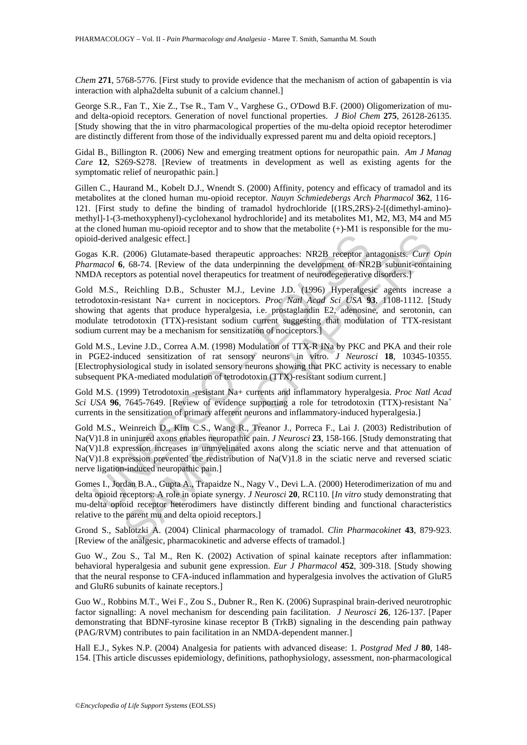*Chem* **271**, 5768-5776. [First study to provide evidence that the mechanism of action of gabapentin is via interaction with alpha2delta subunit of a calcium channel.]

George S.R., Fan T., Xie Z., Tse R., Tam V., Varghese G., O'Dowd B.F. (2000) Oligomerization of mu- and delta-opioid receptors. Generation of novel functional properties. *J Biol Chem* **275**, 26128-26135. [Study showing that the in vitro pharmacological properties of the mu-delta opioid receptor heterodimer are distinctly different from those of the individually expressed parent mu and delta opioid receptors.]

Gidal B., Billington R. (2006) New and emerging treatment options for neuropathic pain. *Am J Manag Care* **12**, S269-S278. [Review of treatments in development as well as existing agents for the symptomatic relief of neuropathic pain.]

Gillen C., Haurand M., Kobelt D.J., Wnendt S. (2000) Affinity, potency and efficacy of tramadol and its metabolites at the cloned human mu-opioid receptor. *Nauyn Schmiedebergs Arch Pharmacol* **362**, 116-121. [First study to define the binding of tramadol hydrochloride [(1RS,2RS)-2-[(dimethyl-amino)-methyl]-1-(3-methoxyphenyl)-cyclohexanol hydrochloride] and its metabolites M1, M2, M3, M4 and M5 at the cloned human mu-opioid receptor and to show that the metabolite (+)-M1 is responsible for the mu-opioid-derived analgesic effect.]

Gogas K.R. (2006) Glutamate-based therapeutic approaches: NR2B receptor antagonists. *Curr Opin Pharmacol* **6**, 68-74. [Review of the data underpinning the development of NR2B subunit-containing NMDA receptors as potential novel therapeutics for treatment of neurodegenerative disorders.]

Gold M.S., Reichling D.B., Schuster M.J., Levine J.D. (1996) Hyperalgesic agents increase a tetrodotoxin-resistant Na+ current in nociceptors. *Proc Natl Acad Sci USA* **93**, 1108-1112. [Study showing that agents that produce hyperalgesia, i.e. prostaglandin E2, adenosine, and serotonin, can modulate tetrodotoxin (TTX)-resistant sodium current suggesting that modulation of TTX-resistant sodium current may be a mechanism for sensitization of nociceptors.]

Gold M.S., Levine J.D., Correa A.M. (1998) Modulation of TTX-R INa by PKC and PKA and their role in PGE2-induced sensitization of rat sensory neurons in vitro. *J Neurosci* **18**, 10345-10355. [Electrophysiological study in isolated sensory neurons showing that PKC activity is necessary to enable subsequent PKA-mediated modulation of tetrodotoxin (TTX)-resistant sodium current.]

Gold M.S. (1999) Tetrodotoxin -resistant Na+ currents and inflammatory hyperalgesia. *Proc Natl Acad Sci USA* **96**, 7645-7649. [Review of evidence supporting a role for tetrodotoxin (TTX)-resistant $Na^+$ currents in the sensitization of primary afferent neurons and inflammatory-induced hyperalgesia.]

Gold M.S., Weinreich D., Kim C.S., Wang R., Treanor J., Porreca F., Lai J. (2003) Redistribution of Na(V)1.8 in uninjured axons enables neuropathic pain. *J Neurosci* **23**, 158-166. [Study demonstrating that Na(V)1.8 expression increases in unmyelinated axons along the sciatic nerve and that attenuation of Na(V)1.8 expression prevented the redistribution of Na(V)1.8 in the sciatic nerve and reversed sciatic nerve ligation-induced neuropathic pain.]

Gomes I., Jordan B.A., Gupta A., Trapaidze N., Nagy V., Devi L.A. (2000) Heterodimerization of mu and delta opioid receptors: A role in opiate synergy. *J Neurosci* **20**, RC110. [*In vitro* study demonstrating that mu-delta opioid receptor heterodimers have distinctly different binding and functional characteristics relative to the parent mu and delta opioid receptors.]

Grond S., Sablotzki A. (2004) Clinical pharmacology of tramadol. *Clin Pharmacokinet* **43**, 879-923. [Review of the analgesic, pharmacokinetic and adverse effects of tramadol.]

Guo W., Zou S., Tal M., Ren K. (2002) Activation of spinal kainate receptors after inflammation: behavioral hyperalgesia and subunit gene expression. *Eur J Pharmacol* **452**, 309-318. [Study showing that the neural response to CFA-induced inflammation and hyperalgesia involves the activation of GluR5 and GluR6 subunits of kainate receptors.]

Guo W., Robbins M.T., Wei F., Zou S., Dubner R., Ren K. (2006) Supraspinal brain-derived neurotrophic factor signalling: A novel mechanism for descending pain facilitation. *J Neurosci* **26**, 126-137. [Paper demonstrating that BDNF-tyrosine kinase receptor B (TrkB) signaling in the descending pain pathway (PAG/RVM) contributes to pain facilitation in an NMDA-dependent manner.]

Hall E.J., Sykes N.P. (2004) Analgesia for patients with advanced disease: 1. *Postgrad Med J* **80**, 148-154. [This article discusses epidemiology, definitions, pathophysiology, assessment, non-pharmacological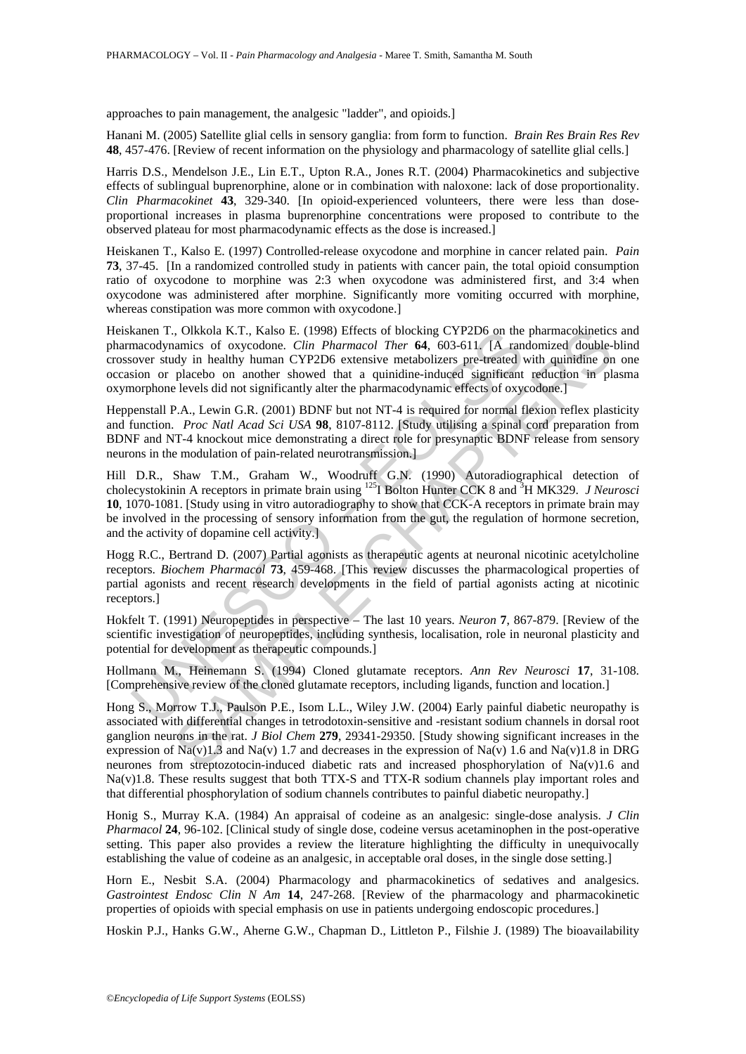approaches to pain management, the analgesic "ladder", and opioids.]

Hanani M. (2005) Satellite glial cells in sensory ganglia: from form to function. *Brain Res Brain Res Rev* **48**, 457-476. [Review of recent information on the physiology and pharmacology of satellite glial cells.]

Harris D.S., Mendelson J.E., Lin E.T., Upton R.A., Jones R.T. (2004) Pharmacokinetics and subjective effects of sublingual buprenorphine, alone or in combination with naloxone: lack of dose proportionality. *Clin Pharmacokinet* **43**, 329-340. [In opioid-experienced volunteers, there were less than dose-proportional increases in plasma buprenorphine concentrations were proposed to contribute to the observed plateau for most pharmacodynamic effects as the dose is increased.]

Heiskanen T., Kalso E. (1997) Controlled-release oxycodone and morphine in cancer related pain. *Pain* **73**, 37-45. [In a randomized controlled study in patients with cancer pain, the total opioid consumption ratio of oxycodone to morphine was 2:3 when oxycodone was administered first, and 3:4 when oxycodone was administered after morphine. Significantly more vomiting occurred with morphine, whereas constipation was more common with oxycodone.]

Heiskanen T., Olkkola K.T., Kalso E. (1998) Effects of blocking CYP2D6 on the pharmacokinetics and pharmacodynamics of oxycodone. *Clin Pharmacol Ther* **64**, 603-611. [A randomized double-blind crossover study in healthy human CYP2D6 extensive metabolizers pre-treated with quinidine on one occasion or placebo on another showed that a quinidine-induced significant reduction in plasma oxymorphone levels did not significantly alter the pharmacodynamic effects of oxycodone.]

Heppenstall P.A., Lewin G.R. (2001) BDNF but not NT-4 is required for normal flexion reflex plasticity and function. *Proc Natl Acad Sci USA* **98**, 8107-8112. [Study utilising a spinal cord preparation from BDNF and NT-4 knockout mice demonstrating a direct role for presynaptic BDNF release from sensory neurons in the modulation of pain-related neurotransmission.]

Hill D.R., Shaw T.M., Graham W., Woodruff G.N. (1990) Autoradiographical detection of cholecystokinin A receptors in primate brain using $^{125}$I Bolton Hunter CCK 8 and $^{3}$H MK329. *J Neurosci* **10**, 1070-1081. [Study using in vitro autoradiography to show that CCK-A receptors in primate brain may be involved in the processing of sensory information from the gut, the regulation of hormone secretion, and the activity of dopamine cell activity.]

Hogg R.C., Bertrand D. (2007) Partial agonists as therapeutic agents at neuronal nicotinic acetylcholine receptors. *Biochem Pharmacol* **73**, 459-468. [This review discusses the pharmacological properties of partial agonists and recent research developments in the field of partial agonists acting at nicotinic receptors.]

Hokfelt T. (1991) Neuropeptides in perspective – The last 10 years. *Neuron* **7**, 867-879. [Review of the scientific investigation of neuropeptides, including synthesis, localisation, role in neuronal plasticity and potential for development as therapeutic compounds.]

Hollmann M., Heinemann S. (1994) Cloned glutamate receptors. *Ann Rev Neurosci* **17**, 31-108. [Comprehensive review of the cloned glutamate receptors, including ligands, function and location.]

Hong S., Morrow T.J., Paulson P.E., Isom L.L., Wiley J.W. (2004) Early painful diabetic neuropathy is associated with differential changes in tetrodotoxin-sensitive and -resistant sodium channels in dorsal root ganglion neurons in the rat. *J Biol Chem* **279**, 29341-29350. [Study showing significant increases in the expression of Na(v)1.3 and Na(v) 1.7 and decreases in the expression of Na(v) 1.6 and Na(v)1.8 in DRG neurones from streptozotocin-induced diabetic rats and increased phosphorylation of Na(v)1.6 and Na(v)1.8. These results suggest that both TTX-S and TTX-R sodium channels play important roles and that differential phosphorylation of sodium channels contributes to painful diabetic neuropathy.]

Honig S., Murray K.A. (1984) An appraisal of codeine as an analgesic: single-dose analysis. *J Clin Pharmacol* **24**, 96-102. [Clinical study of single dose, codeine versus acetaminophen in the post-operative setting. This paper also provides a review the literature highlighting the difficulty in unequivocally establishing the value of codeine as an analgesic, in acceptable oral doses, in the single dose setting.]

Horn E., Nesbit S.A. (2004) Pharmacology and pharmacokinetics of sedatives and analgesics. *Gastrointest Endosc Clin N Am* **14**, 247-268. [Review of the pharmacology and pharmacokinetic properties of opioids with special emphasis on use in patients undergoing endoscopic procedures.]

Hoskin P.J., Hanks G.W., Aherne G.W., Chapman D., Littleton P., Filshie J. (1989) The bioavailability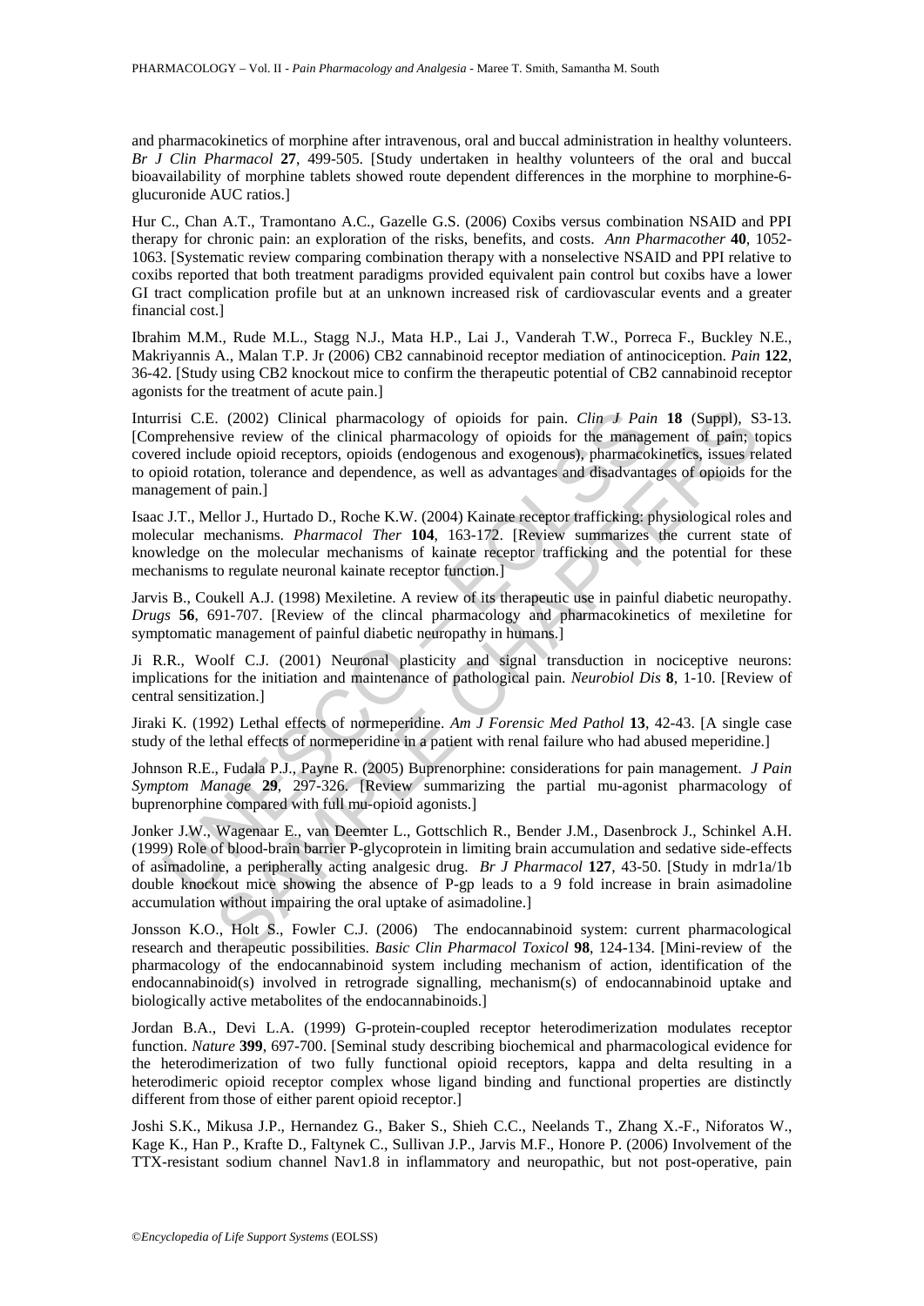and pharmacokinetics of morphine after intravenous, oral and buccal administration in healthy volunteers. *Br J Clin Pharmacol* **27**, 499-505. [Study undertaken in healthy volunteers of the oral and buccal bioavailability of morphine tablets showed route dependent differences in the morphine to morphine-6-glucuronide AUC ratios.]

Hur C., Chan A.T., Tramontano A.C., Gazelle G.S. (2006) Coxibs versus combination NSAID and PPI therapy for chronic pain: an exploration of the risks, benefits, and costs. *Ann Pharmacother* **40**, 1052-1063. [Systematic review comparing combination therapy with a nonselective NSAID and PPI relative to coxibs reported that both treatment paradigms provided equivalent pain control but coxibs have a lower GI tract complication profile but at an unknown increased risk of cardiovascular events and a greater financial cost.]

Ibrahim M.M., Rude M.L., Stagg N.J., Mata H.P., Lai J., Vanderah T.W., Porreca F., Buckley N.E., Makriyannis A., Malan T.P. Jr (2006) CB2 cannabinoid receptor mediation of antinociception. *Pain* **122**, 36-42. [Study using CB2 knockout mice to confirm the therapeutic potential of CB2 cannabinoid receptor agonists for the treatment of acute pain.]

Inturrisi C.E. (2002) Clinical pharmacology of opioids for pain. *Clin J Pain* **18** (Suppl), S3-13. [Comprehensive review of the clinical pharmacology of opioids for the management of pain; topics covered include opioid receptors, opioids (endogenous and exogenous), pharmacokinetics, issues related to opioid rotation, tolerance and dependence, as well as advantages and disadvantages of opioids for the management of pain.]

Isaac J.T., Mellor J., Hurtado D., Roche K.W. (2004) Kainate receptor trafficking: physiological roles and molecular mechanisms. *Pharmacol Ther* **104**, 163-172. [Review summarizes the current state of knowledge on the molecular mechanisms of kainate receptor trafficking and the potential for these mechanisms to regulate neuronal kainate receptor function.]

Jarvis B., Coukell A.J. (1998) Mexiletine. A review of its therapeutic use in painful diabetic neuropathy. *Drugs* **56**, 691-707. [Review of the clincal pharmacology and pharmacokinetics of mexiletine for symptomatic management of painful diabetic neuropathy in humans.]

Ji R.R., Woolf C.J. (2001) Neuronal plasticity and signal transduction in nociceptive neurons: implications for the initiation and maintenance of pathological pain. *Neurobiol Dis* **8**, 1-10. [Review of central sensitization.]

Jiraki K. (1992) Lethal effects of normeperidine. *Am J Forensic Med Pathol* **13**, 42-43. [A single case study of the lethal effects of normeperidine in a patient with renal failure who had abused meperidine.]

Johnson R.E., Fudala P.J., Payne R. (2005) Buprenorphine: considerations for pain management. *J Pain Symptom Manage* **29**, 297-326. [Review summarizing the partial mu-agonist pharmacology of buprenorphine compared with full mu-opioid agonists.]

Jonker J.W., Wagenaar E., van Deemter L., Gottschlich R., Bender J.M., Dasenbrock J., Schinkel A.H. (1999) Role of blood-brain barrier P-glycoprotein in limiting brain accumulation and sedative side-effects of asimadoline, a peripherally acting analgesic drug. *Br J Pharmacol* **127**, 43-50. [Study in mdr1a/1b double knockout mice showing the absence of P-gp leads to a 9 fold increase in brain asimadoline accumulation without impairing the oral uptake of asimadoline.]

Jonsson K.O., Holt S., Fowler C.J. (2006) The endocannabinoid system: current pharmacological research and therapeutic possibilities. *Basic Clin Pharmacol Toxicol* **98**, 124-134. [Mini-review of the pharmacology of the endocannabinoid system including mechanism of action, identification of the endocannabinoid(s) involved in retrograde signalling, mechanism(s) of endocannabinoid uptake and biologically active metabolites of the endocannabinoids.]

Jordan B.A., Devi L.A. (1999) G-protein-coupled receptor heterodimerization modulates receptor function. *Nature* **399**, 697-700. [Seminal study describing biochemical and pharmacological evidence for the heterodimerization of two fully functional opioid receptors, kappa and delta resulting in a heterodimeric opioid receptor complex whose ligand binding and functional properties are distinctly different from those of either parent opioid receptor.]

Joshi S.K., Mikusa J.P., Hernandez G., Baker S., Shieh C.C., Neelands T., Zhang X.-F., Niforatos W., Kage K., Han P., Krafte D., Faltynek C., Sullivan J.P., Jarvis M.F., Honore P. (2006) Involvement of the TTX-resistant sodium channel Nav1.8 in inflammatory and neuropathic, but not post-operative, pain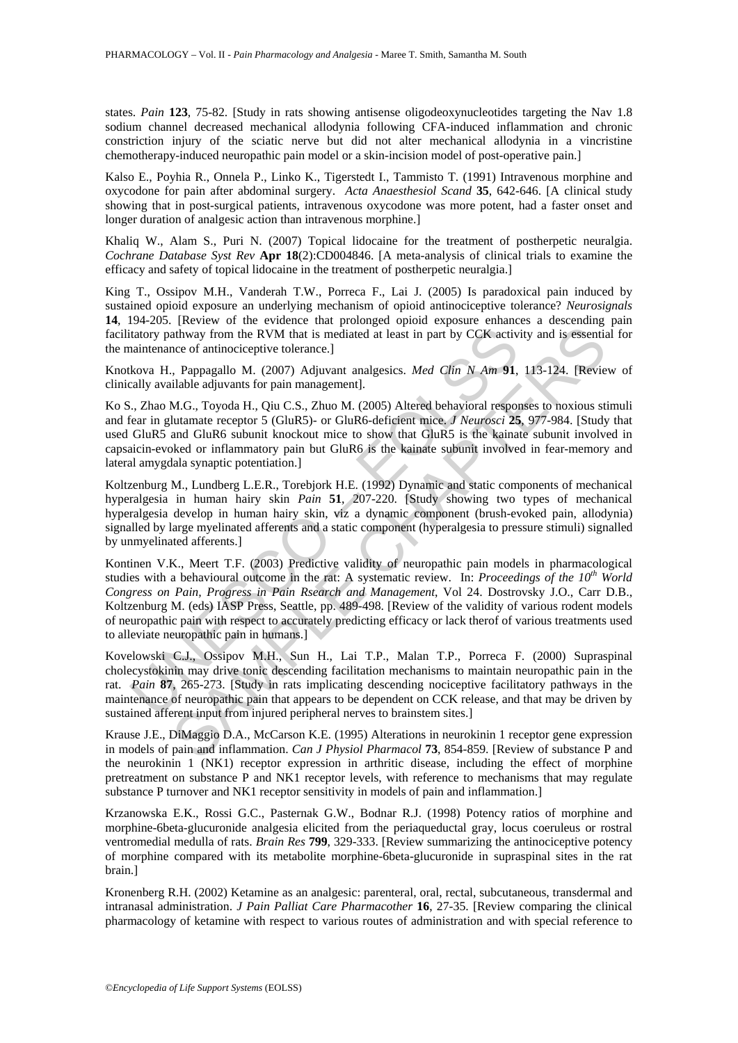states. *Pain* **123**, 75-82. [Study in rats showing antisense oligodeoxynucleotides targeting the Nav 1.8 sodium channel decreased mechanical allodynia following CFA-induced inflammation and chronic constriction injury of the sciatic nerve but did not alter mechanical allodynia in a vincristine chemotherapy-induced neuropathic pain model or a skin-incision model of post-operative pain.]

Kalso E., Poyhia R., Onnela P., Linko K., Tigerstedt I., Tammisto T. (1991) Intravenous morphine and oxycodone for pain after abdominal surgery. *Acta Anaesthesiol Scand* **35**, 642-646. [A clinical study showing that in post-surgical patients, intravenous oxycodone was more potent, had a faster onset and longer duration of analgesic action than intravenous morphine.]

Khaliq W., Alam S., Puri N. (2007) Topical lidocaine for the treatment of postherpetic neuralgia. *Cochrane Database Syst Rev* **Apr 18**(2):CD004846. [A meta-analysis of clinical trials to examine the efficacy and safety of topical lidocaine in the treatment of postherpetic neuralgia.]

King T., Ossipov M.H., Vanderah T.W., Porreca F., Lai J. (2005) Is paradoxical pain induced by sustained opioid exposure an underlying mechanism of opioid antinociceptive tolerance? *Neurosignals* **14**, 194-205. [Review of the evidence that prolonged opioid exposure enhances a descending pain facilitatory pathway from the RVM that is mediated at least in part by CCK activity and is essential for the maintenance of antinociceptive tolerance.]

Knotkova H., Pappagallo M. (2007) Adjuvant analgesics. *Med Clin N Am* **91**, 113-124. [Review of clinically available adjuvants for pain management].

Ko S., Zhao M.G., Toyoda H., Qiu C.S., Zhuo M. (2005) Altered behavioral responses to noxious stimuli and fear in glutamate receptor 5 (GluR5)- or GluR6-deficient mice. *J Neurosci* **25**, 977-984. [Study that used GluR5 and GluR6 subunit knockout mice to show that GluR5 is the kainate subunit involved in capsaicin-evoked or inflammatory pain but GluR6 is the kainate subunit involved in fear-memory and lateral amygdala synaptic potentiation.]

Koltzenburg M., Lundberg L.E.R., Torebjork H.E. (1992) Dynamic and static components of mechanical hyperalgesia in human hairy skin *Pain* **51**, 207-220. [Study showing two types of mechanical hyperalgesia develop in human hairy skin, viz a dynamic component (brush-evoked pain, allodynia) signalled by large myelinated afferents and a static component (hyperalgesia to pressure stimuli) signalled by unmyelinated afferents.]

Kontinen V.K., Meert T.F. (2003) Predictive validity of neuropathic pain models in pharmacological studies with a behavioural outcome in the rat: A systematic review. In: *Proceedings of the 10th World Congress on Pain, Progress in Pain Rsearch and Management*, Vol 24. Dostrovsky J.O., Carr D.B., Koltzenburg M. (eds) IASP Press, Seattle, pp. 489-498. [Review of the validity of various rodent models of neuropathic pain with respect to accurately predicting efficacy or lack therof of various treatments used to alleviate neuropathic pain in humans.]

Kovelowski C.J., Ossipov M.H., Sun H., Lai T.P., Malan T.P., Porreca F. (2000) Supraspinal cholecystokinin may drive tonic descending facilitation mechanisms to maintain neuropathic pain in the rat. *Pain* **87**, 265-273. [Study in rats implicating descending nociceptive facilitatory pathways in the maintenance of neuropathic pain that appears to be dependent on CCK release, and that may be driven by sustained afferent input from injured peripheral nerves to brainstem sites.]

Krause J.E., DiMaggio D.A., McCarson K.E. (1995) Alterations in neurokinin 1 receptor gene expression in models of pain and inflammation. *Can J Physiol Pharmacol* **73**, 854-859. [Review of substance P and the neurokinin 1 (NK1) receptor expression in arthritic disease, including the effect of morphine pretreatment on substance P and NK1 receptor levels, with reference to mechanisms that may regulate substance P turnover and NK1 receptor sensitivity in models of pain and inflammation.]

Krzanowska E.K., Rossi G.C., Pasternak G.W., Bodnar R.J. (1998) Potency ratios of morphine and morphine-6beta-glucuronide analgesia elicited from the periaqueductal gray, locus coeruleus or rostral ventromedial medulla of rats. *Brain Res* **799**, 329-333. [Review summarizing the antinociceptive potency of morphine compared with its metabolite morphine-6beta-glucuronide in supraspinal sites in the rat brain.]

Kronenberg R.H. (2002) Ketamine as an analgesic: parenteral, oral, rectal, subcutaneous, transdermal and intranasal administration. *J Pain Palliat Care Pharmacother* **16**, 27-35. [Review comparing the clinical pharmacology of ketamine with respect to various routes of administration and with special reference to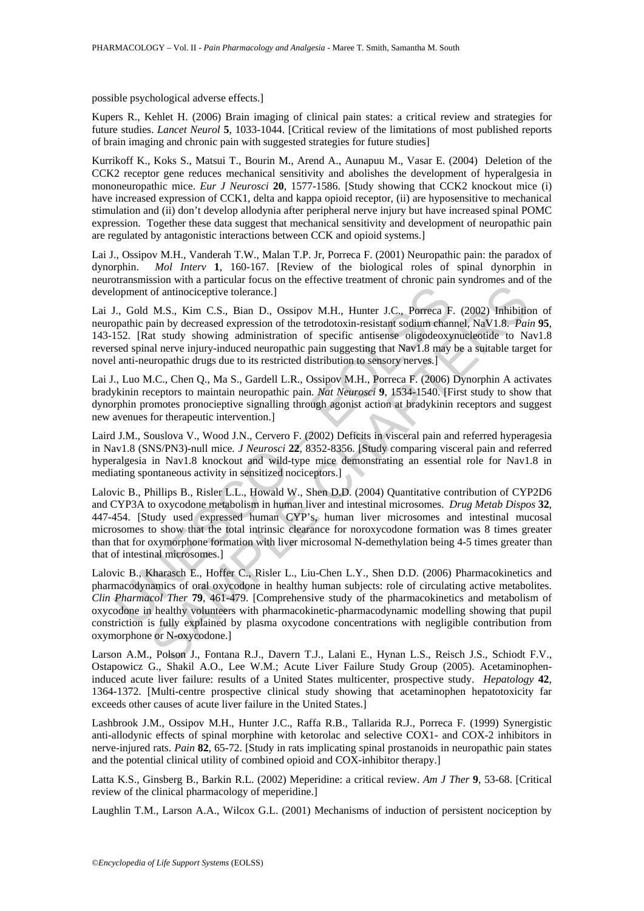possible psychological adverse effects.]

Kupers R., Kehlet H. (2006) Brain imaging of clinical pain states: a critical review and strategies for future studies. *Lancet Neurol* **5**, 1033-1044. [Critical review of the limitations of most published reports of brain imaging and chronic pain with suggested strategies for future studies]

Kurrikoff K., Koks S., Matsui T., Bourin M., Arend A., Aunapuu M., Vasar E. (2004) Deletion of the CCK2 receptor gene reduces mechanical sensitivity and abolishes the development of hyperalgesia in mononeuropathic mice. *Eur J Neurosci* **20**, 1577-1586. [Study showing that CCK2 knockout mice (i) have increased expression of CCK1, delta and kappa opioid receptor, (ii) are hyposensitive to mechanical stimulation and (ii) don't develop allodynia after peripheral nerve injury but have increased spinal POMC expression. Together these data suggest that mechanical sensitivity and development of neuropathic pain are regulated by antagonistic interactions between CCK and opioid systems.]

Lai J., Ossipov M.H., Vanderah T.W., Malan T.P. Jr, Porreca F. (2001) Neuropathic pain: the paradox of dynorphin. *Mol Interv* **1**, 160-167. [Review of the biological roles of spinal dynorphin in neurotransmission with a particular focus on the effective treatment of chronic pain syndromes and of the development of antinociceptive tolerance.]

Lai J., Gold M.S., Kim C.S., Bian D., Ossipov M.H., Hunter J.C., Porreca F. (2002) Inhibition of neuropathic pain by decreased expression of the tetrodotoxin-resistant sodium channel, NaV1.8. *Pain* **95**, 143-152. [Rat study showing administration of specific antisense oligodeoxynucleotide to Nav1.8 reversed spinal nerve injury-induced neuropathic pain suggesting that Nav1.8 may be a suitable target for novel anti-neuropathic drugs due to its restricted distribution to sensory nerves.]

Lai J., Luo M.C., Chen Q., Ma S., Gardell L.R., Ossipov M.H., Porreca F. (2006) Dynorphin A activates bradykinin receptors to maintain neuropathic pain. *Nat Neurosci* **9**, 1534-1540. [First study to show that dynorphin promotes pronocieptive signalling through agonist action at bradykinin receptors and suggest new avenues for therapeutic intervention.]

Laird J.M., Souslova V., Wood J.N., Cervero F. (2002) Deficits in visceral pain and referred hyperagesia in Nav1.8 (SNS/PN3)-null mice. *J Neurosci* **22**, 8352-8356. [Study comparing visceral pain and referred hyperalgesia in Nav1.8 knockout and wild-type mice demonstrating an essential role for Nav1.8 in mediating spontaneous activity in sensitized nociceptors.]

Lalovic B., Phillips B., Risler L.L., Howald W., Shen D.D. (2004) Quantitative contribution of CYP2D6 and CYP3A to oxycodone metabolism in human liver and intestinal microsomes. *Drug Metab Dispos* **32**, 447-454. [Study used expressed human CYP's, human liver microsomes and intestinal mucosal microsomes to show that the total intrinsic clearance for noroxycodone formation was 8 times greater than that for oxymorphone formation with liver microsomal N-demethylation being 4-5 times greater than that of intestinal microsomes.]

Lalovic B., Kharasch E., Hoffer C., Risler L., Liu-Chen L.Y., Shen D.D. (2006) Pharmacokinetics and pharmacodynamics of oral oxycodone in healthy human subjects: role of circulating active metabolites. *Clin Pharmacol Ther* **79**, 461-479. [Comprehensive study of the pharmacokinetics and metabolism of oxycodone in healthy volunteers with pharmacokinetic-pharmacodynamic modelling showing that pupil constriction is fully explained by plasma oxycodone concentrations with negligible contribution from oxymorphone or N-oxycodone.]

Larson A.M., Polson J., Fontana R.J., Davern T.J., Lalani E., Hynan L.S., Reisch J.S., Schiodt F.V., Ostapowicz G., Shakil A.O., Lee W.M.; Acute Liver Failure Study Group (2005). Acetaminophen-induced acute liver failure: results of a United States multicenter, prospective study. *Hepatology* **42**, 1364-1372. [Multi-centre prospective clinical study showing that acetaminophen hepatotoxicity far exceeds other causes of acute liver failure in the United States.]

Lashbrook J.M., Ossipov M.H., Hunter J.C., Raffa R.B., Tallarida R.J., Porreca F. (1999) Synergistic anti-allodynic effects of spinal morphine with ketorolac and selective COX1- and COX-2 inhibitors in nerve-injured rats. *Pain* **82**, 65-72. [Study in rats implicating spinal prostanoids in neuropathic pain states and the potential clinical utility of combined opioid and COX-inhibitor therapy.]

Latta K.S., Ginsberg B., Barkin R.L. (2002) Meperidine: a critical review. *Am J Ther* **9**, 53-68. [Critical review of the clinical pharmacology of meperidine.]

Laughlin T.M., Larson A.A., Wilcox G.L. (2001) Mechanisms of induction of persistent nociception by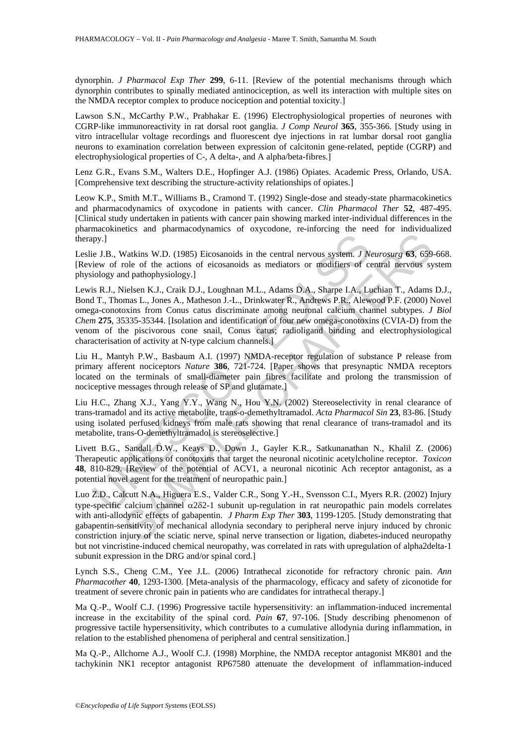dynorphin. *J Pharmacol Exp Ther* **299**, 6-11. [Review of the potential mechanisms through which dynorphin contributes to spinally mediated antinociception, as well its interaction with multiple sites on the NMDA receptor complex to produce nociception and potential toxicity.]

Lawson S.N., McCarthy P.W., Prabhakar E. (1996) Electrophysiological properties of neurones with CGRP-like immunoreactivity in rat dorsal root ganglia. *J Comp Neurol* **365**, 355-366. [Study using in vitro intracellular voltage recordings and fluorescent dye injections in rat lumbar dorsal root ganglia neurons to examination correlation between expression of calcitonin gene-related, peptide (CGRP) and electrophysiological properties of C-, A delta-, and A alpha/beta-fibres.]

Lenz G.R., Evans S.M., Walters D.E., Hopfinger A.J. (1986) Opiates. Academic Press, Orlando, USA. [Comprehensive text describing the structure-activity relationships of opiates.]

Leow K.P., Smith M.T., Williams B., Cramond T. (1992) Single-dose and steady-state pharmacokinetics and pharmacodynamics of oxycodone in patients with cancer. *Clin Pharmacol Ther* **52**, 487-495. [Clinical study undertaken in patients with cancer pain showing marked inter-individual differences in the pharmacokinetics and pharmacodynamics of oxycodone, re-inforcing the need for individualized therapy.]

Leslie J.B., Watkins W.D. (1985) Eicosanoids in the central nervous system. *J Neurosurg* **63**, 659-668. [Review of role of the actions of eicosanoids as mediators or modifiers of central nervous system physiology and pathophysiology.]

Lewis R.J., Nielsen K.J., Craik D.J., Loughnan M.L., Adams D.A., Sharpe I.A., Luchian T., Adams D.J., Bond T., Thomas L., Jones A., Matheson J.-L., Drinkwater R., Andrews P.R., Alewood P.F. (2000) Novel omega-conotoxins from Conus catus discriminate among neuronal calcium channel subtypes. *J Biol Chem* **275**, 35335-35344. [Isolation and identification of four new omega-conotoxins (CVIA-D) from the venom of the piscivorous cone snail, Conus catus; radioligand binding and electrophysiological characterisation of activity at N-type calcium channels.]

Liu H., Mantyh P.W., Basbaum A.I. (1997) NMDA-receptor regulation of substance P release from primary afferent nociceptors *Nature* **386**, 721-724. [Paper shows that presynaptic NMDA receptors located on the terminals of small-diameter pain fibres facilitate and prolong the transmission of nociceptive messages through release of SP and glutamate.]

Liu H.C., Zhang X.J., Yang Y.Y., Wang N., Hou Y.N. (2002) Stereoselectivity in renal clearance of trans-tramadol and its active metabolite, trans-o-demethyltramadol. *Acta Pharmacol Sin* **23**, 83-86. [Study using isolated perfused kidneys from male rats showing that renal clearance of trans-tramadol and its metabolite, trans-O-demethyltramadol is stereoselective.]

Livett B.G., Sandall D.W., Keays D., Down J., Gayler K.R., Satkunanathan N., Khalil Z. (2006) Therapeutic applications of conotoxins that target the neuronal nicotinic acetylcholine receptor. *Toxicon* **48**, 810-829. [Review of the potential of ACV1, a neuronal nicotinic Ach receptor antagonist, as a potential novel agent for the treatment of neuropathic pain.]

Luo Z.D., Calcutt N.A., Higuera E.S., Valder C.R., Song Y.-H., Svensson C.I., Myers R.R. (2002) Injury type-specific calcium channel $\alpha 2\delta$2-1 subunit up-regulation in rat neuropathic pain models correlates with anti-allodynic effects of gabapentin. *J Pharm Exp Ther* **303**, 1199-1205. [Study demonstrating that gabapentin-sensitivity of mechanical allodynia secondary to peripheral nerve injury induced by chronic constriction injury of the sciatic nerve, spinal nerve transection or ligation, diabetes-induced neuropathy but not vincristine-induced chemical neuropathy, was correlated in rats with upregulation of alpha2delta-1 subunit expression in the DRG and/or spinal cord.]

Lynch S.S., Cheng C.M., Yee J.L. (2006) Intrathecal ziconotide for refractory chronic pain. *Ann Pharmacother* **40**, 1293-1300. [Meta-analysis of the pharmacology, efficacy and safety of ziconotide for treatment of severe chronic pain in patients who are candidates for intrathecal therapy.]

Ma Q.-P., Woolf C.J. (1996) Progressive tactile hypersensitivity: an inflammation-induced incremental increase in the excitability of the spinal cord. *Pain* **67**, 97-106. [Study describing phenomenon of progressive tactile hypersensitivity, which contributes to a cumulative allodynia during inflammation, in relation to the established phenomena of peripheral and central sensitization.]

Ma Q.-P., Allchorne A.J., Woolf C.J. (1998) Morphine, the NMDA receptor antagonist MK801 and the tachykinin NK1 receptor antagonist RP67580 attenuate the development of inflammation-induced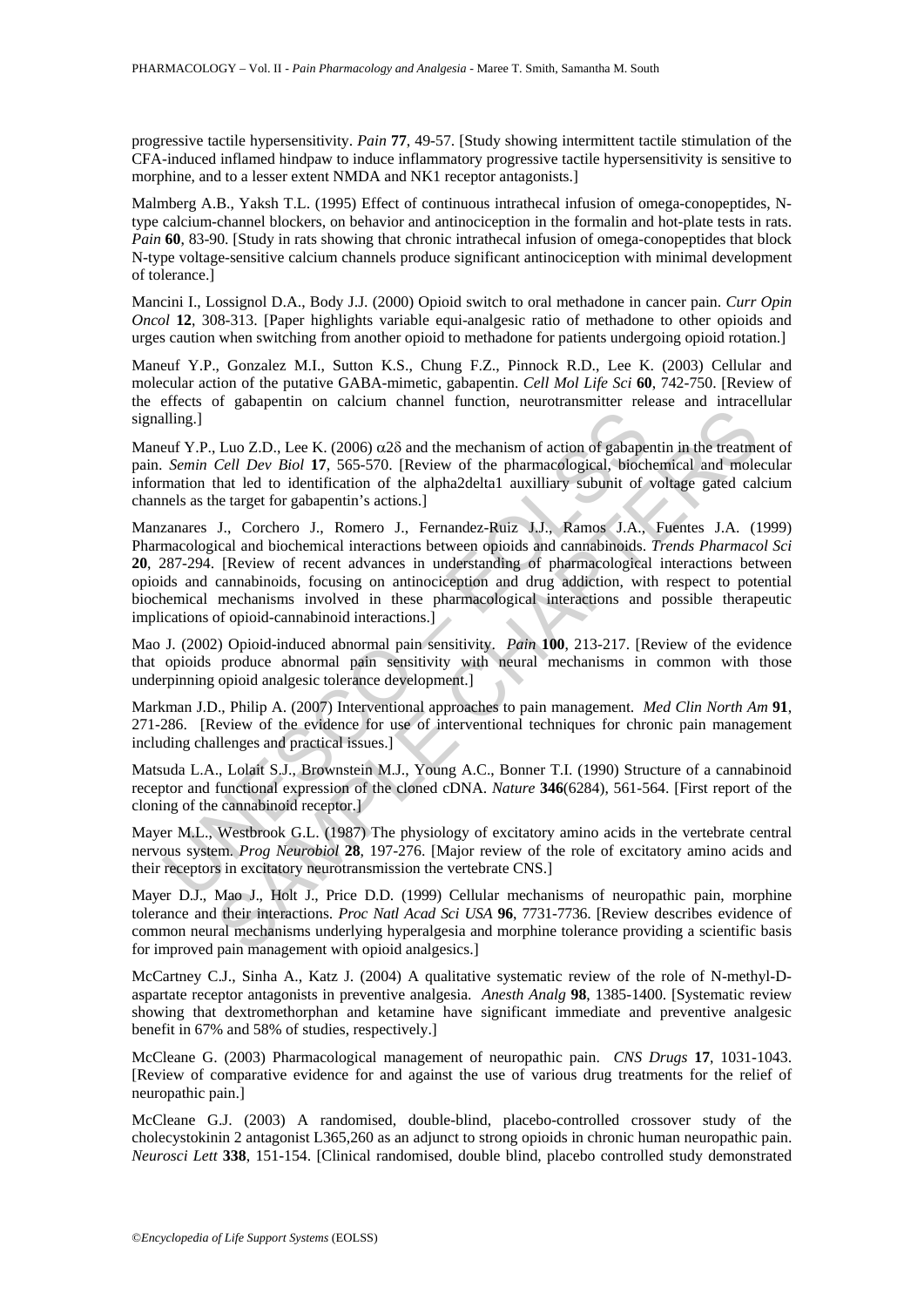progressive tactile hypersensitivity. *Pain* **77**, 49-57. [Study showing intermittent tactile stimulation of the CFA-induced inflamed hindpaw to induce inflammatory progressive tactile hypersensitivity is sensitive to morphine, and to a lesser extent NMDA and NK1 receptor antagonists.]

Malmberg A.B., Yaksh T.L. (1995) Effect of continuous intrathecal infusion of omega-conopeptides, N-type calcium-channel blockers, on behavior and antinociception in the formalin and hot-plate tests in rats. *Pain* **60**, 83-90. [Study in rats showing that chronic intrathecal infusion of omega-conopeptides that block N-type voltage-sensitive calcium channels produce significant antinociception with minimal development of tolerance.]

Mancini I., Lossignol D.A., Body J.J. (2000) Opioid switch to oral methadone in cancer pain. *Curr Opin Oncol* **12**, 308-313. [Paper highlights variable equi-analgesic ratio of methadone to other opioids and urges caution when switching from another opioid to methadone for patients undergoing opioid rotation.]

Maneuf Y.P., Gonzalez M.I., Sutton K.S., Chung F.Z., Pinnock R.D., Lee K. (2003) Cellular and molecular action of the putative GABA-mimetic, gabapentin. *Cell Mol Life Sci* **60**, 742-750. [Review of the effects of gabapentin on calcium channel function, neurotransmitter release and intracellular signalling.]

Maneuf Y.P., Luo Z.D., Lee K. (2006) $\alpha 2\delta$ and the mechanism of action of gabapentin in the treatment of pain. *Semin Cell Dev Biol* **17**, 565-570. [Review of the pharmacological, biochemical and molecular information that led to identification of the alpha2delta1 auxilliary subunit of voltage gated calcium channels as the target for gabapentin's actions.]

Manzanares J., Corchero J., Romero J., Fernandez-Ruiz J.J., Ramos J.A., Fuentes J.A. (1999) Pharmacological and biochemical interactions between opioids and cannabinoids. *Trends Pharmacol Sci* **20**, 287-294. [Review of recent advances in understanding of pharmacological interactions between opioids and cannabinoids, focusing on antinociception and drug addiction, with respect to potential biochemical mechanisms involved in these pharmacological interactions and possible therapeutic implications of opioid-cannabinoid interactions.]

Mao J. (2002) Opioid-induced abnormal pain sensitivity. *Pain* **100**, 213-217. [Review of the evidence that opioids produce abnormal pain sensitivity with neural mechanisms in common with those underpinning opioid analgesic tolerance development.]

Markman J.D., Philip A. (2007) Interventional approaches to pain management. *Med Clin North Am* **91**, 271-286. [Review of the evidence for use of interventional techniques for chronic pain management including challenges and practical issues.]

Matsuda L.A., Lolait S.J., Brownstein M.J., Young A.C., Bonner T.I. (1990) Structure of a cannabinoid receptor and functional expression of the cloned cDNA. *Nature* **346**(6284), 561-564. [First report of the cloning of the cannabinoid receptor.]

Mayer M.L., Westbrook G.L. (1987) The physiology of excitatory amino acids in the vertebrate central nervous system. *Prog Neurobiol* **28**, 197-276. [Major review of the role of excitatory amino acids and their receptors in excitatory neurotransmission the vertebrate CNS.]

Mayer D.J., Mao J., Holt J., Price D.D. (1999) Cellular mechanisms of neuropathic pain, morphine tolerance and their interactions. *Proc Natl Acad Sci USA* **96**, 7731-7736. [Review describes evidence of common neural mechanisms underlying hyperalgesia and morphine tolerance providing a scientific basis for improved pain management with opioid analgesics.]

McCartney C.J., Sinha A., Katz J. (2004) A qualitative systematic review of the role of N-methyl-D-aspartate receptor antagonists in preventive analgesia. *Anesth Analg* **98**, 1385-1400. [Systematic review showing that dextromethorphan and ketamine have significant immediate and preventive analgesic benefit in 67% and 58% of studies, respectively.]

McCleane G. (2003) Pharmacological management of neuropathic pain. *CNS Drugs* **17**, 1031-1043. [Review of comparative evidence for and against the use of various drug treatments for the relief of neuropathic pain.]

McCleane G.J. (2003) A randomised, double-blind, placebo-controlled crossover study of the cholecystokinin 2 antagonist L365,260 as an adjunct to strong opioids in chronic human neuropathic pain. *Neurosci Lett* **338**, 151-154. [Clinical randomised, double blind, placebo controlled study demonstrated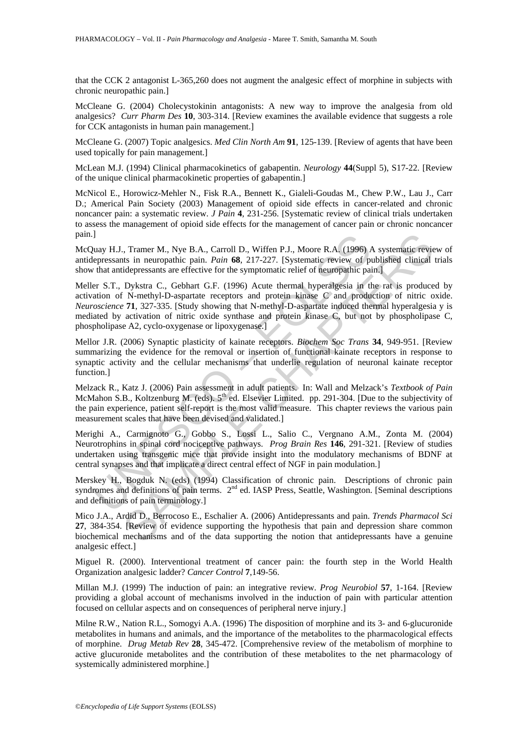that the CCK 2 antagonist L-365,260 does not augment the analgesic effect of morphine in subjects with chronic neuropathic pain.]

McCleane G. (2004) Cholecystokinin antagonists: A new way to improve the analgesia from old analgesics? *Curr Pharm Des* **10**, 303-314. [Review examines the available evidence that suggests a role for CCK antagonists in human pain management.]

McCleane G. (2007) Topic analgesics. *Med Clin North Am* **91**, 125-139. [Review of agents that have been used topically for pain management.]

McLean M.J. (1994) Clinical pharmacokinetics of gabapentin. *Neurology* **44**(Suppl 5), S17-22. [Review of the unique clinical pharmacokinetic properties of gabapentin.]

McNicol E., Horowicz-Mehler N., Fisk R.A., Bennett K., Gialeli-Goudas M., Chew P.W., Lau J., Carr D.; Americal Pain Society (2003) Management of opioid side effects in cancer-related and chronic noncancer pain: a systematic review. *J Pain* **4**, 231-256. [Systematic review of clinical trials undertaken to assess the management of opioid side effects for the management of cancer pain or chronic noncancer pain.]

McQuay H.J., Tramer M., Nye B.A., Carroll D., Wiffen P.J., Moore R.A. (1996) A systematic review of antidepressants in neuropathic pain. *Pain* **68**, 217-227. [Systematic review of published clinical trials show that antidepressants are effective for the symptomatic relief of neuropathic pain.]

Meller S.T., Dykstra C., Gebhart G.F. (1996) Acute thermal hyperalgesia in the rat is produced by activation of N-methyl-D-aspartate receptors and protein kinase C and production of nitric oxide. *Neuroscience* **71**, 327-335. [Study showing that N-methyl-D-aspartate induced thermal hyperalgesia y is mediated by activation of nitric oxide synthase and protein kinase C, but not by phospholipase C, phospholipase A2, cyclo-oxygenase or lipoxygenase.]

Mellor J.R. (2006) Synaptic plasticity of kainate receptors. *Biochem Soc Trans* **34**, 949-951. [Review summarizing the evidence for the removal or insertion of functional kainate receptors in response to synaptic activity and the cellular mechanisms that underlie regulation of neuronal kainate receptor function.]

Melzack R., Katz J. (2006) Pain assessment in adult patients. In: Wall and Melzack's *Textbook of Pain* McMahon S.B., Koltzenburg M. (eds). 5th ed. Elsevier Limited. pp. 291-304. [Due to the subjectivity of the pain experience, patient self-report is the most valid measure. This chapter reviews the various pain measurement scales that have been devised and validated.]

Merighi A., Carmignoto G., Gobbo S., Lossi L., Salio C., Vergnano A.M., Zonta M. (2004) Neurotrophins in spinal cord nociceptive pathways. *Prog Brain Res* **146**, 291-321. [Review of studies undertaken using transgenic mice that provide insight into the modulatory mechanisms of BDNF at central synapses and that implicate a direct central effect of NGF in pain modulation.]

Merskey H., Bogduk N. (eds) (1994) Classification of chronic pain. Descriptions of chronic pain syndromes and definitions of pain terms. 2nd ed. IASP Press, Seattle, Washington. [Seminal descriptions and definitions of pain terminology.]

Mico J.A., Ardid D., Berrocoso E., Eschalier A. (2006) Antidepressants and pain. *Trends Pharmacol Sci* **27**, 384-354. [Review of evidence supporting the hypothesis that pain and depression share common biochemical mechanisms and of the data supporting the notion that antidepressants have a genuine analgesic effect.]

Miguel R. (2000). Interventional treatment of cancer pain: the fourth step in the World Health Organization analgesic ladder? *Cancer Control* **7**,149-56.

Millan M.J. (1999) The induction of pain: an integrative review. *Prog Neurobiol* **57**, 1-164. [Review providing a global account of mechanisms involved in the induction of pain with particular attention focused on cellular aspects and on consequences of peripheral nerve injury.]

Milne R.W., Nation R.L., Somogyi A.A. (1996) The disposition of morphine and its 3- and 6-glucuronide metabolites in humans and animals, and the importance of the metabolites to the pharmacological effects of morphine. *Drug Metab Rev* **28**, 345-472. [Comprehensive review of the metabolism of morphine to active glucuronide metabolites and the contribution of these metabolites to the net pharmacology of systemically administered morphine.]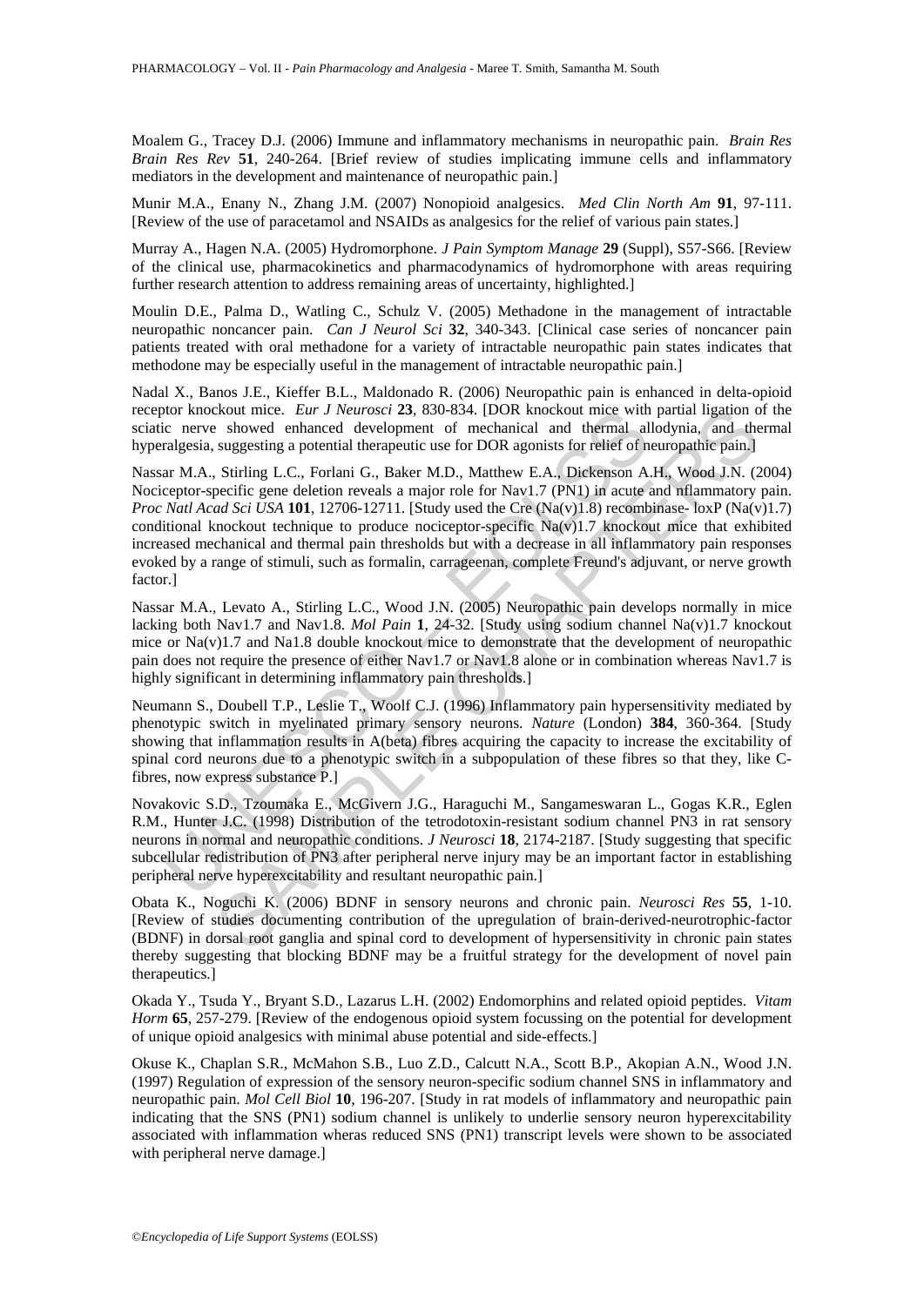Moalem G., Tracey D.J. (2006) Immune and inflammatory mechanisms in neuropathic pain. *Brain Res Brain Res Rev* **51**, 240-264. [Brief review of studies implicating immune cells and inflammatory mediators in the development and maintenance of neuropathic pain.]

Munir M.A., Enany N., Zhang J.M. (2007) Nonopioid analgesics. *Med Clin North Am* **91**, 97-111. [Review of the use of paracetamol and NSAIDs as analgesics for the relief of various pain states.]

Murray A., Hagen N.A. (2005) Hydromorphone. *J Pain Symptom Manage* **29** (Suppl), S57-S66. [Review of the clinical use, pharmacokinetics and pharmacodynamics of hydromorphone with areas requiring further research attention to address remaining areas of uncertainty, highlighted.]

Moulin D.E., Palma D., Watling C., Schulz V. (2005) Methadone in the management of intractable neuropathic noncancer pain. *Can J Neurol Sci* **32**, 340-343. [Clinical case series of noncancer pain patients treated with oral methadone for a variety of intractable neuropathic pain states indicates that methodone may be especially useful in the management of intractable neuropathic pain.]

Nadal X., Banos J.E., Kieffer B.L., Maldonado R. (2006) Neuropathic pain is enhanced in delta-opioid receptor knockout mice. *Eur J Neurosci* **23**, 830-834. [DOR knockout mice with partial ligation of the sciatic nerve showed enhanced development of mechanical and thermal allodynia, and thermal hyperalgesia, suggesting a potential therapeutic use for DOR agonists for relief of neuropathic pain.]

Nassar M.A., Stirling L.C., Forlani G., Baker M.D., Matthew E.A., Dickenson A.H., Wood J.N. (2004) Nociceptor-specific gene deletion reveals a major role for Nav1.7 (PN1) in acute and nflammatory pain. *Proc Natl Acad Sci USA* **101**, 12706-12711. [Study used the Cre (Na(v)1.8) recombinase- loxP (Na(v)1.7) conditional knockout technique to produce nociceptor-specific Na(v)1.7 knockout mice that exhibited increased mechanical and thermal pain thresholds but with a decrease in all inflammatory pain responses evoked by a range of stimuli, such as formalin, carrageenan, complete Freund's adjuvant, or nerve growth factor.]

Nassar M.A., Levato A., Stirling L.C., Wood J.N. (2005) Neuropathic pain develops normally in mice lacking both Nav1.7 and Nav1.8. *Mol Pain* **1**, 24-32. [Study using sodium channel Na(v)1.7 knockout mice or Na(v)1.7 and Na1.8 double knockout mice to demonstrate that the development of neuropathic pain does not require the presence of either Nav1.7 or Nav1.8 alone or in combination whereas Nav1.7 is highly significant in determining inflammatory pain thresholds.]

Neumann S., Doubell T.P., Leslie T., Woolf C.J. (1996) Inflammatory pain hypersensitivity mediated by phenotypic switch in myelinated primary sensory neurons. *Nature* (London) **384**, 360-364. [Study showing that inflammation results in A(beta) fibres acquiring the capacity to increase the excitability of spinal cord neurons due to a phenotypic switch in a subpopulation of these fibres so that they, like C-fibres, now express substance P.]

Novakovic S.D., Tzoumaka E., McGivern J.G., Haraguchi M., Sangameswaran L., Gogas K.R., Eglen R.M., Hunter J.C. (1998) Distribution of the tetrodotoxin-resistant sodium channel PN3 in rat sensory neurons in normal and neuropathic conditions. *J Neurosci* **18**, 2174-2187. [Study suggesting that specific subcellular redistribution of PN3 after peripheral nerve injury may be an important factor in establishing peripheral nerve hyperexcitability and resultant neuropathic pain.]

Obata K., Noguchi K. (2006) BDNF in sensory neurons and chronic pain. *Neurosci Res* **55**, 1-10. [Review of studies documenting contribution of the upregulation of brain-derived-neurotrophic-factor (BDNF) in dorsal root ganglia and spinal cord to development of hypersensitivity in chronic pain states thereby suggesting that blocking BDNF may be a fruitful strategy for the development of novel pain therapeutics.]

Okada Y., Tsuda Y., Bryant S.D., Lazarus L.H. (2002) Endomorphins and related opioid peptides. *Vitam Horm* **65**, 257-279. [Review of the endogenous opioid system focussing on the potential for development of unique opioid analgesics with minimal abuse potential and side-effects.]

Okuse K., Chaplan S.R., McMahon S.B., Luo Z.D., Calcutt N.A., Scott B.P., Akopian A.N., Wood J.N. (1997) Regulation of expression of the sensory neuron-specific sodium channel SNS in inflammatory and neuropathic pain. *Mol Cell Biol* **10**, 196-207. [Study in rat models of inflammatory and neuropathic pain indicating that the SNS (PN1) sodium channel is unlikely to underlie sensory neuron hyperexcitability associated with inflammation wheras reduced SNS (PN1) transcript levels were shown to be associated with peripheral nerve damage.]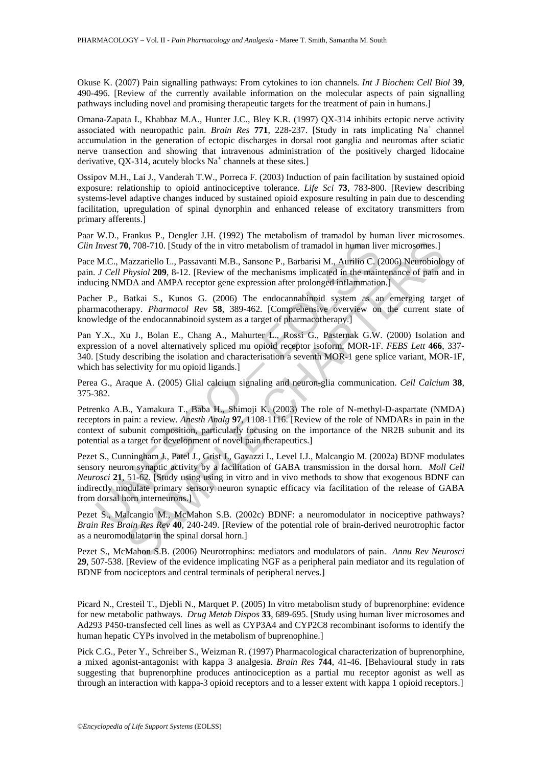Okuse K. (2007) Pain signalling pathways: From cytokines to ion channels. *Int J Biochem Cell Biol* **39**, 490-496. [Review of the currently available information on the molecular aspects of pain signalling pathways including novel and promising therapeutic targets for the treatment of pain in humans.]

Omana-Zapata I., Khabbaz M.A., Hunter J.C., Bley K.R. (1997) QX-314 inhibits ectopic nerve activity associated with neuropathic pain. *Brain Res* **771**, 228-237. [Study in rats implicating $Na^+$ channel accumulation in the generation of ectopic discharges in dorsal root ganglia and neuromas after sciatic nerve transection and showing that intravenous administration of the positively charged lidocaine derivative, QX-314, acutely blocks $Na^+$ channels at these sites.]

Ossipov M.H., Lai J., Vanderah T.W., Porreca F. (2003) Induction of pain facilitation by sustained opioid exposure: relationship to opioid antinociceptive tolerance. *Life Sci* **73**, 783-800. [Review describing systems-level adaptive changes induced by sustained opioid exposure resulting in pain due to descending facilitation, upregulation of spinal dynorphin and enhanced release of excitatory transmitters from primary afferents.]

Paar W.D., Frankus P., Dengler J.H. (1992) The metabolism of tramadol by human liver microsomes. *Clin Invest* **70**, 708-710. [Study of the in vitro metabolism of tramadol in human liver microsomes.]

Pace M.C., Mazzariello L., Passavanti M.B., Sansone P., Barbarisi M., Aurilio C. (2006) Neurobiology of pain. *J Cell Physiol* **209**, 8-12. [Review of the mechanisms implicated in the maintenance of pain and in inducing NMDA and AMPA receptor gene expression after prolonged inflammation.]

Pacher P., Batkai S., Kunos G. (2006) The endocannabinoid system as an emerging target of pharmacotherapy. *Pharmacol Rev* **58**, 389-462. [Comprehensive overview on the current state of knowledge of the endocannabinoid system as a target of pharmacotherapy.]

Pan Y.X., Xu J., Bolan E., Chang A., Mahurter L., Rossi G., Pasternak G.W. (2000) Isolation and expression of a novel alternatively spliced mu opioid receptor isoform, MOR-1F. *FEBS Lett* **466**, 337-340. [Study describing the isolation and characterisation a seventh MOR-1 gene splice variant, MOR-1F, which has selectivity for mu opioid ligands.]

Perea G., Araque A. (2005) Glial calcium signaling and neuron-glia communication. *Cell Calcium* **38**, 375-382.

Petrenko A.B., Yamakura T., Baba H., Shimoji K. (2003) The role of N-methyl-D-aspartate (NMDA) receptors in pain: a review. *Anesth Analg* **97**, 1108-1116. [Review of the role of NMDARs in pain in the context of subunit composition, particularly focusing on the importance of the NR2B subunit and its potential as a target for development of novel pain therapeutics.]

Pezet S., Cunningham J., Patel J., Grist J., Gavazzi I., Level I.J., Malcangio M. (2002a) BDNF modulates sensory neuron synaptic activity by a facilitation of GABA transmission in the dorsal horn. *Moll Cell Neurosci* **21**, 51-62. [Study using using in vitro and in vivo methods to show that exogenous BDNF can indirectly modulate primary sensory neuron synaptic efficacy via facilitation of the release of GABA from dorsal horn interneurons.]

Pezet S., Malcangio M., McMahon S.B. (2002c) BDNF: a neuromodulator in nociceptive pathways? *Brain Res Brain Res Rev* **40**, 240-249. [Review of the potential role of brain-derived neurotrophic factor as a neuromodulator in the spinal dorsal horn.]

Pezet S., McMahon S.B. (2006) Neurotrophins: mediators and modulators of pain. *Annu Rev Neurosci* **29**, 507-538. [Review of the evidence implicating NGF as a peripheral pain mediator and its regulation of BDNF from nociceptors and central terminals of peripheral nerves.]

Picard N., Cresteil T., Djebli N., Marquet P. (2005) In vitro metabolism study of buprenorphine: evidence for new metabolic pathways. *Drug Metab Dispos* **33**, 689-695. [Study using human liver microsomes and Ad293 P450-transfected cell lines as well as CYP3A4 and CYP2C8 recombinant isoforms to identify the human hepatic CYPs involved in the metabolism of buprenophine.]

Pick C.G., Peter Y., Schreiber S., Weizman R. (1997) Pharmacological characterization of buprenorphine, a mixed agonist-antagonist with kappa 3 analgesia. *Brain Res* **744**, 41-46. [Behavioural study in rats suggesting that buprenorphine produces antinociception as a partial mu receptor agonist as well as through an interaction with kappa-3 opioid receptors and to a lesser extent with kappa 1 opioid receptors.]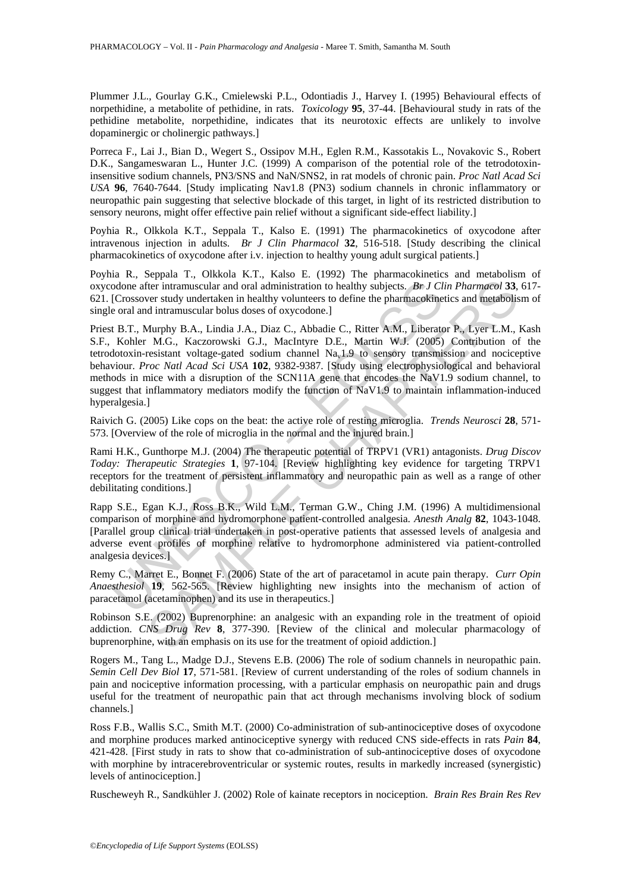Plummer J.L., Gourlay G.K., Cmielewski P.L., Odontiadis J., Harvey I. (1995) Behavioural effects of norpethidine, a metabolite of pethidine, in rats. *Toxicology* **95**, 37-44. [Behavioural study in rats of the pethidine metabolite, norpethidine, indicates that its neurotoxic effects are unlikely to involve dopaminergic or cholinergic pathways.]

Porreca F., Lai J., Bian D., Wegert S., Ossipov M.H., Eglen R.M., Kassotakis L., Novakovic S., Robert D.K., Sangameswaran L., Hunter J.C. (1999) A comparison of the potential role of the tetrodotoxin-insensitive sodium channels, PN3/SNS and NaN/SNS2, in rat models of chronic pain. *Proc Natl Acad Sci USA* **96**, 7640-7644. [Study implicating Nav1.8 (PN3) sodium channels in chronic inflammatory or neuropathic pain suggesting that selective blockade of this target, in light of its restricted distribution to sensory neurons, might offer effective pain relief without a significant side-effect liability.]

Poyhia R., Olkkola K.T., Seppala T., Kalso E. (1991) The pharmacokinetics of oxycodone after intravenous injection in adults. *Br J Clin Pharmacol* **32**, 516-518. [Study describing the clinical pharmacokinetics of oxycodone after i.v. injection to healthy young adult surgical patients.]

Poyhia R., Seppala T., Olkkola K.T., Kalso E. (1992) The pharmacokinetics and metabolism of oxycodone after intramuscular and oral administration to healthy subjects. *Br J Clin Pharmacol* **33**, 617-621. [Crossover study undertaken in healthy volunteers to define the pharmacokinetics and metabolism of single oral and intramuscular bolus doses of oxycodone.]

Priest B.T., Murphy B.A., Lindia J.A., Diaz C., Abbadie C., Ritter A.M., Liberator P., Lyer L.M., Kash S.F., Kohler M.G., Kaczorowski G.J., MacIntyre D.E., Martin W.J. (2005) Contribution of the tetrodotoxin-resistant voltage-gated sodium channel $Na_v1.9$ to sensory transmission and nociceptive behaviour. *Proc Natl Acad Sci USA* **102**, 9382-9387. [Study using electrophysiological and behavioral methods in mice with a disruption of the SCN11A gene that encodes the NaV1.9 sodium channel, to suggest that inflammatory mediators modify the function of NaV1.9 to maintain inflammation-induced hyperalgesia.]

Raivich G. (2005) Like cops on the beat: the active role of resting microglia. *Trends Neurosci* **28**, 571-573. [Overview of the role of microglia in the normal and the injured brain.]

Rami H.K., Gunthorpe M.J. (2004) The therapeutic potential of TRPV1 (VR1) antagonists. *Drug Discov Today: Therapeutic Strategies* **1**, 97-104. [Review highlighting key evidence for targeting TRPV1 receptors for the treatment of persistent inflammatory and neuropathic pain as well as a range of other debilitating conditions.]

Rapp S.E., Egan K.J., Ross B.K., Wild L.M., Terman G.W., Ching J.M. (1996) A multidimensional comparison of morphine and hydromorphone patient-controlled analgesia. *Anesth Analg* **82**, 1043-1048. [Parallel group clinical trial undertaken in post-operative patients that assessed levels of analgesia and adverse event profiles of morphine relative to hydromorphone administered via patient-controlled analgesia devices.]

Remy C., Marret E., Bonnet F. (2006) State of the art of paracetamol in acute pain therapy. *Curr Opin Anaesthesiol* **19**, 562-565. [Review highlighting new insights into the mechanism of action of paracetamol (acetaminophen) and its use in therapeutics.]

Robinson S.E. (2002) Buprenorphine: an analgesic with an expanding role in the treatment of opioid addiction. *CNS Drug Rev* **8**, 377-390. [Review of the clinical and molecular pharmacology of buprenorphine, with an emphasis on its use for the treatment of opioid addiction.]

Rogers M., Tang L., Madge D.J., Stevens E.B. (2006) The role of sodium channels in neuropathic pain. *Semin Cell Dev Biol* **17**, 571-581. [Review of current understanding of the roles of sodium channels in pain and nociceptive information processing, with a particular emphasis on neuropathic pain and drugs useful for the treatment of neuropathic pain that act through mechanisms involving block of sodium channels.]

Ross F.B., Wallis S.C., Smith M.T. (2000) Co-administration of sub-antinociceptive doses of oxycodone and morphine produces marked antinociceptive synergy with reduced CNS side-effects in rats *Pain* **84**, 421-428. [First study in rats to show that co-administration of sub-antinociceptive doses of oxycodone with morphine by intracerebroventricular or systemic routes, results in markedly increased (synergistic) levels of antinociception.]

Ruscheweyh R., Sandkühler J. (2002) Role of kainate receptors in nociception. *Brain Res Brain Res Rev*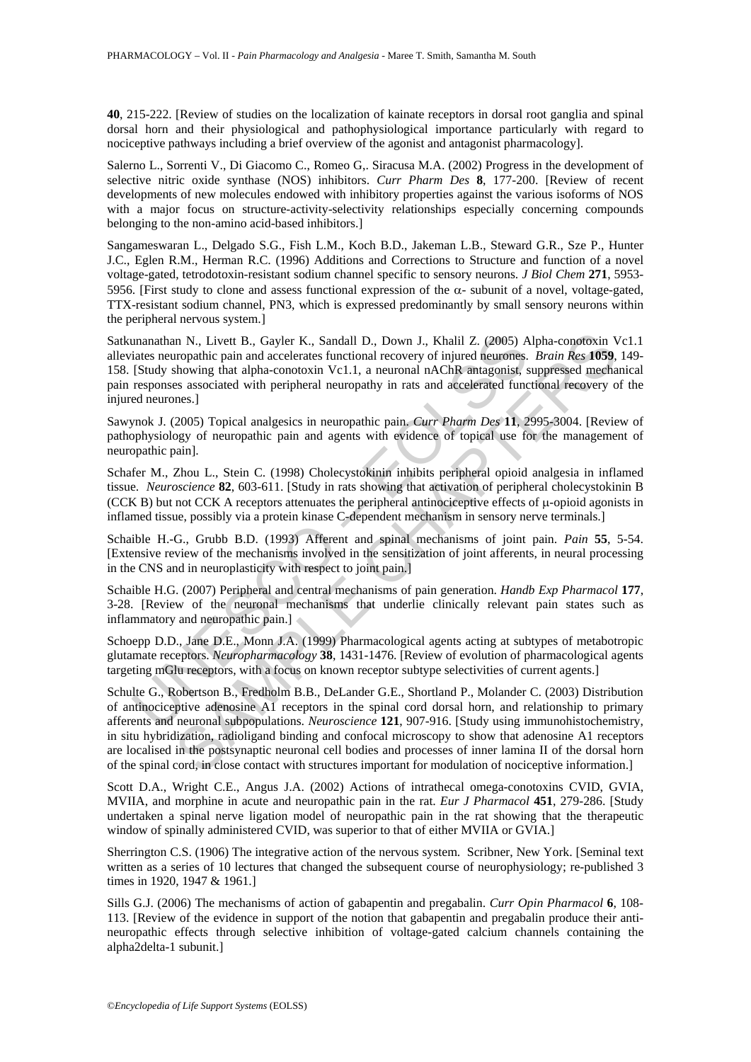**40**, 215-222. [Review of studies on the localization of kainate receptors in dorsal root ganglia and spinal dorsal horn and their physiological and pathophysiological importance particularly with regard to nociceptive pathways including a brief overview of the agonist and antagonist pharmacology].

Salerno L., Sorrenti V., Di Giacomo C., Romeo G,. Siracusa M.A. (2002) Progress in the development of selective nitric oxide synthase (NOS) inhibitors. *Curr Pharm Des* **8**, 177-200. [Review of recent developments of new molecules endowed with inhibitory properties against the various isoforms of NOS with a major focus on structure-activity-selectivity relationships especially concerning compounds belonging to the non-amino acid-based inhibitors.]

Sangameswaran L., Delgado S.G., Fish L.M., Koch B.D., Jakeman L.B., Steward G.R., Sze P., Hunter J.C., Eglen R.M., Herman R.C. (1996) Additions and Corrections to Structure and function of a novel voltage-gated, tetrodotoxin-resistant sodium channel specific to sensory neurons. *J Biol Chem* **271**, 5953-5956. [First study to clone and assess functional expression of the α- subunit of a novel, voltage-gated, TTX-resistant sodium channel, PN3, which is expressed predominantly by small sensory neurons within the peripheral nervous system.]

Satkunanathan N., Livett B., Gayler K., Sandall D., Down J., Khalil Z. (2005) Alpha-conotoxin Vc1.1 alleviates neuropathic pain and accelerates functional recovery of injured neurones. *Brain Res* **1059**, 149-158. [Study showing that alpha-conotoxin Vc1.1, a neuronal nAChR antagonist, suppressed mechanical pain responses associated with peripheral neuropathy in rats and accelerated functional recovery of the injured neurones.]

Sawynok J. (2005) Topical analgesics in neuropathic pain. *Curr Pharm Des* **11**, 2995-3004. [Review of pathophysiology of neuropathic pain and agents with evidence of topical use for the management of neuropathic pain].

Schafer M., Zhou L., Stein C. (1998) Cholecystokinin inhibits peripheral opioid analgesia in inflamed tissue. *Neuroscience* **82**, 603-611. [Study in rats showing that activation of peripheral cholecystokinin B (CCK B) but not CCK A receptors attenuates the peripheral antinociceptive effects of μ-opioid agonists in inflamed tissue, possibly via a protein kinase C-dependent mechanism in sensory nerve terminals.]

Schaible H.-G., Grubb B.D. (1993) Afferent and spinal mechanisms of joint pain. *Pain* **55**, 5-54. [Extensive review of the mechanisms involved in the sensitization of joint afferents, in neural processing in the CNS and in neuroplasticity with respect to joint pain.]

Schaible H.G. (2007) Peripheral and central mechanisms of pain generation. *Handb Exp Pharmacol* **177**, 3-28. [Review of the neuronal mechanisms that underlie clinically relevant pain states such as inflammatory and neuropathic pain.]

Schoepp D.D., Jane D.E., Monn J.A. (1999) Pharmacological agents acting at subtypes of metabotropic glutamate receptors. *Neuropharmacology* **38**, 1431-1476. [Review of evolution of pharmacological agents targeting mGlu receptors, with a focus on known receptor subtype selectivities of current agents.]

Schulte G., Robertson B., Fredholm B.B., DeLander G.E., Shortland P., Molander C. (2003) Distribution of antinociceptive adenosine A1 receptors in the spinal cord dorsal horn, and relationship to primary afferents and neuronal subpopulations. *Neuroscience* **121**, 907-916. [Study using immunohistochemistry, in situ hybridization, radioligand binding and confocal microscopy to show that adenosine A1 receptors are localised in the postsynaptic neuronal cell bodies and processes of inner lamina II of the dorsal horn of the spinal cord, in close contact with structures important for modulation of nociceptive information.]

Scott D.A., Wright C.E., Angus J.A. (2002) Actions of intrathecal omega-conotoxins CVID, GVIA, MVIIA, and morphine in acute and neuropathic pain in the rat. *Eur J Pharmacol* **451**, 279-286. [Study undertaken a spinal nerve ligation model of neuropathic pain in the rat showing that the therapeutic window of spinally administered CVID, was superior to that of either MVIIA or GVIA.]

Sherrington C.S. (1906) The integrative action of the nervous system. Scribner, New York. [Seminal text written as a series of 10 lectures that changed the subsequent course of neurophysiology; re-published 3 times in 1920, 1947 & 1961.]

Sills G.J. (2006) The mechanisms of action of gabapentin and pregabalin. *Curr Opin Pharmacol* **6**, 108-113. [Review of the evidence in support of the notion that gabapentin and pregabalin produce their anti-neuropathic effects through selective inhibition of voltage-gated calcium channels containing the alpha2delta-1 subunit.]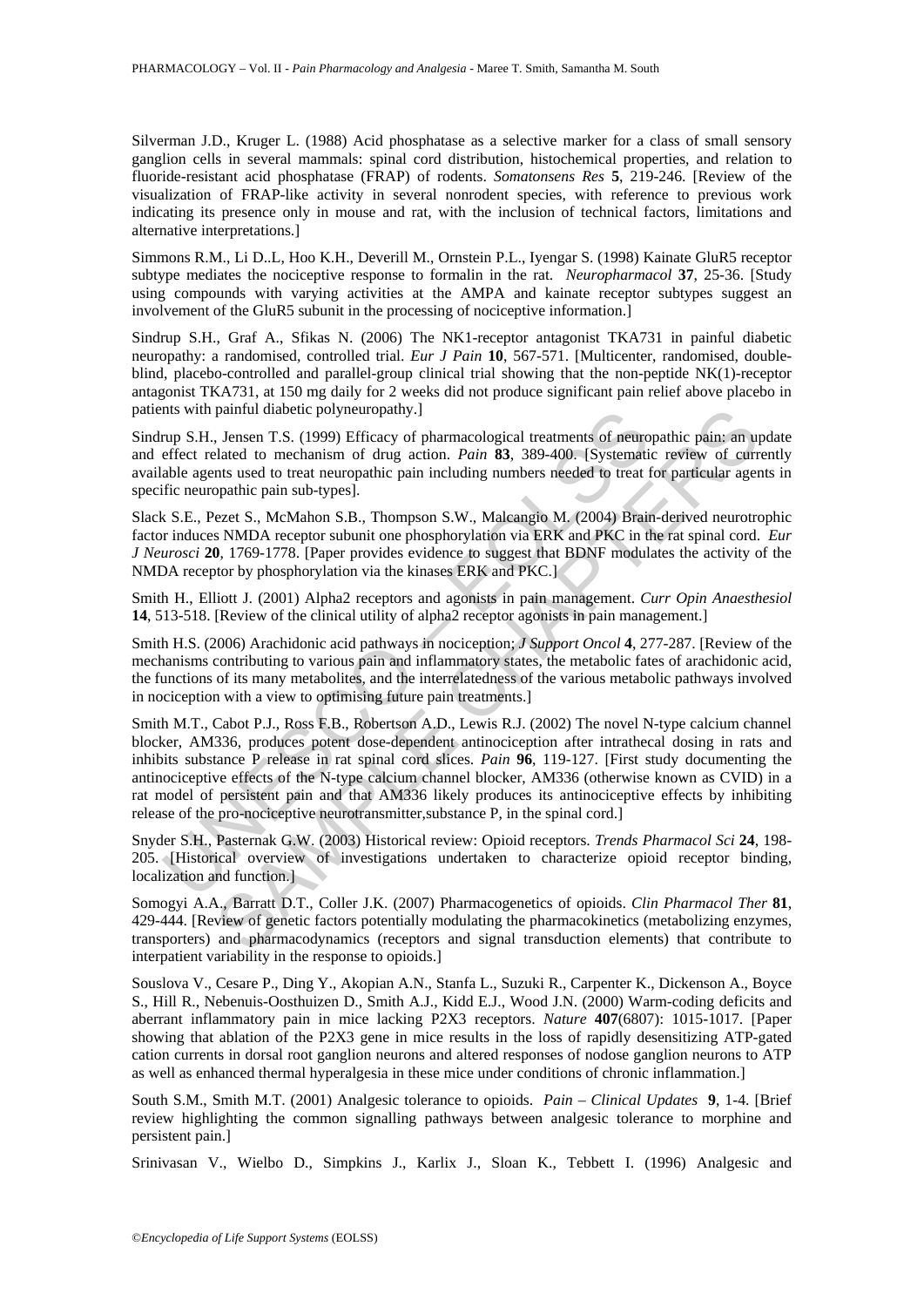Silverman J.D., Kruger L. (1988) Acid phosphatase as a selective marker for a class of small sensory ganglion cells in several mammals: spinal cord distribution, histochemical properties, and relation to fluoride-resistant acid phosphatase (FRAP) of rodents. *Somatosens Res* **5**, 219-246. [Review of the visualization of FRAP-like activity in several nonrodent species, with reference to previous work indicating its presence only in mouse and rat, with the inclusion of technical factors, limitations and alternative interpretations.]

Simmons R.M., Li D..L, Hoo K.H., Deverill M., Ornstein P.L., Iyengar S. (1998) Kainate GluR5 receptor subtype mediates the nociceptive response to formalin in the rat. *Neuropharmacol* **37**, 25-36. [Study using compounds with varying activities at the AMPA and kainate receptor subtypes suggest an involvement of the GluR5 subunit in the processing of nociceptive information.]

Sindrup S.H., Graf A., Sfikas N. (2006) The NK1-receptor antagonist TKA731 in painful diabetic neuropathy: a randomised, controlled trial. *Eur J Pain* **10**, 567-571. [Multicenter, randomised, double-blind, placebo-controlled and parallel-group clinical trial showing that the non-peptide NK(1)-receptor antagonist TKA731, at 150 mg daily for 2 weeks did not produce significant pain relief above placebo in patients with painful diabetic polyneuropathy.]

Sindrup S.H., Jensen T.S. (1999) Efficacy of pharmacological treatments of neuropathic pain: an update and effect related to mechanism of drug action. *Pain* **83**, 389-400. [Systematic review of currently available agents used to treat neuropathic pain including numbers needed to treat for particular agents in specific neuropathic pain sub-types].

Slack S.E., Pezet S., McMahon S.B., Thompson S.W., Malcangio M. (2004) Brain-derived neurotrophic factor induces NMDA receptor subunit one phosphorylation via ERK and PKC in the rat spinal cord. *Eur J Neurosci* **20**, 1769-1778. [Paper provides evidence to suggest that BDNF modulates the activity of the NMDA receptor by phosphorylation via the kinases ERK and PKC.]

Smith H., Elliott J. (2001) Alpha2 receptors and agonists in pain management. *Curr Opin Anaesthesiol* **14**, 513-518. [Review of the clinical utility of alpha2 receptor agonists in pain management.]

Smith H.S. (2006) Arachidonic acid pathways in nociception. *J Support Oncol* **4**, 277-287. [Review of the mechanisms contributing to various pain and inflammatory states, the metabolic fates of arachidonic acid, the functions of its many metabolites, and the interrelatedness of the various metabolic pathways involved in nociception with a view to optimising future pain treatments.]

Smith M.T., Cabot P.J., Ross F.B., Robertson A.D., Lewis R.J. (2002) The novel N-type calcium channel blocker, AM336, produces potent dose-dependent antinociception after intrathecal dosing in rats and inhibits substance P release in rat spinal cord slices. *Pain* **96**, 119-127. [First study documenting the antinociceptive effects of the N-type calcium channel blocker, AM336 (otherwise known as CVID) in a rat model of persistent pain and that AM336 likely produces its antinociceptive effects by inhibiting release of the pro-nociceptive neurotransmitter,substance P, in the spinal cord.]

Snyder S.H., Pasternak G.W. (2003) Historical review: Opioid receptors. *Trends Pharmacol Sci* **24**, 198-205. [Historical overview of investigations undertaken to characterize opioid receptor binding, localization and function.]

Somogyi A.A., Barratt D.T., Coller J.K. (2007) Pharmacogenetics of opioids. *Clin Pharmacol Ther* **81**, 429-444. [Review of genetic factors potentially modulating the pharmacokinetics (metabolizing enzymes, transporters) and pharmacodynamics (receptors and signal transduction elements) that contribute to interpatient variability in the response to opioids.]

Souslova V., Cesare P., Ding Y., Akopian A.N., Stanfa L., Suzuki R., Carpenter K., Dickenson A., Boyce S., Hill R., Nebenuis-Oosthuizen D., Smith A.J., Kidd E.J., Wood J.N. (2000) Warm-coding deficits and aberrant inflammatory pain in mice lacking P2X3 receptors. *Nature* **407**(6807): 1015-1017. [Paper showing that ablation of the P2X3 gene in mice results in the loss of rapidly desensitizing ATP-gated cation currents in dorsal root ganglion neurons and altered responses of nodose ganglion neurons to ATP as well as enhanced thermal hyperalgesia in these mice under conditions of chronic inflammation.]

South S.M., Smith M.T. (2001) Analgesic tolerance to opioids. *Pain – Clinical Updates* **9**, 1-4. [Brief review highlighting the common signalling pathways between analgesic tolerance to morphine and persistent pain.]

Srinivasan V., Wielbo D., Simpkins J., Karlix J., Sloan K., Tebbett I. (1996) Analgesic and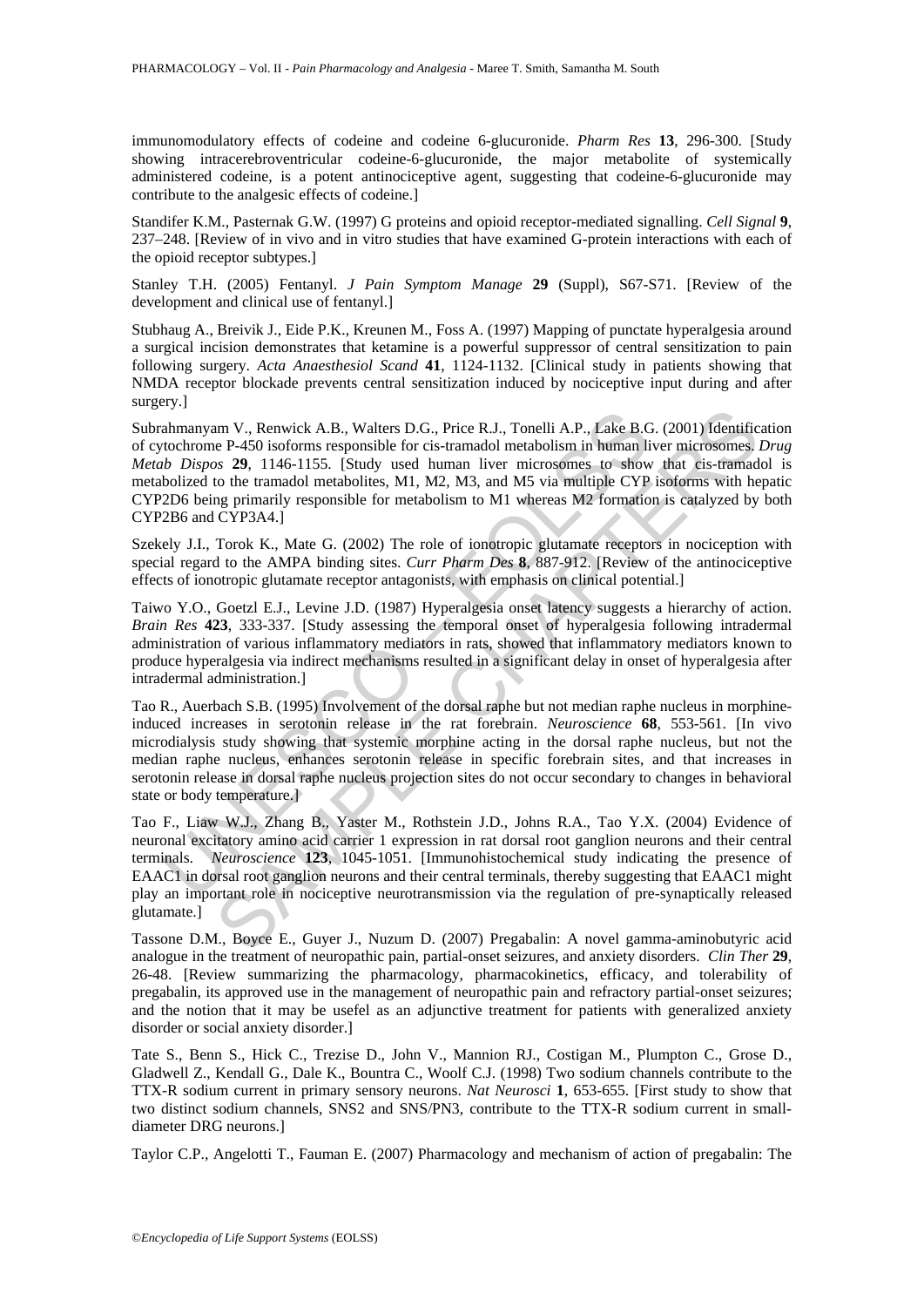immunomodulatory effects of codeine and codeine 6-glucuronide. *Pharm Res* **13**, 296-300. [Study showing intracerebroventricular codeine-6-glucuronide, the major metabolite of systemically administered codeine, is a potent antinociceptive agent, suggesting that codeine-6-glucuronide may contribute to the analgesic effects of codeine.]

Standifer K.M., Pasternak G.W. (1997) G proteins and opioid receptor-mediated signalling. *Cell Signal* **9**, 237–248. [Review of in vivo and in vitro studies that have examined G-protein interactions with each of the opioid receptor subtypes.]

Stanley T.H. (2005) Fentanyl. *J Pain Symptom Manage* **29** (Suppl), S67-S71. [Review of the development and clinical use of fentanyl.]

Stubhaug A., Breivik J., Eide P.K., Kreunen M., Foss A. (1997) Mapping of punctate hyperalgesia around a surgical incision demonstrates that ketamine is a powerful suppressor of central sensitization to pain following surgery. *Acta Anaesthesiol Scand* **41**, 1124-1132. [Clinical study in patients showing that NMDA receptor blockade prevents central sensitization induced by nociceptive input during and after surgery.]

Subrahmanyam V., Renwick A.B., Walters D.G., Price R.J., Tonelli A.P., Lake B.G. (2001) Identification of cytochrome P-450 isoforms responsible for cis-tramadol metabolism in human liver microsomes. *Drug Metab Dispos* **29**, 1146-1155. [Study used human liver microsomes to show that cis-tramadol is metabolized to the tramadol metabolites, M1, M2, M3, and M5 via multiple CYP isoforms with hepatic CYP2D6 being primarily responsible for metabolism to M1 whereas M2 formation is catalyzed by both CYP2B6 and CYP3A4.]

Szekely J.I., Torok K., Mate G. (2002) The role of ionotropic glutamate receptors in nociception with special regard to the AMPA binding sites. *Curr Pharm Des* **8**, 887-912. [Review of the antinociceptive effects of ionotropic glutamate receptor antagonists, with emphasis on clinical potential.]

Taiwo Y.O., Goetzl E.J., Levine J.D. (1987) Hyperalgesia onset latency suggests a hierarchy of action. *Brain Res* **423**, 333-337. [Study assessing the temporal onset of hyperalgesia following intradermal administration of various inflammatory mediators in rats, showed that inflammatory mediators known to produce hyperalgesia via indirect mechanisms resulted in a significant delay in onset of hyperalgesia after intradermal administration.]

Tao R., Auerbach S.B. (1995) Involvement of the dorsal raphe but not median raphe nucleus in morphine-induced increases in serotonin release in the rat forebrain. *Neuroscience* **68**, 553-561. [In vivo microdialysis study showing that systemic morphine acting in the dorsal raphe nucleus, but not the median raphe nucleus, enhances serotonin release in specific forebrain sites, and that increases in serotonin release in dorsal raphe nucleus projection sites do not occur secondary to changes in behavioral state or body temperature.]

Tao F., Liaw W.J., Zhang B., Yaster M., Rothstein J.D., Johns R.A., Tao Y.X. (2004) Evidence of neuronal excitatory amino acid carrier 1 expression in rat dorsal root ganglion neurons and their central terminals. *Neuroscience* **123**, 1045-1051. [Immunohistochemical study indicating the presence of EAAC1 in dorsal root ganglion neurons and their central terminals, thereby suggesting that EAAC1 might play an important role in nociceptive neurotransmission via the regulation of pre-synaptically released glutamate.]

Tassone D.M., Boyce E., Guyer J., Nuzum D. (2007) Pregabalin: A novel gamma-aminobutyric acid analogue in the treatment of neuropathic pain, partial-onset seizures, and anxiety disorders. *Clin Ther* **29**, 26-48. [Review summarizing the pharmacology, pharmacokinetics, efficacy, and tolerability of pregabalin, its approved use in the management of neuropathic pain and refractory partial-onset seizures; and the notion that it may be usefel as an adjunctive treatment for patients with generalized anxiety disorder or social anxiety disorder.]

Tate S., Benn S., Hick C., Trezise D., John V., Mannion RJ., Costigan M., Plumpton C., Grose D., Gladwell Z., Kendall G., Dale K., Bountra C., Woolf C.J. (1998) Two sodium channels contribute to the TTX-R sodium current in primary sensory neurons. *Nat Neurosci* **1**, 653-655. [First study to show that two distinct sodium channels, SNS2 and SNS/PN3, contribute to the TTX-R sodium current in small-diameter DRG neurons.]

Taylor C.P., Angelotti T., Fauman E. (2007) Pharmacology and mechanism of action of pregabalin: The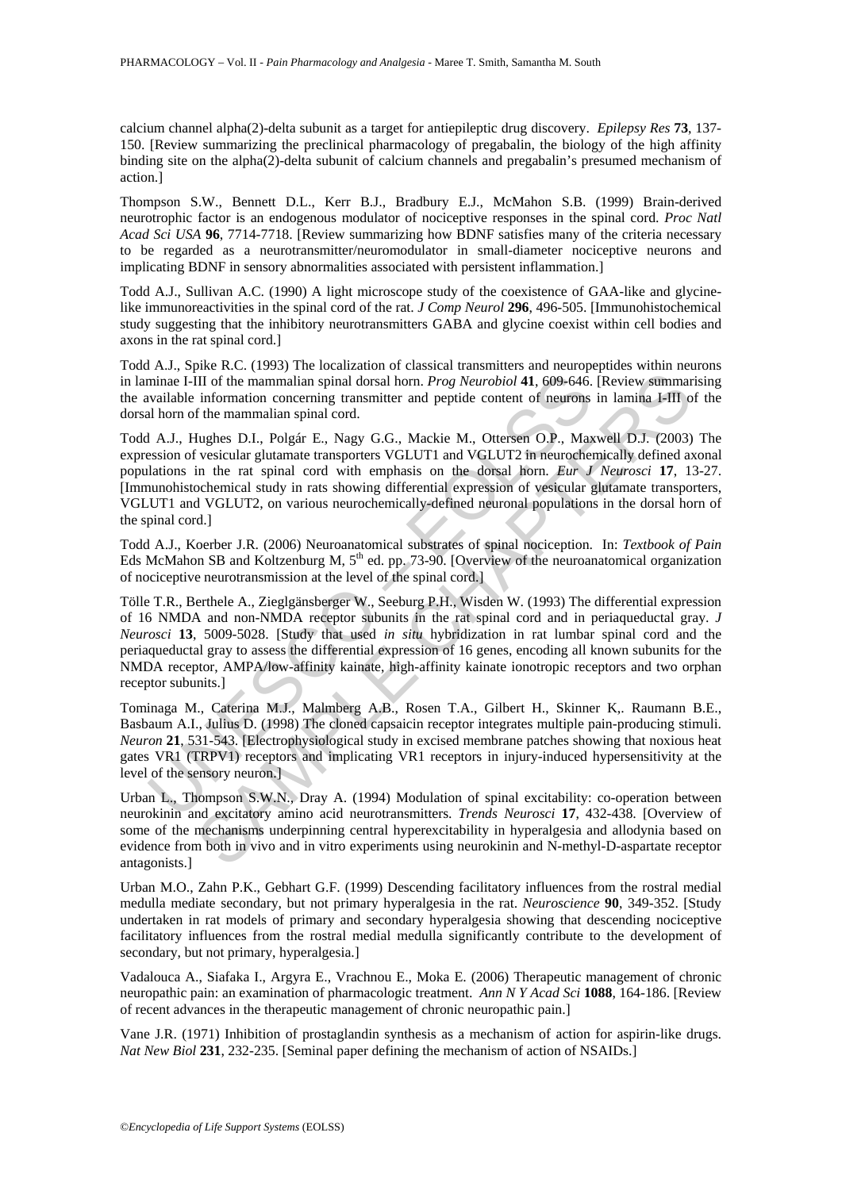calcium channel alpha(2)-delta subunit as a target for antiepileptic drug discovery. *Epilepsy Res* **73**, 137-150. [Review summarizing the preclinical pharmacology of pregabalin, the biology of the high affinity binding site on the alpha(2)-delta subunit of calcium channels and pregabalin's presumed mechanism of action.]

Thompson S.W., Bennett D.L., Kerr B.J., Bradbury E.J., McMahon S.B. (1999) Brain-derived neurotrophic factor is an endogenous modulator of nociceptive responses in the spinal cord. *Proc Natl Acad Sci USA* **96**, 7714-7718. [Review summarizing how BDNF satisfies many of the criteria necessary to be regarded as a neurotransmitter/neuromodulator in small-diameter nociceptive neurons and implicating BDNF in sensory abnormalities associated with persistent inflammation.]

Todd A.J., Sullivan A.C. (1990) A light microscope study of the coexistence of GAA-like and glycine-like immunoreactivities in the spinal cord of the rat. *J Comp Neurol* **296**, 496-505. [Immunohistochemical study suggesting that the inhibitory neurotransmitters GABA and glycine coexist within cell bodies and axons in the rat spinal cord.]

Todd A.J., Spike R.C. (1993) The localization of classical transmitters and neuropeptides within neurons in laminae I-III of the mammalian spinal dorsal horn. *Prog Neurobiol* **41**, 609-646. [Review summarising the available information concerning transmitter and peptide content of neurons in lamina I-III of the dorsal horn of the mammalian spinal cord.

Todd A.J., Hughes D.I., Polgár E., Nagy G.G., Mackie M., Ottersen O.P., Maxwell D.J. (2003) The expression of vesicular glutamate transporters VGLUT1 and VGLUT2 in neurochemically defined axonal populations in the rat spinal cord with emphasis on the dorsal horn. *Eur J Neurosci* **17**, 13-27. [Immunohistochemical study in rats showing differential expression of vesicular glutamate transporters, VGLUT1 and VGLUT2, on various neurochemically-defined neuronal populations in the dorsal horn of the spinal cord.]

Todd A.J., Koerber J.R. (2006) Neuroanatomical substrates of spinal nociception. In: *Textbook of Pain* Eds McMahon SB and Koltzenburg M, 5th ed. pp. 73-90. [Overview of the neuroanatomical organization of nociceptive neurotransmission at the level of the spinal cord.]

Tölle T.R., Berthele A., Zieglgänsberger W., Seeburg P.H., Wisden W. (1993) The differential expression of 16 NMDA and non-NMDA receptor subunits in the rat spinal cord and in periaqueductal gray. *J Neurosci* **13**, 5009-5028. [Study that used *in situ* hybridization in rat lumbar spinal cord and the periaqueductal gray to assess the differential expression of 16 genes, encoding all known subunits for the NMDA receptor, AMPA/low-affinity kainate, high-affinity kainate ionotropic receptors and two orphan receptor subunits.]

Tominaga M., Caterina M.J., Malmberg A.B., Rosen T.A., Gilbert H., Skinner K,. Raumann B.E., Basbaum A.I., Julius D. (1998) The cloned capsaicin receptor integrates multiple pain-producing stimuli. *Neuron* **21**, 531-543. [Electrophysiological study in excised membrane patches showing that noxious heat gates VR1 (TRPV1) receptors and implicating VR1 receptors in injury-induced hypersensitivity at the level of the sensory neuron.]

Urban L., Thompson S.W.N., Dray A. (1994) Modulation of spinal excitability: co-operation between neurokinin and excitatory amino acid neurotransmitters. *Trends Neurosci* **17**, 432-438. [Overview of some of the mechanisms underpinning central hyperexcitability in hyperalgesia and allodynia based on evidence from both in vivo and in vitro experiments using neurokinin and N-methyl-D-aspartate receptor antagonists.]

Urban M.O., Zahn P.K., Gebhart G.F. (1999) Descending facilitatory influences from the rostral medial medulla mediate secondary, but not primary hyperalgesia in the rat. *Neuroscience* **90**, 349-352. [Study undertaken in rat models of primary and secondary hyperalgesia showing that descending nociceptive facilitatory influences from the rostral medial medulla significantly contribute to the development of secondary, but not primary, hyperalgesia.]

Vadalouca A., Siafaka I., Argyra E., Vrachnou E., Moka E. (2006) Therapeutic management of chronic neuropathic pain: an examination of pharmacologic treatment. *Ann N Y Acad Sci* **1088**, 164-186. [Review of recent advances in the therapeutic management of chronic neuropathic pain.]

Vane J.R. (1971) Inhibition of prostaglandin synthesis as a mechanism of action for aspirin-like drugs. *Nat New Biol* **231**, 232-235. [Seminal paper defining the mechanism of action of NSAIDs.]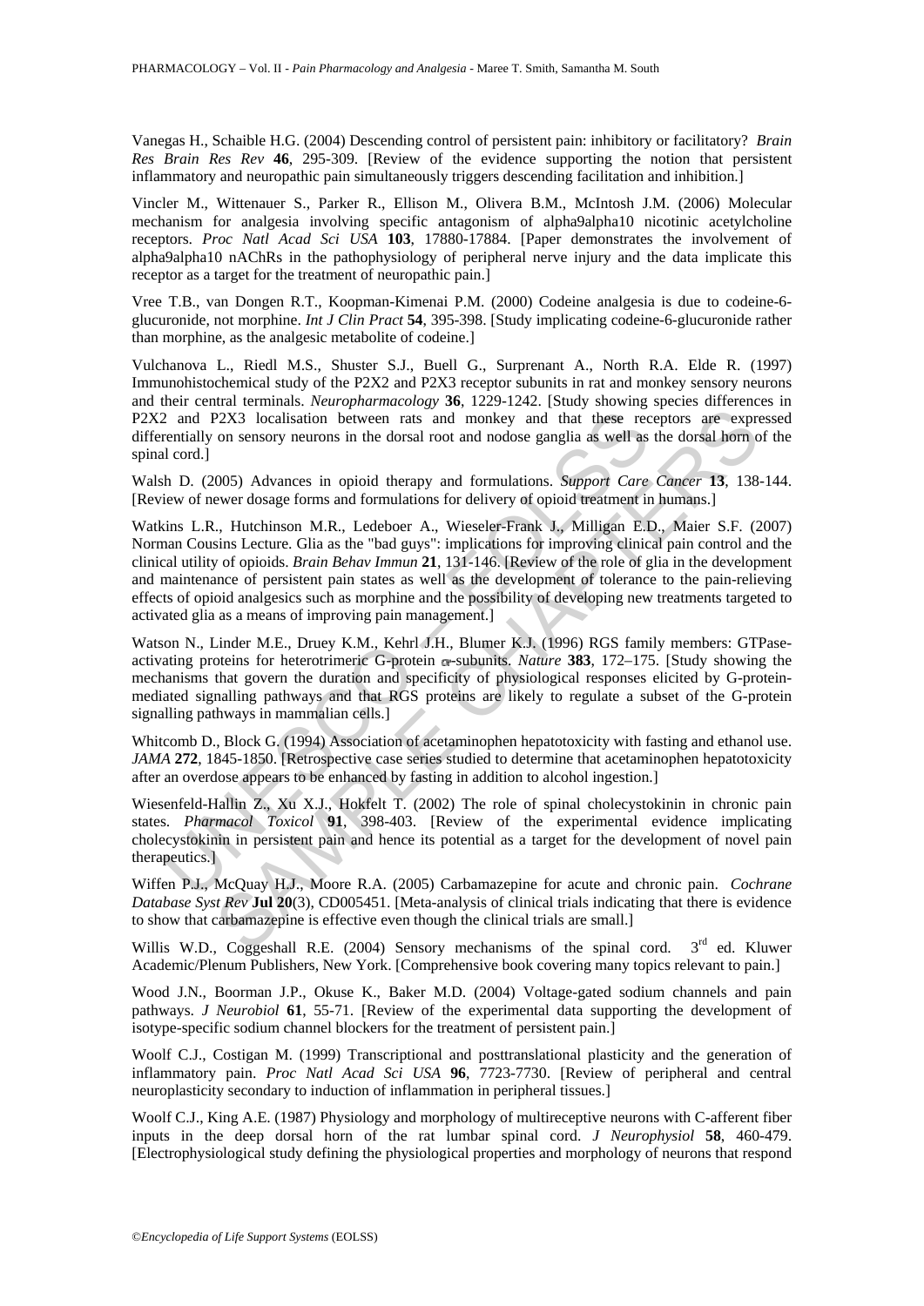Vanegas H., Schaible H.G. (2004) Descending control of persistent pain: inhibitory or facilitatory? *Brain Res Brain Res Rev* **46**, 295-309. [Review of the evidence supporting the notion that persistent inflammatory and neuropathic pain simultaneously triggers descending facilitation and inhibition.]

Vincler M., Wittenauer S., Parker R., Ellison M., Olivera B.M., McIntosh J.M. (2006) Molecular mechanism for analgesia involving specific antagonism of alpha9alpha10 nicotinic acetylcholine receptors. *Proc Natl Acad Sci USA* **103**, 17880-17884. [Paper demonstrates the involvement of alpha9alpha10 nAChRs in the pathophysiology of peripheral nerve injury and the data implicate this receptor as a target for the treatment of neuropathic pain.]

Vree T.B., van Dongen R.T., Koopman-Kimenai P.M. (2000) Codeine analgesia is due to codeine-6-glucuronide, not morphine. *Int J Clin Pract* **54**, 395-398. [Study implicating codeine-6-glucuronide rather than morphine, as the analgesic metabolite of codeine.]

Vulchanova L., Riedl M.S., Shuster S.J., Buell G., Surprenant A., North R.A. Elde R. (1997) Immunohistochemical study of the P2X2 and P2X3 receptor subunits in rat and monkey sensory neurons and their central terminals. *Neuropharmacology* **36**, 1229-1242. [Study showing species differences in P2X2 and P2X3 localisation between rats and monkey and that these receptors are expressed differentially on sensory neurons in the dorsal root and nodose ganglia as well as the dorsal horn of the spinal cord.]

Walsh D. (2005) Advances in opioid therapy and formulations. *Support Care Cancer* **13**, 138-144. [Review of newer dosage forms and formulations for delivery of opioid treatment in humans.]

Watkins L.R., Hutchinson M.R., Ledeboer A., Wieseler-Frank J., Milligan E.D., Maier S.F. (2007) Norman Cousins Lecture. Glia as the "bad guys": implications for improving clinical pain control and the clinical utility of opioids. *Brain Behav Immun* **21**, 131-146. [Review of the role of glia in the development and maintenance of persistent pain states as well as the development of tolerance to the pain-relieving effects of opioid analgesics such as morphine and the possibility of developing new treatments targeted to activated glia as a means of improving pain management.]

Watson N., Linder M.E., Druey K.M., Kehrl J.H., Blumer K.J. (1996) RGS family members: GTPase-activating proteins for heterotrimeric G-protein α-subunits. *Nature* **383**, 172–175. [Study showing the mechanisms that govern the duration and specificity of physiological responses elicited by G-protein-mediated signalling pathways and that RGS proteins are likely to regulate a subset of the G-protein signalling pathways in mammalian cells.]

Whitcomb D., Block G. (1994) Association of acetaminophen hepatotoxicity with fasting and ethanol use. *JAMA* **272**, 1845-1850. [Retrospective case series studied to determine that acetaminophen hepatotoxicity after an overdose appears to be enhanced by fasting in addition to alcohol ingestion.]

Wiesenfeld-Hallin Z., Xu X.J., Hokfelt T. (2002) The role of spinal cholecystokinin in chronic pain states. *Pharmacol Toxicol* **91**, 398-403. [Review of the experimental evidence implicating cholecystokinin in persistent pain and hence its potential as a target for the development of novel pain therapeutics.]

Wiffen P.J., McQuay H.J., Moore R.A. (2005) Carbamazepine for acute and chronic pain. *Cochrane Database Syst Rev* **Jul 20**(3), CD005451. [Meta-analysis of clinical trials indicating that there is evidence to show that carbamazepine is effective even though the clinical trials are small.]

Willis W.D., Coggeshall R.E. (2004) Sensory mechanisms of the spinal cord. 3rd ed. Kluwer Academic/Plenum Publishers, New York. [Comprehensive book covering many topics relevant to pain.]

Wood J.N., Boorman J.P., Okuse K., Baker M.D. (2004) Voltage-gated sodium channels and pain pathways. *J Neurobiol* **61**, 55-71. [Review of the experimental data supporting the development of isotype-specific sodium channel blockers for the treatment of persistent pain.]

Woolf C.J., Costigan M. (1999) Transcriptional and posttranslational plasticity and the generation of inflammatory pain. *Proc Natl Acad Sci USA* **96**, 7723-7730. [Review of peripheral and central neuroplasticity secondary to induction of inflammation in peripheral tissues.]

Woolf C.J., King A.E. (1987) Physiology and morphology of multireceptive neurons with C-afferent fiber inputs in the deep dorsal horn of the rat lumbar spinal cord. *J Neurophysiol* **58**, 460-479. [Electrophysiological study defining the physiological properties and morphology of neurons that respond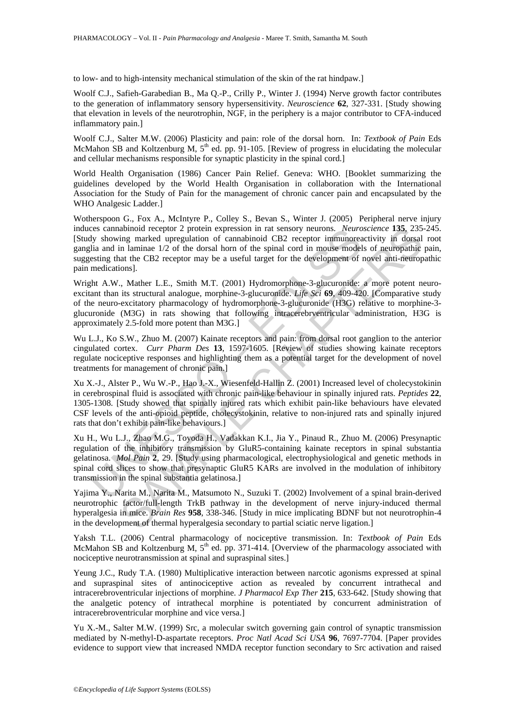to low- and to high-intensity mechanical stimulation of the skin of the rat hindpaw.]

Woolf C.J., Safieh-Garabedian B., Ma Q.-P., Crilly P., Winter J. (1994) Nerve growth factor contributes to the generation of inflammatory sensory hypersensitivity. *Neuroscience* **62**, 327-331. [Study showing that elevation in levels of the neurotrophin, NGF, in the periphery is a major contributor to CFA-induced inflammatory pain.]

Woolf C.J., Salter M.W. (2006) Plasticity and pain: role of the dorsal horn. In: *Textbook of Pain* Eds McMahon SB and Koltzenburg M, 5th ed. pp. 91-105. [Review of progress in elucidating the molecular and cellular mechanisms responsible for synaptic plasticity in the spinal cord.]

World Health Organisation (1986) Cancer Pain Relief. Geneva: WHO. [Booklet summarizing the guidelines developed by the World Health Organisation in collaboration with the International Association for the Study of Pain for the management of chronic cancer pain and encapsulated by the WHO Analgesic Ladder.]

Wotherspoon G., Fox A., McIntyre P., Colley S., Bevan S., Winter J. (2005) Peripheral nerve injury induces cannabinoid receptor 2 protein expression in rat sensory neurons. *Neuroscience* **135**, 235-245. [Study showing marked upregulation of cannabinoid CB2 receptor immunoreactivity in dorsal root ganglia and in laminae 1/2 of the dorsal horn of the spinal cord in mouse models of neuropathic pain, suggesting that the CB2 receptor may be a useful target for the development of novel anti-neuropathic pain medications].

Wright A.W., Mather L.E., Smith M.T. (2001) Hydromorphone-3-glucuronide: a more potent neuro-excitant than its structural analogue, morphine-3-glucuronide. *Life Sci* **69**, 409-420. [Comparative study of the neuro-excitatory pharmacology of hydromorphone-3-glucuronide (H3G) relative to morphine-3-glucuronide (M3G) in rats showing that following intracerebrventricular administration, H3G is approximately 2.5-fold more potent than M3G.]

Wu L.J., Ko S.W., Zhuo M. (2007) Kainate receptors and pain: from dorsal root ganglion to the anterior cingulated cortex. *Curr Pharm Des* **13**, 1597-1605. [Review of studies showing kainate receptors regulate nociceptive responses and highlighting them as a potential target for the development of novel treatments for management of chronic pain.]

Xu X.-J., Alster P., Wu W.-P., Hao J.-X., Wiesenfeld-Hallin Z. (2001) Increased level of cholecystokinin in cerebrospinal fluid is associated with chronic pain-like behaviour in spinally injured rats. *Peptides* **22**, 1305-1308. [Study showed that spinally injured rats which exhibit pain-like behaviours have elevated CSF levels of the anti-opioid peptide, cholecystokinin, relative to non-injured rats and spinally injured rats that don't exhibit pain-like behaviours.]

Xu H., Wu L.J., Zhao M.G., Toyoda H., Vadakkan K.I., Jia Y., Pinaud R., Zhuo M. (2006) Presynaptic regulation of the inhibitory transmission by GluR5-containing kainate receptors in spinal substantia gelatinosa. *Mol Pain* **2**, 29. [Study using pharmacological, electrophysiological and genetic methods in spinal cord slices to show that presynaptic GluR5 KARs are involved in the modulation of inhibitory transmission in the spinal substantia gelatinosa.]

Yajima Y., Narita M., Narita M., Matsumoto N., Suzuki T. (2002) Involvement of a spinal brain-derived neurotrophic factor/full-length TrkB pathway in the development of nerve injury-induced thermal hyperalgesia in mice. *Brain Res* **958**, 338-346. [Study in mice implicating BDNF but not neurotrophin-4 in the development of thermal hyperalgesia secondary to partial sciatic nerve ligation.]

Yaksh T.L. (2006) Central pharmacology of nociceptive transmission. In: *Textbook of Pain* Eds McMahon SB and Koltzenburg M, 5th ed. pp. 371-414. [Overview of the pharmacology associated with nociceptive neurotransmission at spinal and supraspinal sites.]

Yeung J.C., Rudy T.A. (1980) Multiplicative interaction between narcotic agonisms expressed at spinal and supraspinal sites of antinociceptive action as revealed by concurrent intrathecal and intracerebroventricular injections of morphine. *J Pharmacol Exp Ther* **215**, 633-642. [Study showing that the analgetic potency of intrathecal morphine is potentiated by concurrent administration of intracerebroventricular morphine and vice versa.]

Yu X.-M., Salter M.W. (1999) Src, a molecular switch governing gain control of synaptic transmission mediated by N-methyl-D-aspartate receptors. *Proc Natl Acad Sci USA* **96**, 7697-7704. [Paper provides evidence to support view that increased NMDA receptor function secondary to Src activation and raised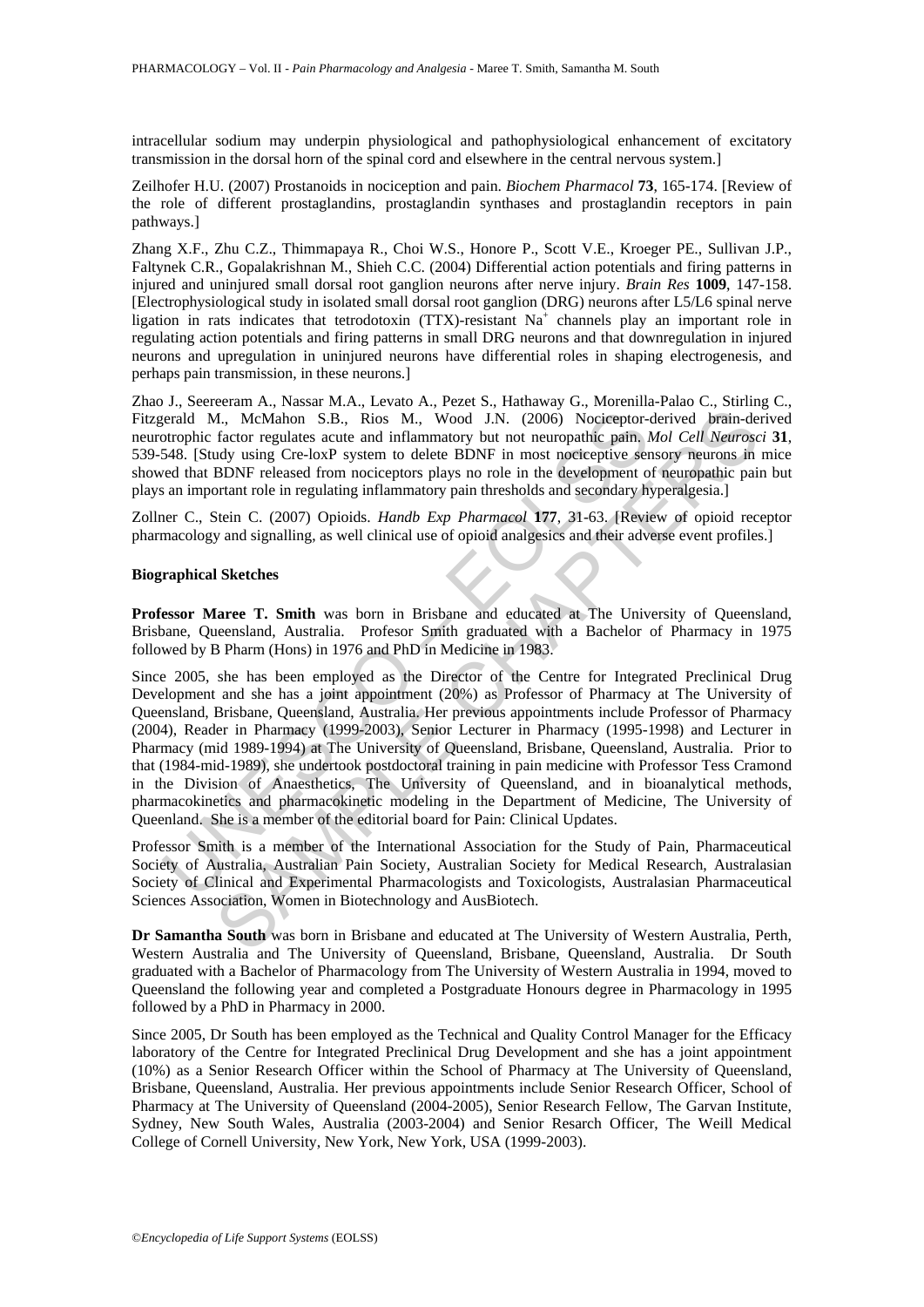intracellular sodium may underpin physiological and pathophysiological enhancement of excitatory transmission in the dorsal horn of the spinal cord and elsewhere in the central nervous system.]

Zeilhofer H.U. (2007) Prostanoids in nociception and pain. *Biochem Pharmacol* **73**, 165-174. [Review of the role of different prostaglandins, prostaglandin synthases and prostaglandin receptors in pain pathways.]

Zhang X.F., Zhu C.Z., Thimmapaya R., Choi W.S., Honore P., Scott V.E., Kroeger PE., Sullivan J.P., Faltynek C.R., Gopalakrishnan M., Shieh C.C. (2004) Differential action potentials and firing patterns in injured and uninjured small dorsal root ganglion neurons after nerve injury. *Brain Res* **1009**, 147-158. [Electrophysiological study in isolated small dorsal root ganglion (DRG) neurons after L5/L6 spinal nerve ligation in rats indicates that tetrodotoxin (TTX)-resistant $Na^+$ channels play an important role in regulating action potentials and firing patterns in small DRG neurons and that downregulation in injured neurons and upregulation in uninjured neurons have differential roles in shaping electrogenesis, and perhaps pain transmission, in these neurons.]

Zhao J., Seereeram A., Nassar M.A., Levato A., Pezet S., Hathaway G., Morenilla-Palao C., Stirling C., Fitzgerald M., McMahon S.B., Rios M., Wood J.N. (2006) Nociceptor-derived brain-derived neurotrophic factor regulates acute and inflammatory but not neuropathic pain. *Mol Cell Neurosci* **31**, 539-548. [Study using Cre-loxP system to delete BDNF in most nociceptive sensory neurons in mice showed that BDNF released from nociceptors plays no role in the development of neuropathic pain but plays an important role in regulating inflammatory pain thresholds and secondary hyperalgesia.]

Zollner C., Stein C. (2007) Opioids. *Handb Exp Pharmacol* **177**, 31-63. [Review of opioid receptor pharmacology and signalling, as well clinical use of opioid analgesics and their adverse event profiles.]

**Biographical Sketches**

**Professor Maree T. Smith** was born in Brisbane and educated at The University of Queensland, Brisbane, Queensland, Australia. Profesor Smith graduated with a Bachelor of Pharmacy in 1975 followed by B Pharm (Hons) in 1976 and PhD in Medicine in 1983.

Since 2005, she has been employed as the Director of the Centre for Integrated Preclinical Drug Development and she has a joint appointment (20%) as Professor of Pharmacy at The University of Queensland, Brisbane, Queensland, Australia. Her previous appointments include Professor of Pharmacy (2004), Reader in Pharmacy (1999-2003), Senior Lecturer in Pharmacy (1995-1998) and Lecturer in Pharmacy (mid 1989-1994) at The University of Queensland, Brisbane, Queensland, Australia. Prior to that (1984-mid-1989), she undertook postdoctoral training in pain medicine with Professor Tess Cramond in the Division of Anaesthetics, The University of Queensland, and in bioanalytical methods, pharmacokinetics and pharmacokinetic modeling in the Department of Medicine, The University of Queenland. She is a member of the editorial board for Pain: Clinical Updates.

Professor Smith is a member of the International Association for the Study of Pain, Pharmaceutical Society of Australia, Australian Pain Society, Australian Society for Medical Research, Australasian Society of Clinical and Experimental Pharmacologists and Toxicologists, Australasian Pharmaceutical Sciences Association, Women in Biotechnology and AusBiotech.

**Dr Samantha South** was born in Brisbane and educated at The University of Western Australia, Perth, Western Australia and The University of Queensland, Brisbane, Queensland, Australia. Dr South graduated with a Bachelor of Pharmacology from The University of Western Australia in 1994, moved to Queensland the following year and completed a Postgraduate Honours degree in Pharmacology in 1995 followed by a PhD in Pharmacy in 2000.

Since 2005, Dr South has been employed as the Technical and Quality Control Manager for the Efficacy laboratory of the Centre for Integrated Preclinical Drug Development and she has a joint appointment (10%) as a Senior Research Officer within the School of Pharmacy at The University of Queensland, Brisbane, Queensland, Australia. Her previous appointments include Senior Research Officer, School of Pharmacy at The University of Queensland (2004-2005), Senior Research Fellow, The Garvan Institute, Sydney, New South Wales, Australia (2003-2004) and Senior Resarch Officer, The Weill Medical College of Cornell University, New York, New York, USA (1999-2003).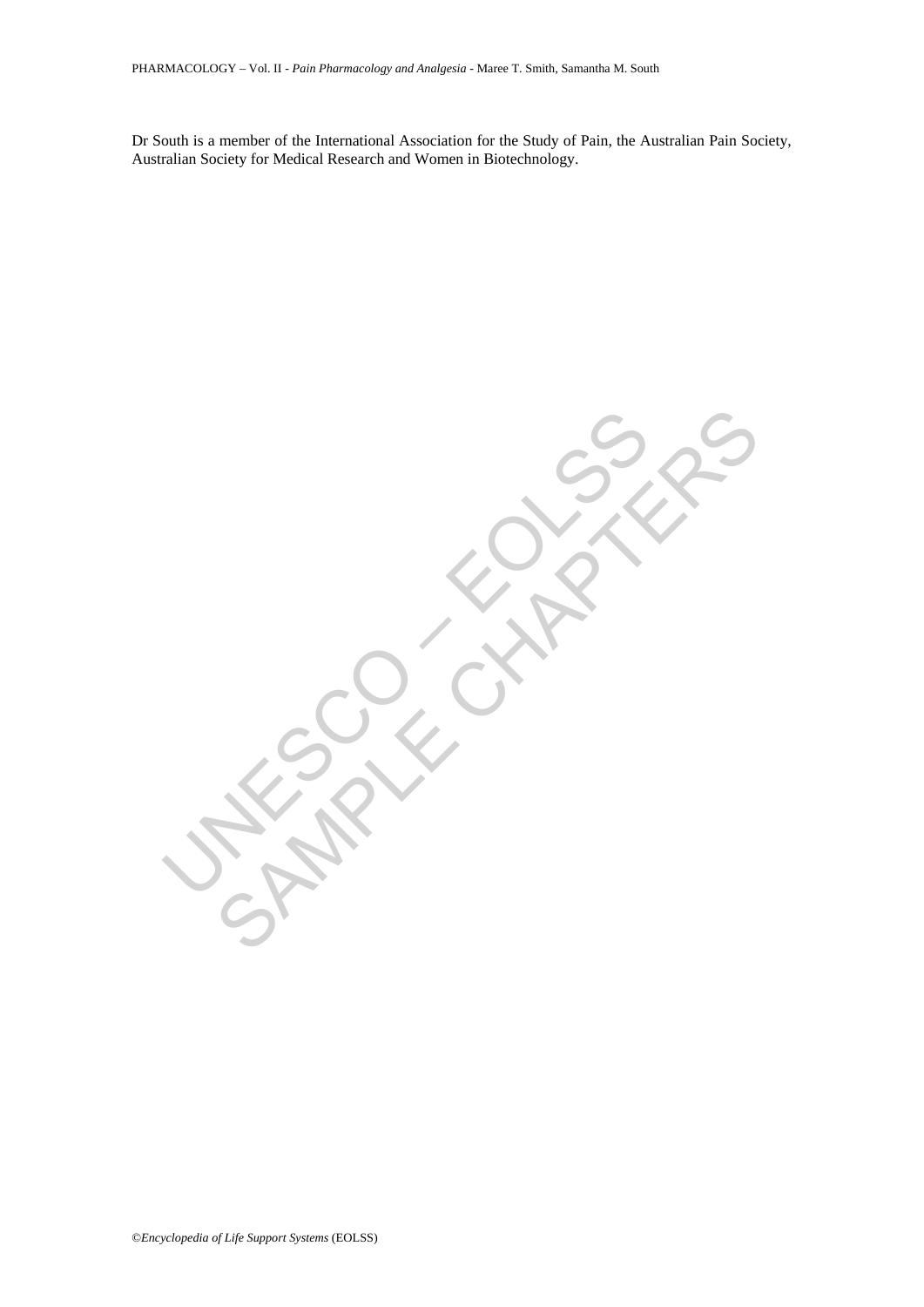Dr South is a member of the International Association for the Study of Pain, the Australian Pain Society, Australian Society for Medical Research and Women in Biotechnology.